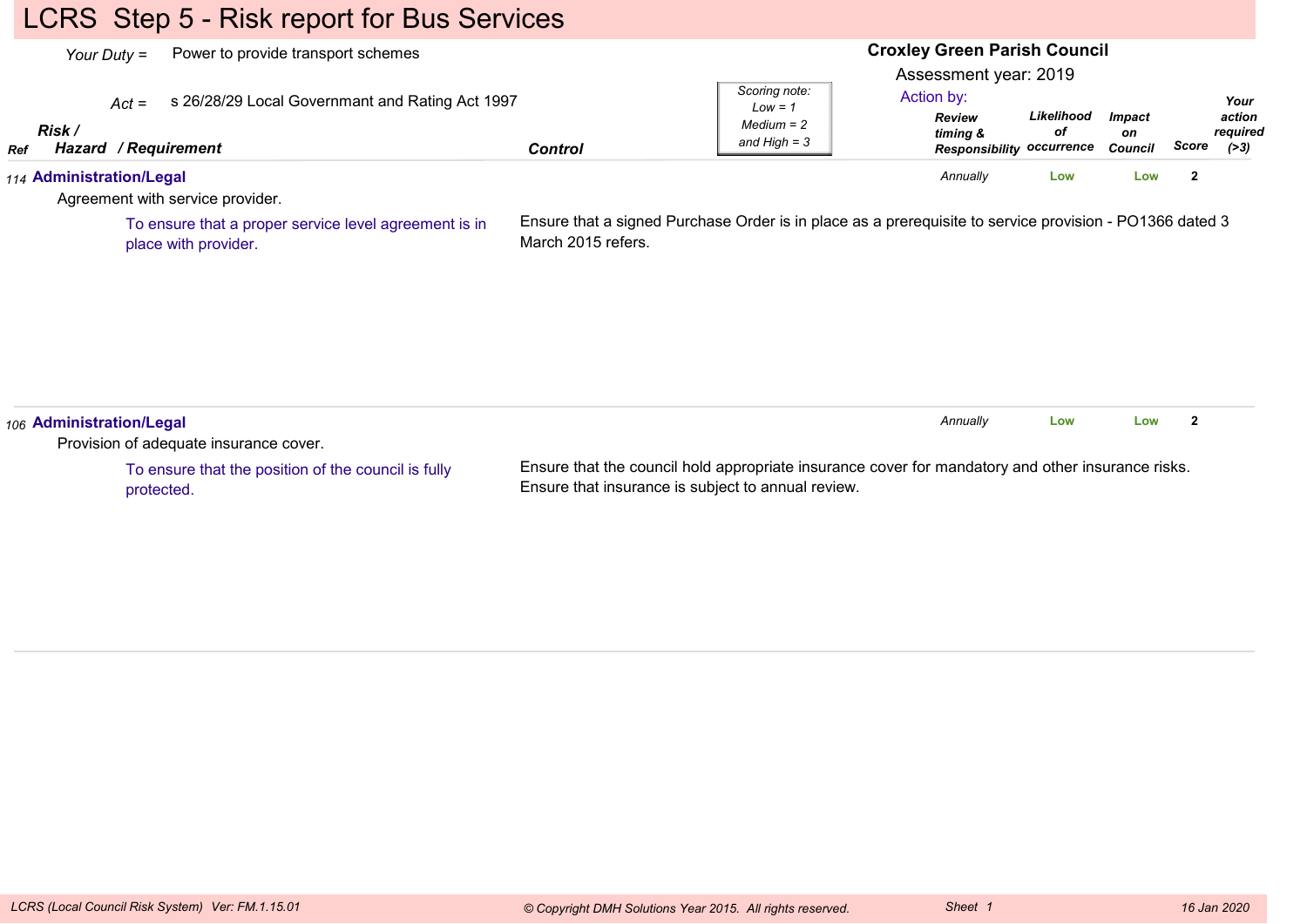# LCRS Step 5 - Risk report for Bus Services

*Your Duty =* Power to provide transport schemes

*Act =* s 26/28/29 Local Governmant and Rating Act 1997

**Croxley Green Parish Council**

Assessment year: 2019

Action by:

*Scoring note: Low = 1, Medium = 2 and High = 3*

| Ref | Risk / Hazard / Requirement | Control | Review timing & Responsibility | Likelihood of occurrence | Impact on Council | Score | Your action required (>3) |
|---|---|---|---|---|---|---|---|
| 114 | **Administration/Legal**<br>Agreement with service provider.<br>To ensure that a proper service level agreement is in place with provider. | Ensure that a signed Purchase Order is in place as a prerequisite to service provision - PO1366 dated 3 March 2015 refers. | *Annually* | Low | Low | 2 | |
| 106 | **Administration/Legal**<br>Provision of adequate insurance cover.<br>To ensure that the position of the council is fully protected. | Ensure that the council hold appropriate insurance cover for mandatory and other insurance risks. Ensure that insurance is subject to annual review. | *Annually* | Low | Low | 2 | |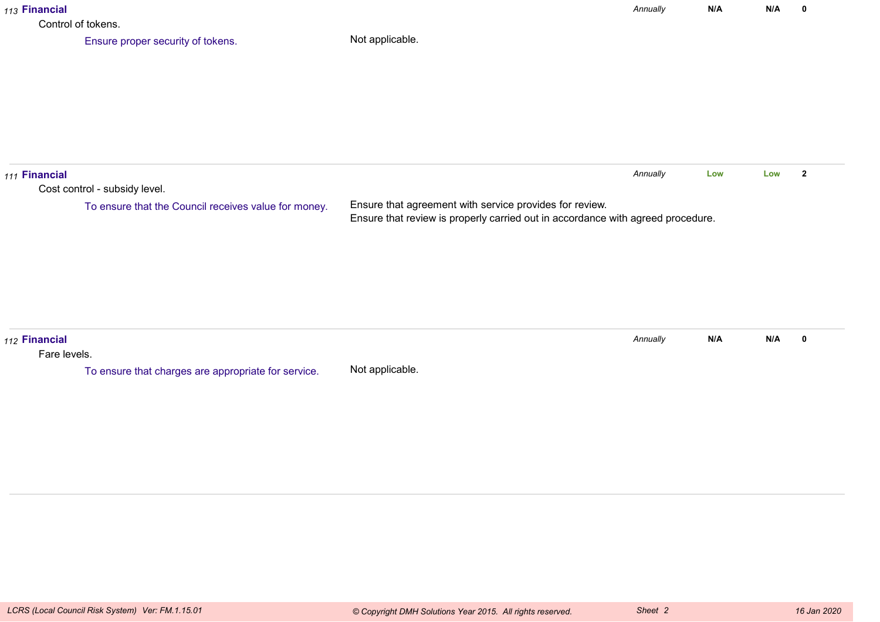*113* **Financial**

Control of tokens.

| Objective | Control | Frequency | Risk | Residual | Score |
|---|---|---|---|---|---|
| Ensure proper security of tokens. | Not applicable. | *Annually* | **N/A** | **N/A** | **0** |

---

*111* **Financial**

Cost control - subsidy level.

| Objective | Control | Frequency | Risk | Residual | Score |
|---|---|---|---|---|---|
| To ensure that the Council receives value for money. | Ensure that agreement with service provides for review.<br>Ensure that review is properly carried out in accordance with agreed procedure. | *Annually* | **Low** | **Low** | **2** |

---

*112* **Financial**

Fare levels.

| Objective | Control | Frequency | Risk | Residual | Score |
|---|---|---|---|---|---|
| To ensure that charges are appropriate for service. | Not applicable. | *Annually* | **N/A** | **N/A** | **0** |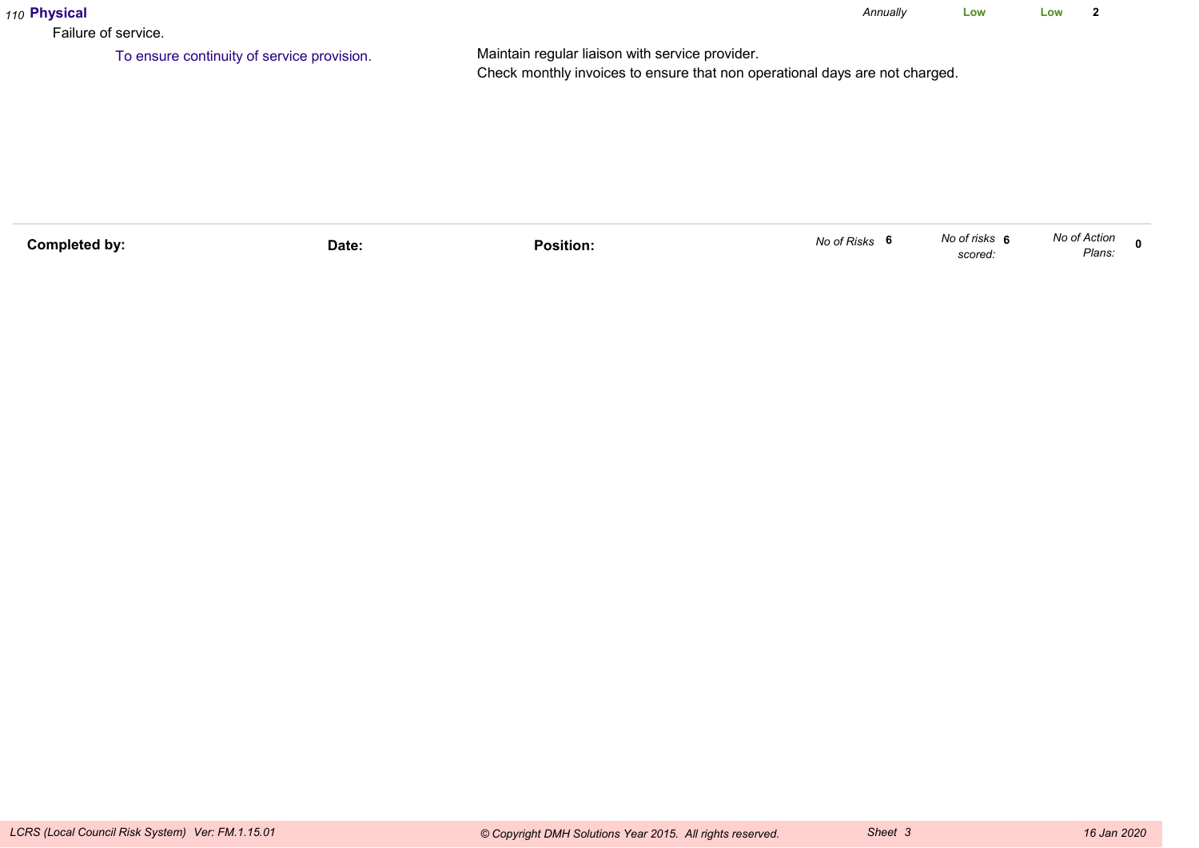*110* **Physical** *Annually* **Low** **Low** **2**

Failure of service.

To ensure continuity of service provision.

Maintain regular liaison with service provider.
Check monthly invoices to ensure that non operational days are not charged.

| **Completed by:** | **Date:** | **Position:** | *No of Risks* **6** | *No of risks scored:* **6** | *No of Action Plans:* **0** |
|---|---|---|---|---|---|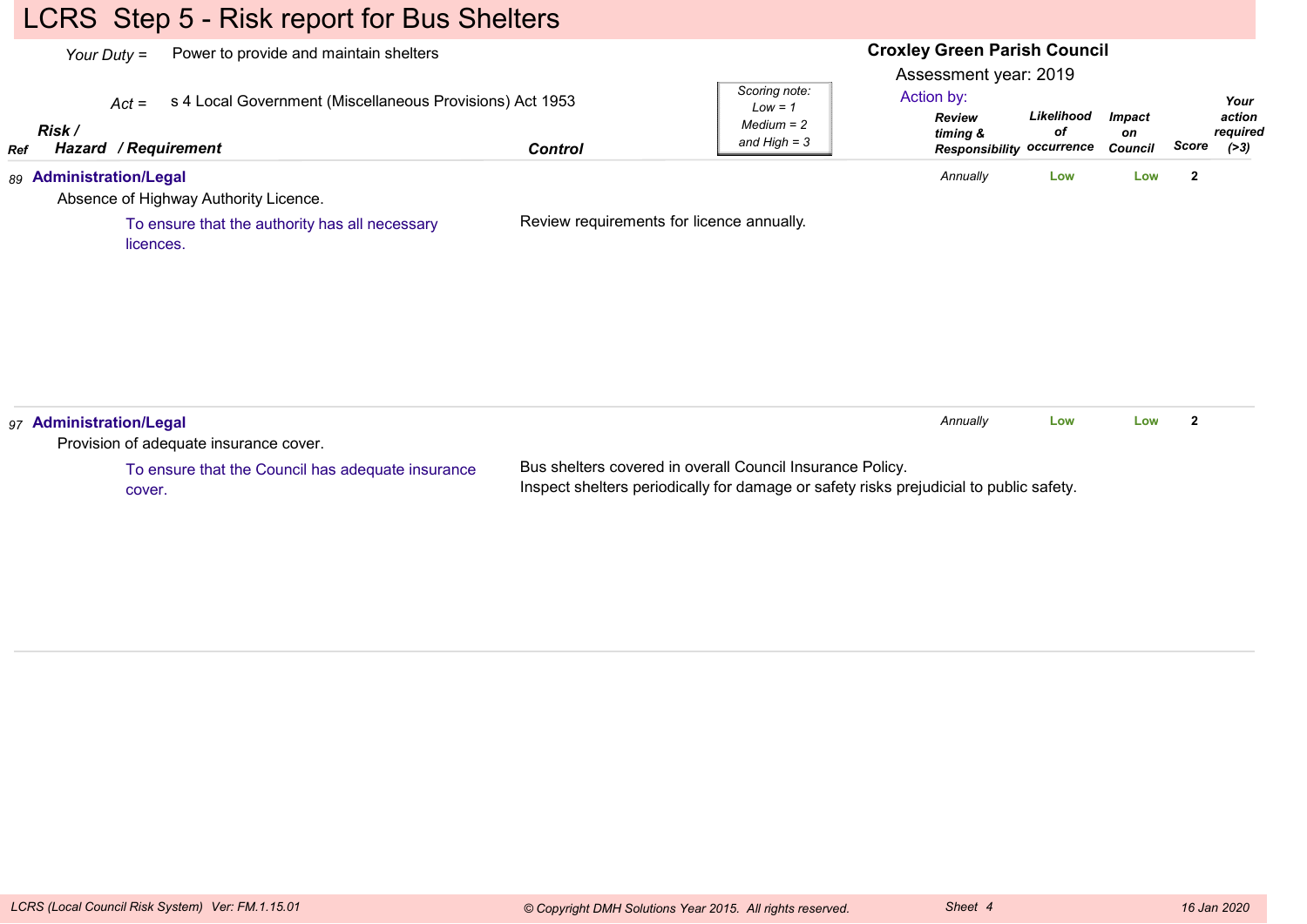# LCRS Step 5 - Risk report for Bus Shelters

*Your Duty* = Power to provide and maintain shelters

*Act* = s 4 Local Government (Miscellaneous Provisions) Act 1953

**Croxley Green Parish Council**

Assessment year: 2019

*Scoring note: Low = 1, Medium = 2 and High = 3*

| Ref | Risk / Hazard / Requirement | Control | Action by: Review timing & Responsibility | Likelihood of occurrence | Impact on Council | Score | Your action required (>3) |
|---|---|---|---|---|---|---|---|
| 89 | **Administration/Legal**<br>Absence of Highway Authority Licence.<br>To ensure that the authority has all necessary licences. | Review requirements for licence annually. | Annually | Low | Low | 2 | |
| 97 | **Administration/Legal**<br>Provision of adequate insurance cover.<br>To ensure that the Council has adequate insurance cover. | Bus shelters covered in overall Council Insurance Policy.<br>Inspect shelters periodically for damage or safety risks prejudicial to public safety. | Annually | Low | Low | 2 | |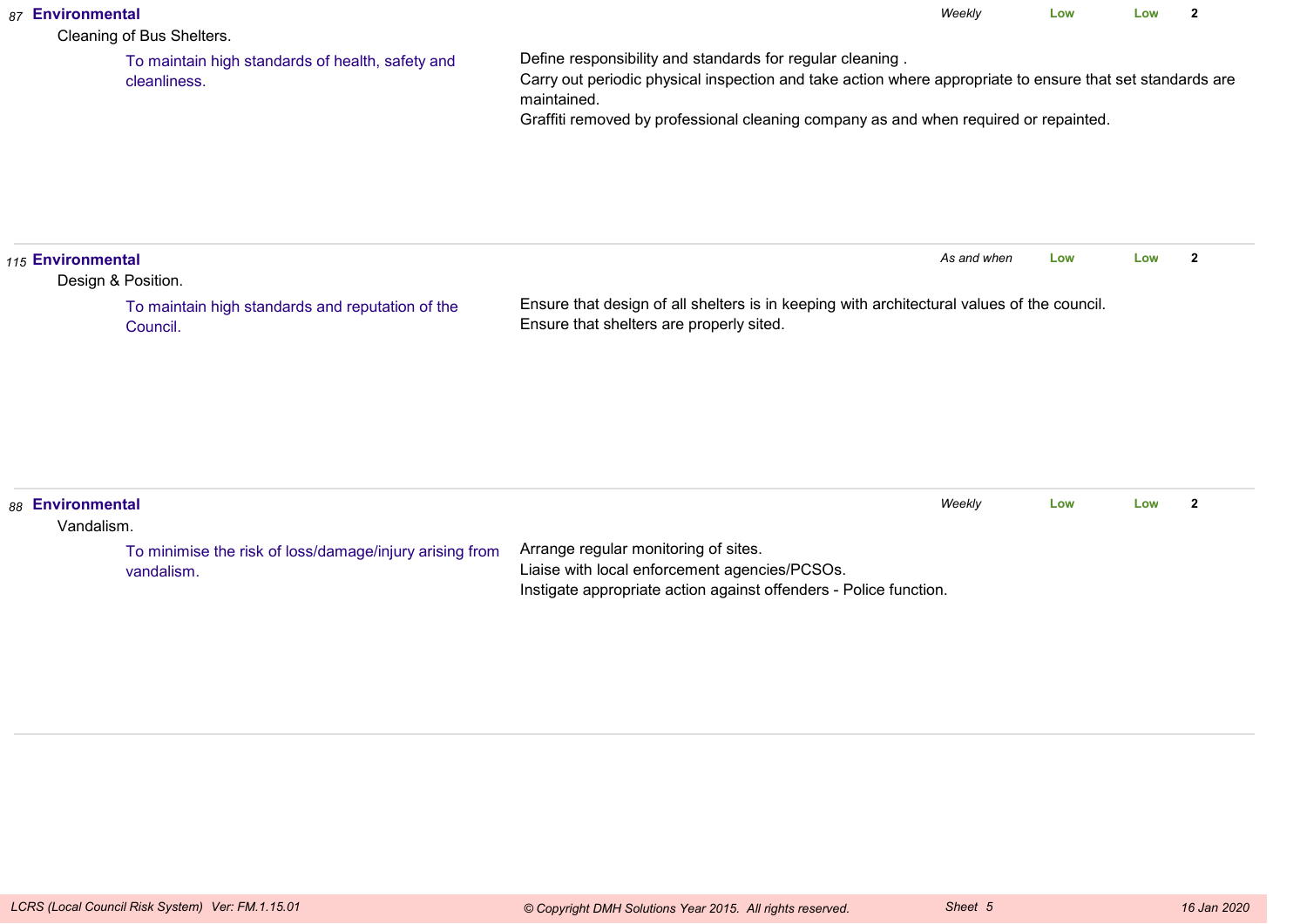*87* **Environmental** | *Weekly* | **Low** | **Low** | **2**

Cleaning of Bus Shelters.

To maintain high standards of health, safety and cleanliness.

Define responsibility and standards for regular cleaning .
Carry out periodic physical inspection and take action where appropriate to ensure that set standards are maintained.
Graffiti removed by professional cleaning company as and when required or repainted.

---

*115* **Environmental** | *As and when* | **Low** | **Low** | **2**

Design & Position.

To maintain high standards and reputation of the Council.

Ensure that design of all shelters is in keeping with architectural values of the council.
Ensure that shelters are properly sited.

---

*88* **Environmental** | *Weekly* | **Low** | **Low** | **2**

Vandalism.

To minimise the risk of loss/damage/injury arising from vandalism.

Arrange regular monitoring of sites.
Liaise with local enforcement agencies/PCSOs.
Instigate appropriate action against offenders - Police function.

---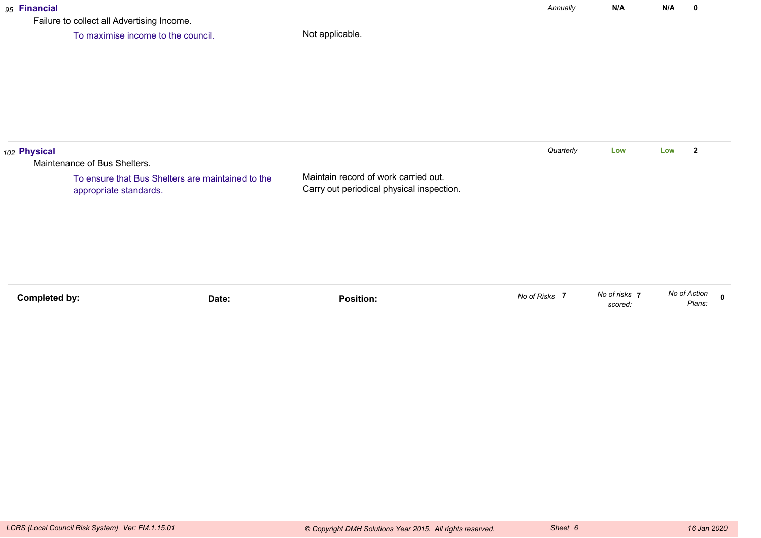*95* **Financial**

Failure to collect all Advertising Income.

| Objective | Controls | Review | Risk | Risk | No. |
|---|---|---|---|---|---|
| To maximise income to the council. | Not applicable. | *Annually* | **N/A** | **N/A** | **0** |

*102* **Physical**

Maintenance of Bus Shelters.

| Objective | Controls | Review | Risk | Risk | No. |
|---|---|---|---|---|---|
| To ensure that Bus Shelters are maintained to the appropriate standards. | Maintain record of work carried out.<br>Carry out periodical physical inspection. | *Quarterly* | **Low** | **Low** | **2** |

**Completed by:** **Date:** **Position:**

*No of Risks* **7** *No of risks scored:* **7** *No of Action Plans:* **0**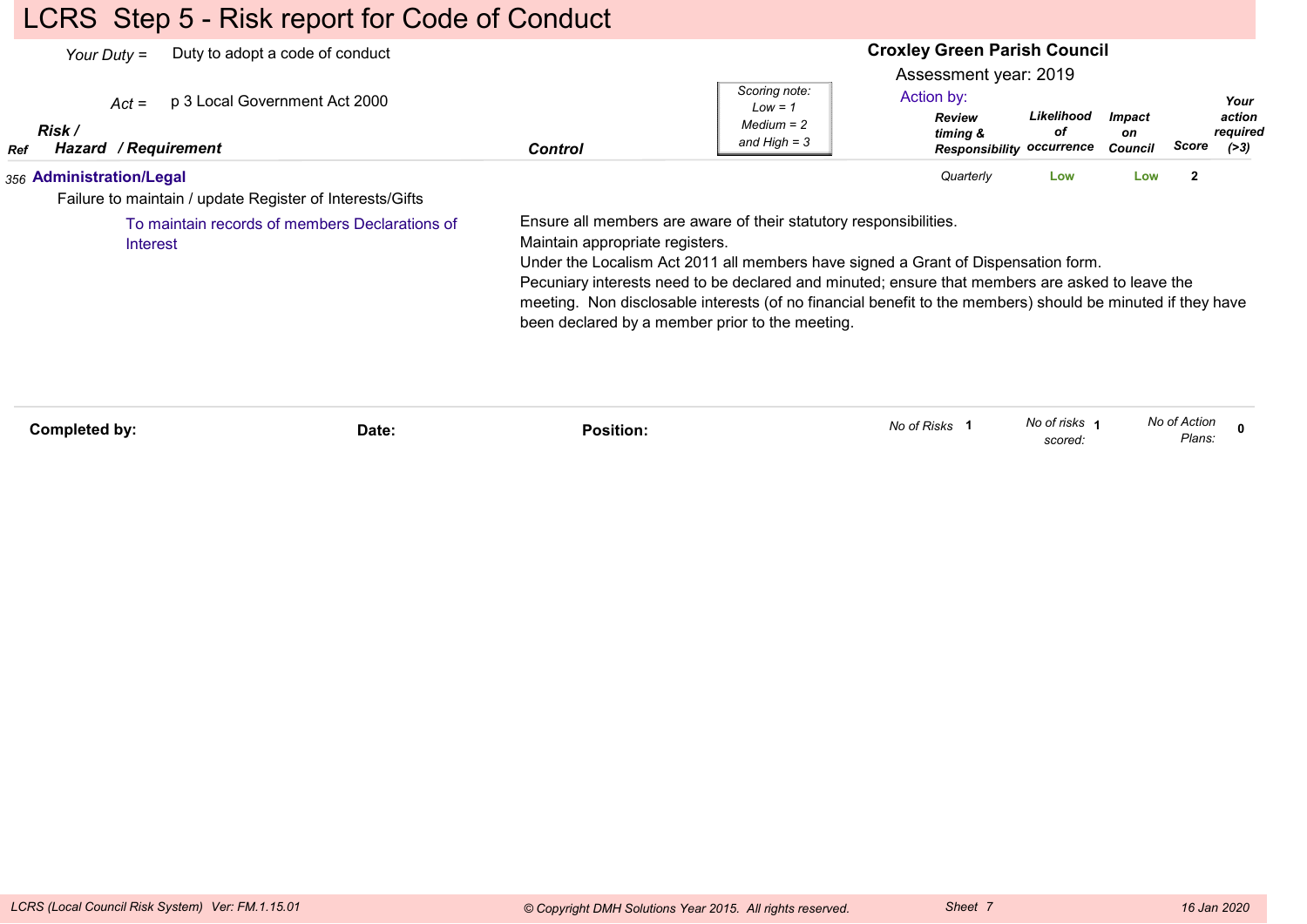# LCRS Step 5 - Risk report for Code of Conduct

*Your Duty =* Duty to adopt a code of conduct

*Act =* p 3 Local Government Act 2000

**Croxley Green Parish Council**

Assessment year: 2019

*Scoring note: Low = 1, Medium = 2 and High = 3*

| Ref | Risk / Hazard / Requirement | Control | Action by: Review timing & Responsibility | Likelihood of occurrence | Impact on Council | Score | Your action required (>3) |
|---|---|---|---|---|---|---|---|
| 356 | **Administration/Legal**<br>Failure to maintain / update Register of Interests/Gifts<br>To maintain records of members Declarations of Interest | Ensure all members are aware of their statutory responsibilities.<br>Maintain appropriate registers.<br>Under the Localism Act 2011 all members have signed a Grant of Dispensation form.<br>Pecuniary interests need to be declared and minuted; ensure that members are asked to leave the meeting. Non disclosable interests (of no financial benefit to the members) should be minuted if they have been declared by a member prior to the meeting. | Quarterly | Low | Low | 2 | |

**Completed by:** **Date:** **Position:**

*No of Risks* 1 *No of risks scored:* 1 *No of Action Plans:* 0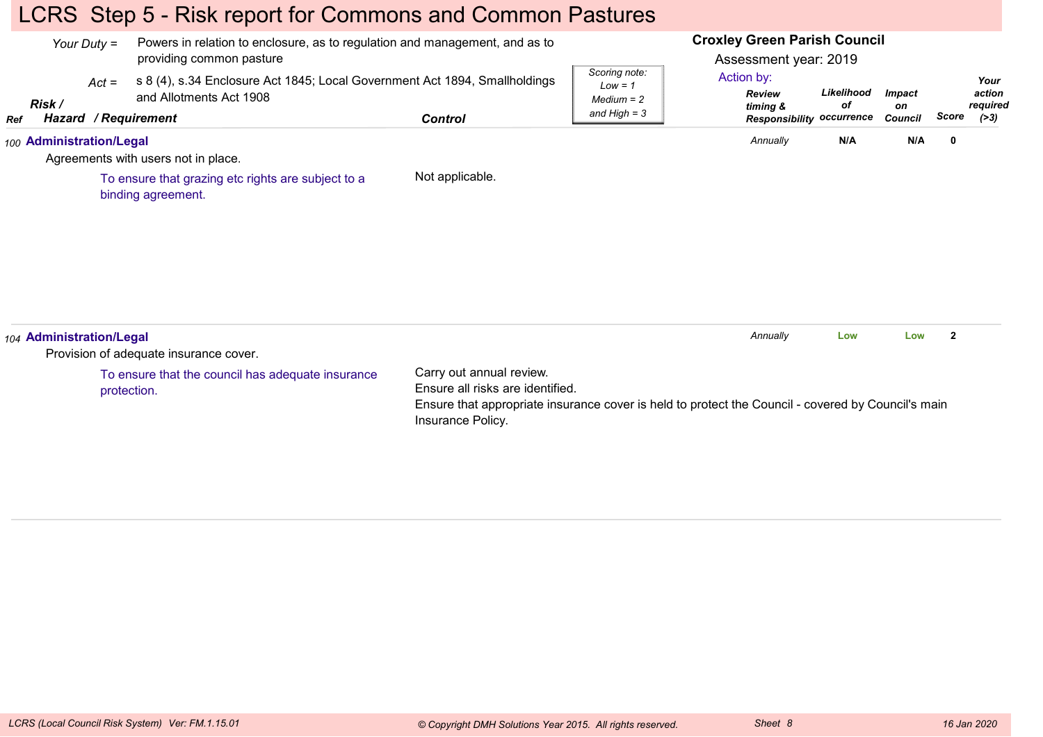# LCRS Step 5 - Risk report for Commons and Common Pastures

*Your Duty* = Powers in relation to enclosure, as to regulation and management, and as to providing common pasture

*Act* = s 8 (4), s.34 Enclosure Act 1845; Local Government Act 1894, Smallholdings and Allotments Act 1908

*Scoring note: Low = 1, Medium = 2 and High = 3*

**Croxley Green Parish Council**

Assessment year: 2019

Action by:

| Ref | Risk / Hazard / Requirement | Control | Review timing & Responsibility | Likelihood of occurrence | Impact on Council | Score | Your action required (>3) |
|---|---|---|---|---|---|---|---|
| 100 | **Administration/Legal**<br>Agreements with users not in place.<br>To ensure that grazing etc rights are subject to a binding agreement. | Not applicable. | *Annually* | N/A | N/A | 0 | |
| 104 | **Administration/Legal**<br>Provision of adequate insurance cover.<br>To ensure that the council has adequate insurance protection. | Carry out annual review.<br>Ensure all risks are identified.<br>Ensure that appropriate insurance cover is held to protect the Council - covered by Council's main Insurance Policy. | *Annually* | Low | Low | 2 | |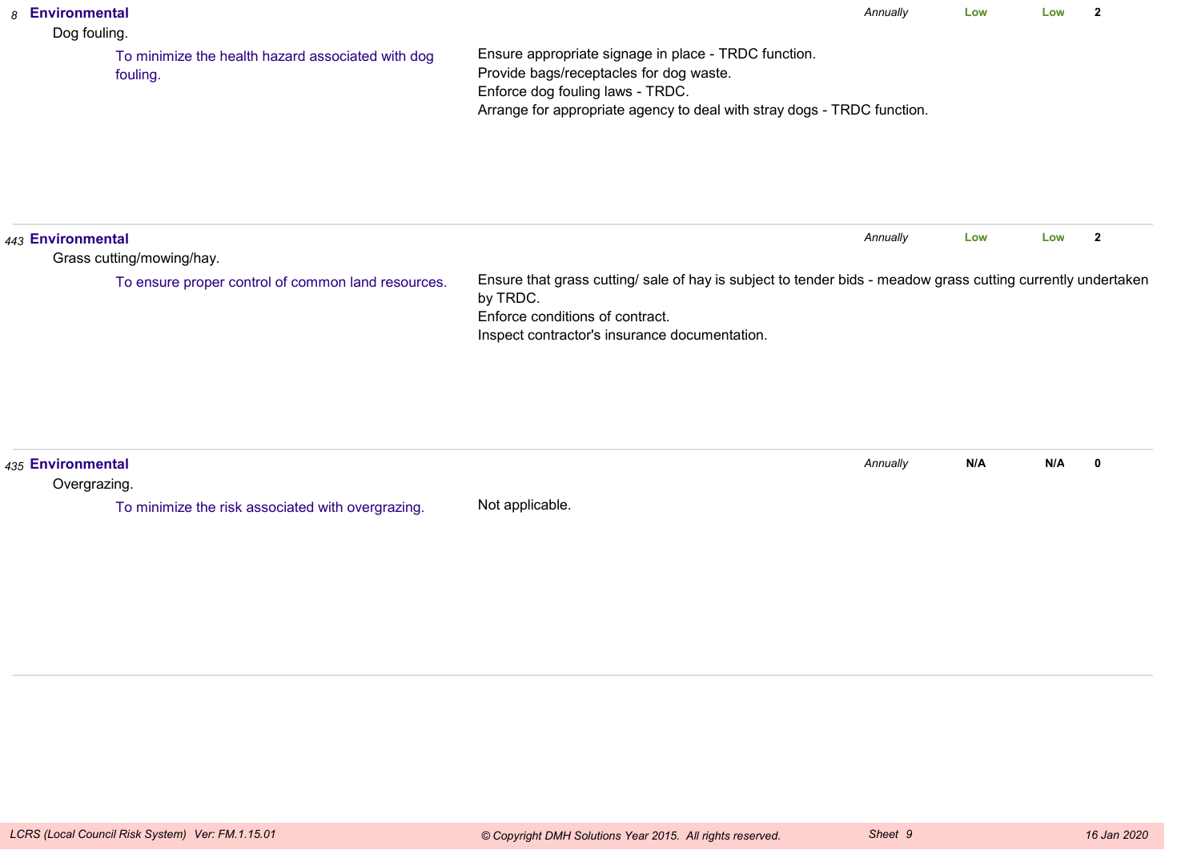| Ref | Category / Risk / Objective | Controls | Frequency | Risk | Residual Risk | Score |
|---|---|---|---|---|---|---|
| *8* | **Environmental**<br>Dog fouling.<br>To minimize the health hazard associated with dog fouling. | Ensure appropriate signage in place - TRDC function.<br>Provide bags/receptacles for dog waste.<br>Enforce dog fouling laws - TRDC.<br>Arrange for appropriate agency to deal with stray dogs - TRDC function. | *Annually* | **Low** | **Low** | **2** |
| *443* | **Environmental**<br>Grass cutting/mowing/hay.<br>To ensure proper control of common land resources. | Ensure that grass cutting/ sale of hay is subject to tender bids - meadow grass cutting currently undertaken by TRDC.<br>Enforce conditions of contract.<br>Inspect contractor's insurance documentation. | *Annually* | **Low** | **Low** | **2** |
| *435* | **Environmental**<br>Overgrazing.<br>To minimize the risk associated with overgrazing. | Not applicable. | *Annually* | **N/A** | **N/A** | **0** |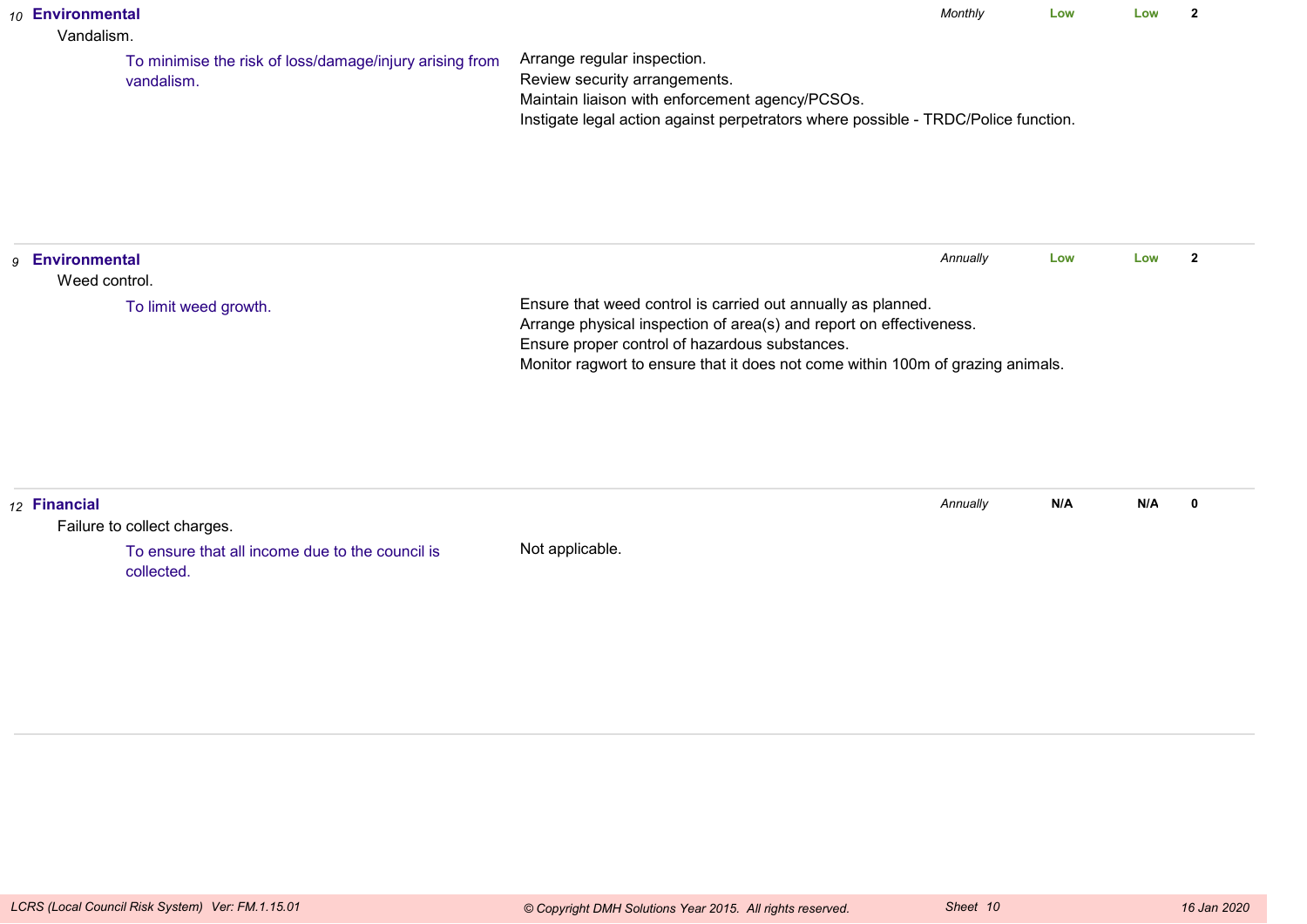| No. | Category / Risk / Objective | Controls | Review | Rating | Rating | Score |
|---|---|---|---|---|---|---|
| 10 | **Environmental**<br>Vandalism.<br>To minimise the risk of loss/damage/injury arising from vandalism. | Arrange regular inspection.<br>Review security arrangements.<br>Maintain liaison with enforcement agency/PCSOs.<br>Instigate legal action against perpetrators where possible - TRDC/Police function. | *Monthly* | Low | Low | 2 |
| 9 | **Environmental**<br>Weed control.<br>To limit weed growth. | Ensure that weed control is carried out annually as planned.<br>Arrange physical inspection of area(s) and report on effectiveness.<br>Ensure proper control of hazardous substances.<br>Monitor ragwort to ensure that it does not come within 100m of grazing animals. | *Annually* | Low | Low | 2 |
| 12 | **Financial**<br>Failure to collect charges.<br>To ensure that all income due to the council is collected. | Not applicable. | *Annually* | N/A | N/A | 0 |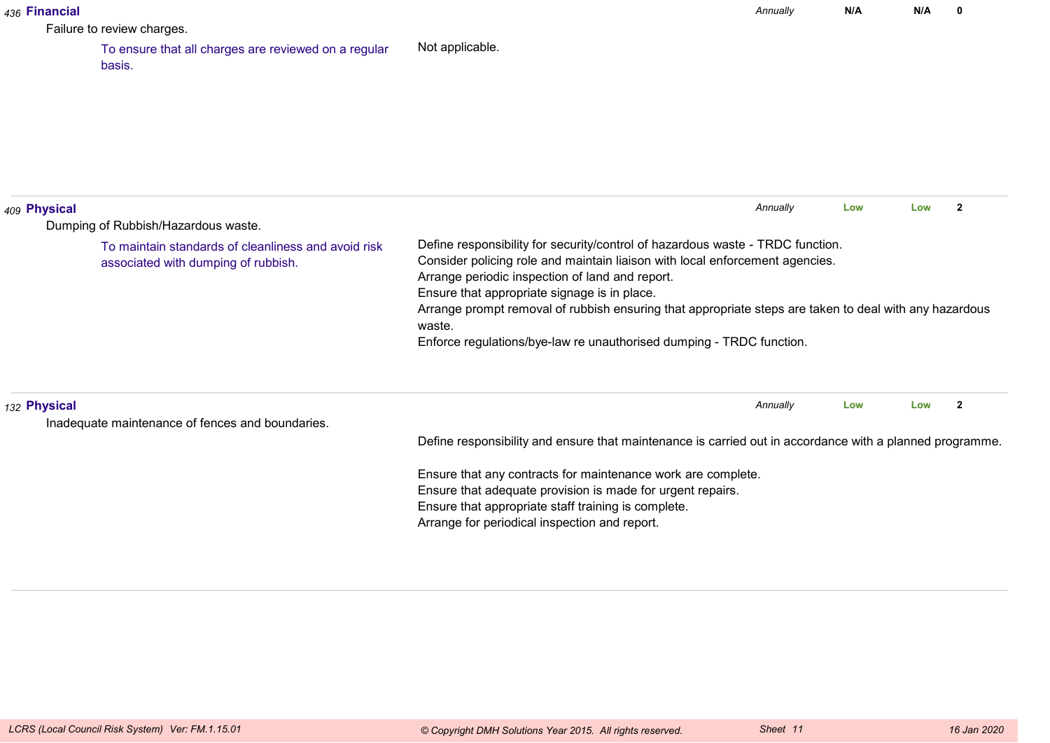*436* **Financial** — *Annually* | **N/A** | **N/A** | **0**

Failure to review charges.

To ensure that all charges are reviewed on a regular basis.

Not applicable.

---

*409* **Physical** — *Annually* | **Low** | **Low** | **2**

Dumping of Rubbish/Hazardous waste.

To maintain standards of cleanliness and avoid risk associated with dumping of rubbish.

Define responsibility for security/control of hazardous waste - TRDC function.
Consider policing role and maintain liaison with local enforcement agencies.
Arrange periodic inspection of land and report.
Ensure that appropriate signage is in place.
Arrange prompt removal of rubbish ensuring that appropriate steps are taken to deal with any hazardous waste.
Enforce regulations/bye-law re unauthorised dumping - TRDC function.

---

*132* **Physical** — *Annually* | **Low** | **Low** | **2**

Inadequate maintenance of fences and boundaries.

Define responsibility and ensure that maintenance is carried out in accordance with a planned programme.

Ensure that any contracts for maintenance work are complete.
Ensure that adequate provision is made for urgent repairs.
Ensure that appropriate staff training is complete.
Arrange for periodical inspection and report.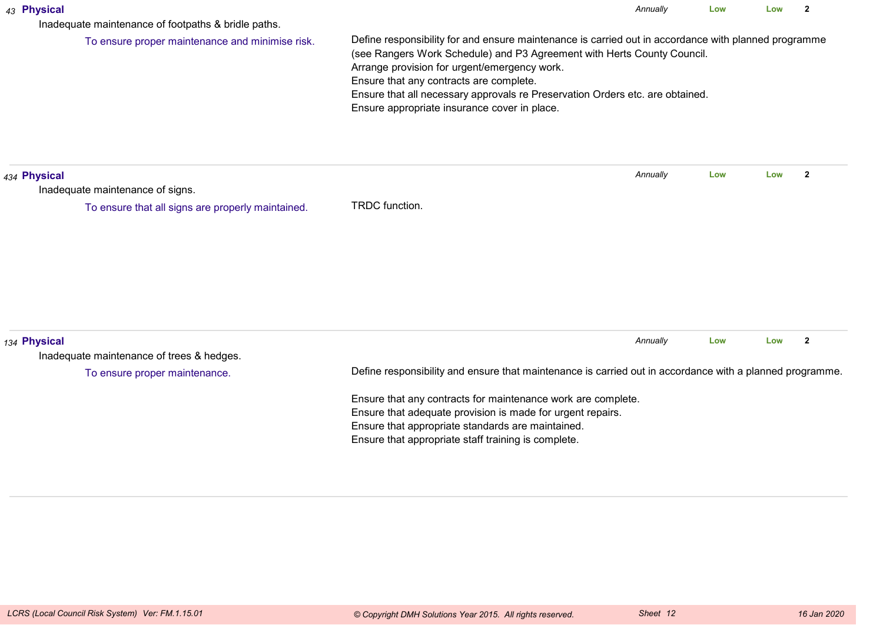*43* **Physical** *Annually* **Low** **Low** **2**

Inadequate maintenance of footpaths & bridle paths.

To ensure proper maintenance and minimise risk.

Define responsibility for and ensure maintenance is carried out in accordance with planned programme (see Rangers Work Schedule) and P3 Agreement with Herts County Council.
Arrange provision for urgent/emergency work.
Ensure that any contracts are complete.
Ensure that all necessary approvals re Preservation Orders etc. are obtained.
Ensure appropriate insurance cover in place.

---

*434* **Physical** *Annually* **Low** **Low** **2**

Inadequate maintenance of signs.

To ensure that all signs are properly maintained.

TRDC function.

---

*134* **Physical** *Annually* **Low** **Low** **2**

Inadequate maintenance of trees & hedges.

To ensure proper maintenance.

Define responsibility and ensure that maintenance is carried out in accordance with a planned programme.

Ensure that any contracts for maintenance work are complete.
Ensure that adequate provision is made for urgent repairs.
Ensure that appropriate standards are maintained.
Ensure that appropriate staff training is complete.

---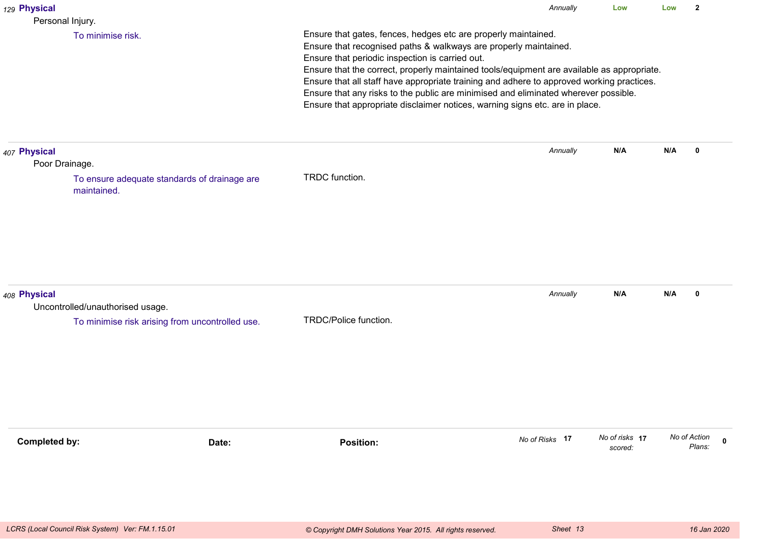| Ref | Category / Risk / Objective | Controls | Review | Likelihood | Impact | Score |
|---|---|---|---|---|---|---|
| 129 | **Physical**<br>Personal Injury.<br>To minimise risk. | Ensure that gates, fences, hedges etc are properly maintained.<br>Ensure that recognised paths & walkways are properly maintained.<br>Ensure that periodic inspection is carried out.<br>Ensure that the correct, properly maintained tools/equipment are available as appropriate.<br>Ensure that all staff have appropriate training and adhere to approved working practices.<br>Ensure that any risks to the public are minimised and eliminated wherever possible.<br>Ensure that appropriate disclaimer notices, warning signs etc. are in place. | *Annually* | Low | Low | 2 |
| 407 | **Physical**<br>Poor Drainage.<br>To ensure adequate standards of drainage are maintained. | TRDC function. | *Annually* | N/A | N/A | 0 |
| 408 | **Physical**<br>Uncontrolled/unauthorised usage.<br>To minimise risk arising from uncontrolled use. | TRDC/Police function. | *Annually* | N/A | N/A | 0 |

**Completed by:** **Date:** **Position:**

*No of Risks* **17** *No of risks scored:* **17** *No of Action Plans:* **0**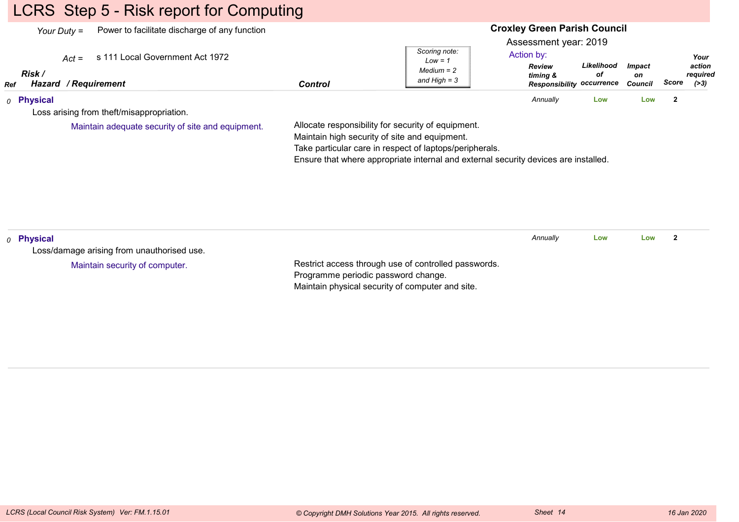# LCRS Step 5 - Risk report for Computing

*Your Duty* = Power to facilitate discharge of any function

*Act* = s 111 Local Government Act 1972

**Croxley Green Parish Council**

Assessment year: 2019

*Scoring note: Low = 1, Medium = 2 and High = 3*

| Ref | Risk / Hazard / Requirement | Control | Action by: Review timing & Responsibility | Likelihood of occurrence | Impact on Council | Score | Your action required (>3) |
|---|---|---|---|---|---|---|---|
| 0 | **Physical**<br>Loss arising from theft/misappropriation.<br>Maintain adequate security of site and equipment. | Allocate responsibility for security of equipment.<br>Maintain high security of site and equipment.<br>Take particular care in respect of laptops/peripherals.<br>Ensure that where appropriate internal and external security devices are installed. | Annually | Low | Low | 2 | |
| 0 | **Physical**<br>Loss/damage arising from unauthorised use.<br>Maintain security of computer. | Restrict access through use of controlled passwords.<br>Programme periodic password change.<br>Maintain physical security of computer and site. | Annually | Low | Low | 2 | |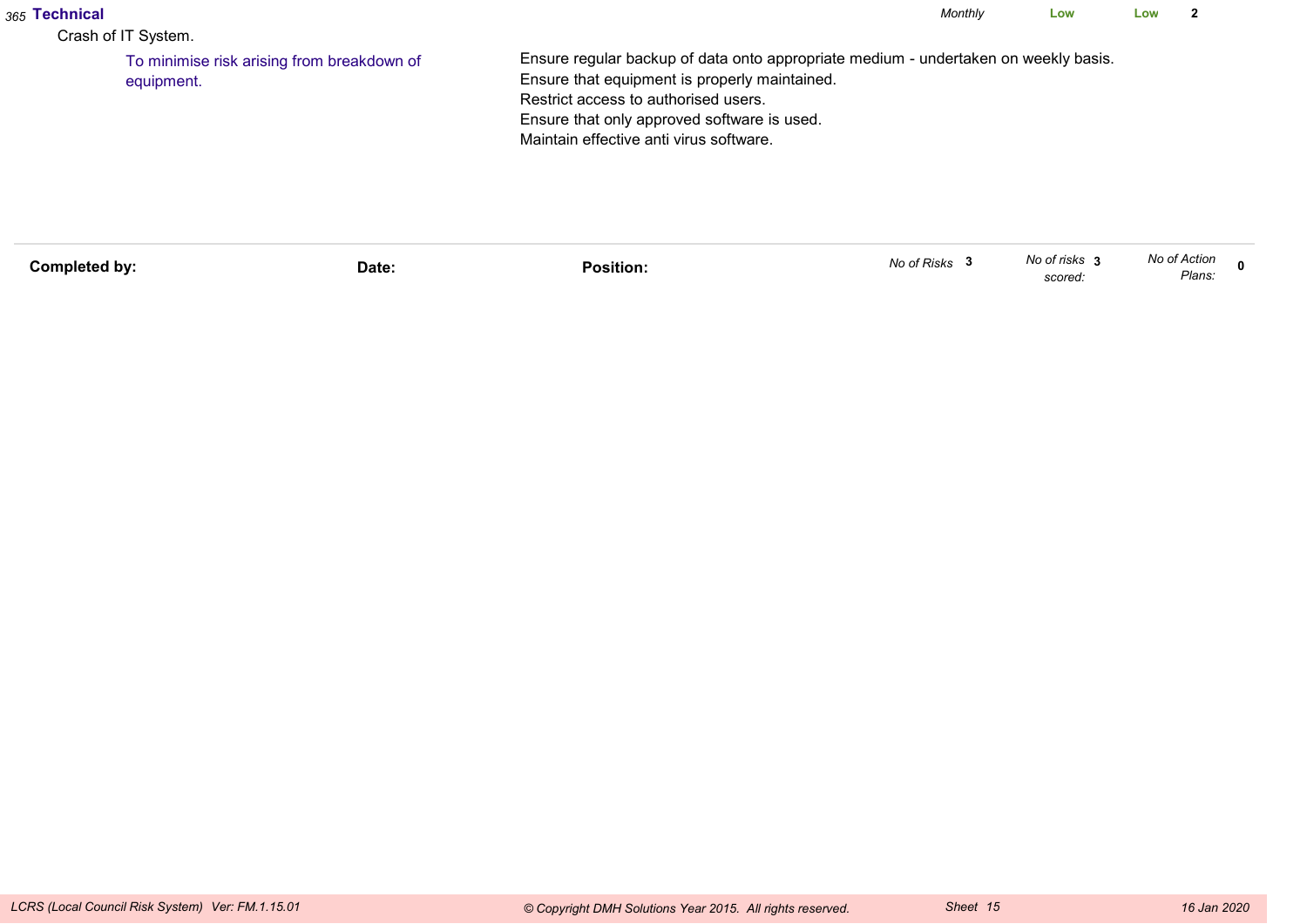365 **Technical** *Monthly* Low Low **2**

Crash of IT System.

To minimise risk arising from breakdown of equipment.

Ensure regular backup of data onto appropriate medium - undertaken on weekly basis.
Ensure that equipment is properly maintained.
Restrict access to authorised users.
Ensure that only approved software is used.
Maintain effective anti virus software.

---

**Completed by:** **Date:** **Position:** *No of Risks* **3** *No of risks scored:* **3** *No of Action Plans:* **0**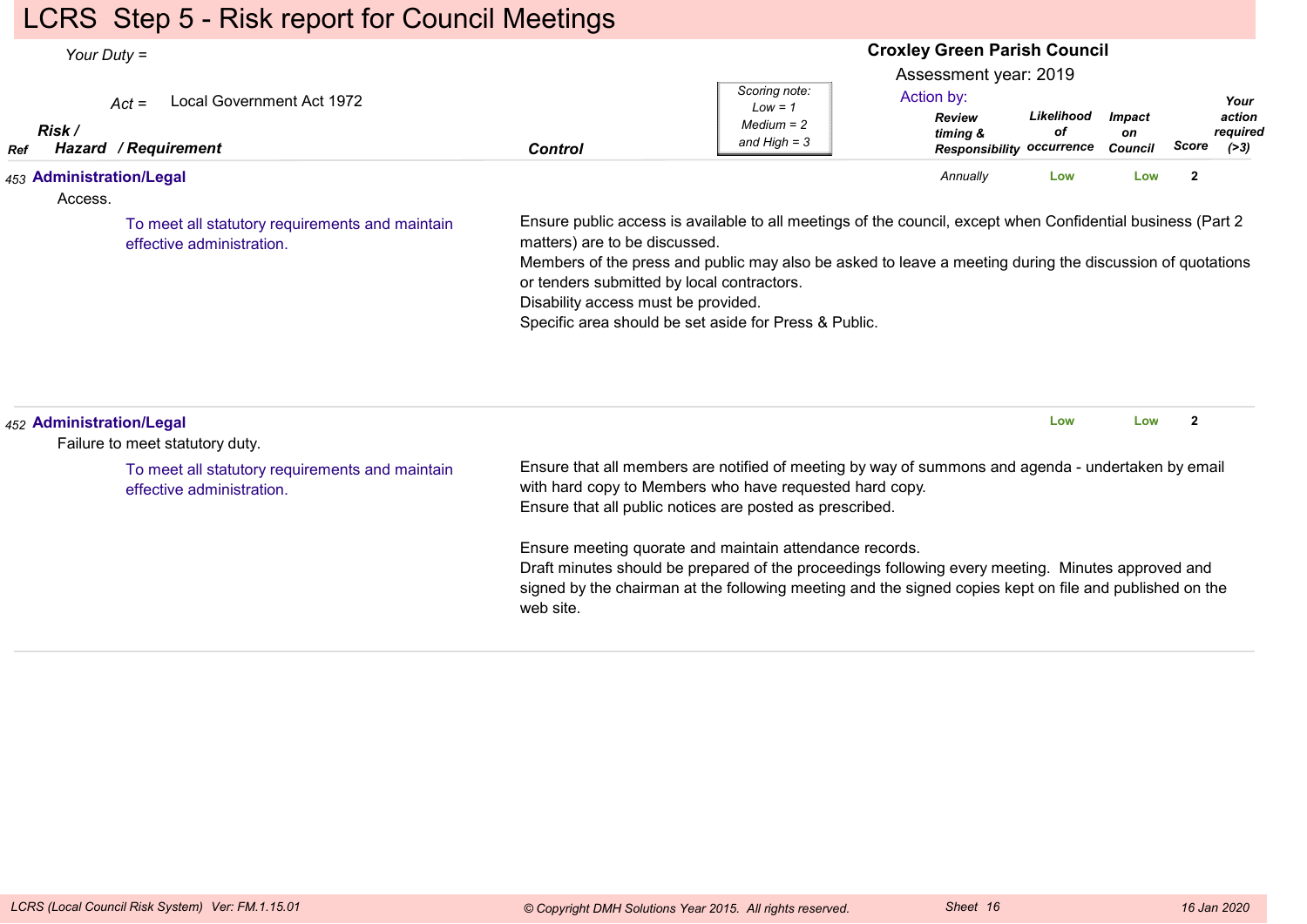# LCRS Step 5 - Risk report for Council Meetings

*Your Duty =*

*Act =* Local Government Act 1972

**Croxley Green Parish Council**

Assessment year: 2019

Action by:

*Scoring note: Low = 1, Medium = 2 and High = 3*

| Ref | Risk / Hazard / Requirement | Control | Review timing & Responsibility | Likelihood of occurrence | Impact on Council | Score | Your action required (>3) |
|---|---|---|---|---|---|---|---|
| 453 | **Administration/Legal**<br>Access.<br>To meet all statutory requirements and maintain effective administration. | Ensure public access is available to all meetings of the council, except when Confidential business (Part 2 matters) are to be discussed.<br>Members of the press and public may also be asked to leave a meeting during the discussion of quotations or tenders submitted by local contractors.<br>Disability access must be provided.<br>Specific area should be set aside for Press & Public. | *Annually* | Low | Low | 2 | |
| 452 | **Administration/Legal**<br>Failure to meet statutory duty.<br>To meet all statutory requirements and maintain effective administration. | Ensure that all members are notified of meeting by way of summons and agenda - undertaken by email with hard copy to Members who have requested hard copy.<br>Ensure that all public notices are posted as prescribed.<br><br>Ensure meeting quorate and maintain attendance records.<br>Draft minutes should be prepared of the proceedings following every meeting. Minutes approved and signed by the chairman at the following meeting and the signed copies kept on file and published on the web site. | | Low | Low | 2 | |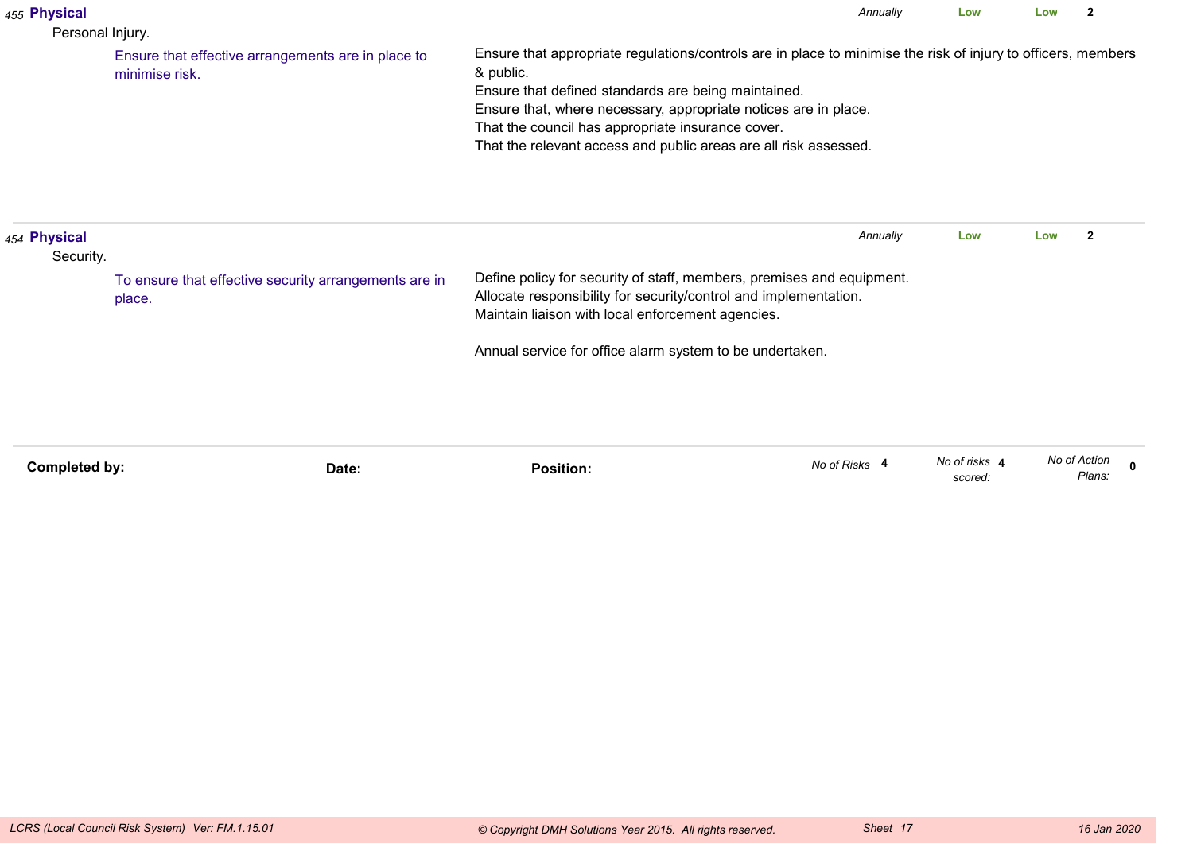455 **Physical** — *Annually* — **Low** — **Low** — **2**

Personal Injury.

Ensure that effective arrangements are in place to minimise risk.

Ensure that appropriate regulations/controls are in place to minimise the risk of injury to officers, members & public.
Ensure that defined standards are being maintained.
Ensure that, where necessary, appropriate notices are in place.
That the council has appropriate insurance cover.
That the relevant access and public areas are all risk assessed.

---

454 **Physical** — *Annually* — **Low** — **Low** — **2**

Security.

To ensure that effective security arrangements are in place.

Define policy for security of staff, members, premises and equipment.
Allocate responsibility for security/control and implementation.
Maintain liaison with local enforcement agencies.

Annual service for office alarm system to be undertaken.

---

**Completed by:** **Date:** **Position:**

*No of Risks* **4** *No of risks scored:* **4** *No of Action Plans:* **0**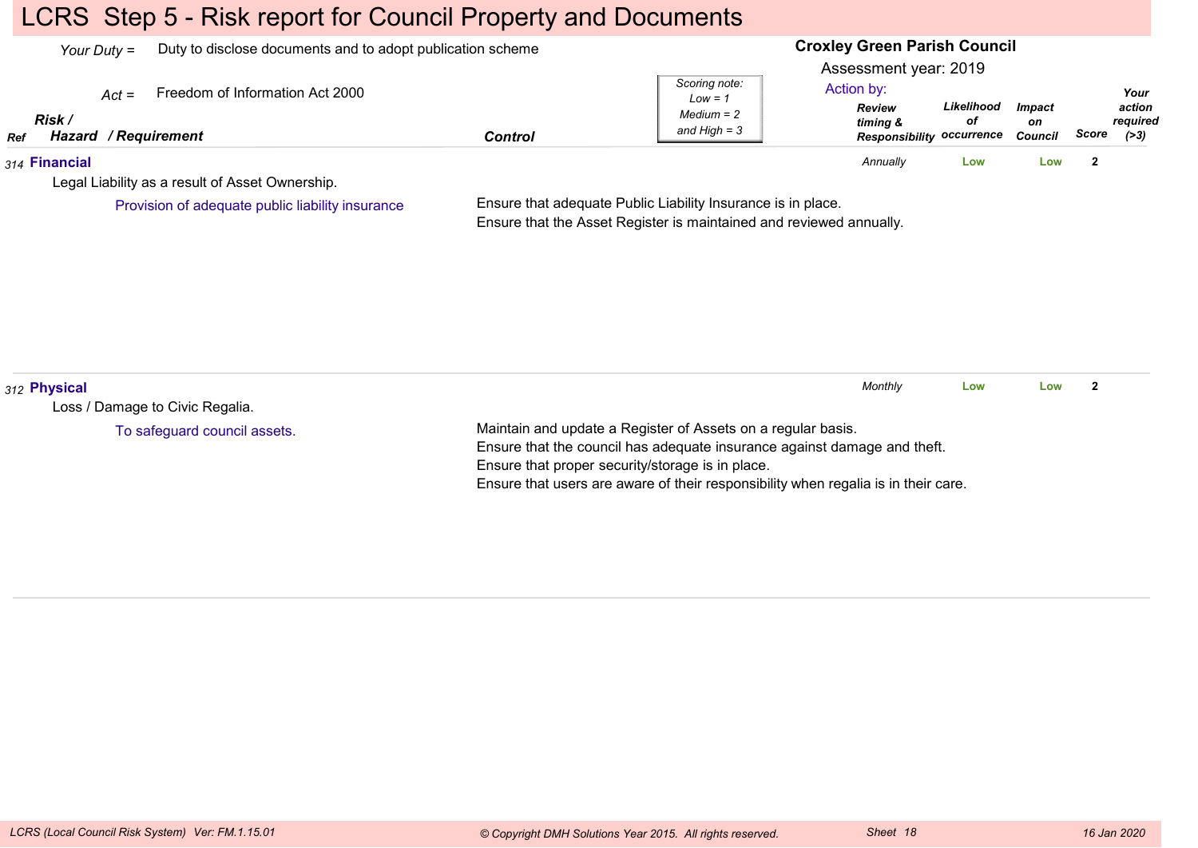# LCRS Step 5 - Risk report for Council Property and Documents

*Your Duty =* Duty to disclose documents and to adopt publication scheme

*Act =* Freedom of Information Act 2000

**Croxley Green Parish Council**

Assessment year: 2019

Action by:

*Scoring note: Low = 1, Medium = 2 and High = 3*

| Ref | Risk / Hazard / Requirement | Control | Review timing & Responsibility | Likelihood of occurrence | Impact on Council | Score | Your action required (>3) |
|---|---|---|---|---|---|---|---|
| 314 | **Financial**<br>Legal Liability as a result of Asset Ownership.<br>Provision of adequate public liability insurance | Ensure that adequate Public Liability Insurance is in place.<br>Ensure that the Asset Register is maintained and reviewed annually. | *Annually* | Low | Low | 2 | |
| 312 | **Physical**<br>Loss / Damage to Civic Regalia.<br>To safeguard council assets. | Maintain and update a Register of Assets on a regular basis.<br>Ensure that the council has adequate insurance against damage and theft.<br>Ensure that proper security/storage is in place.<br>Ensure that users are aware of their responsibility when regalia is in their care. | *Monthly* | Low | Low | 2 | |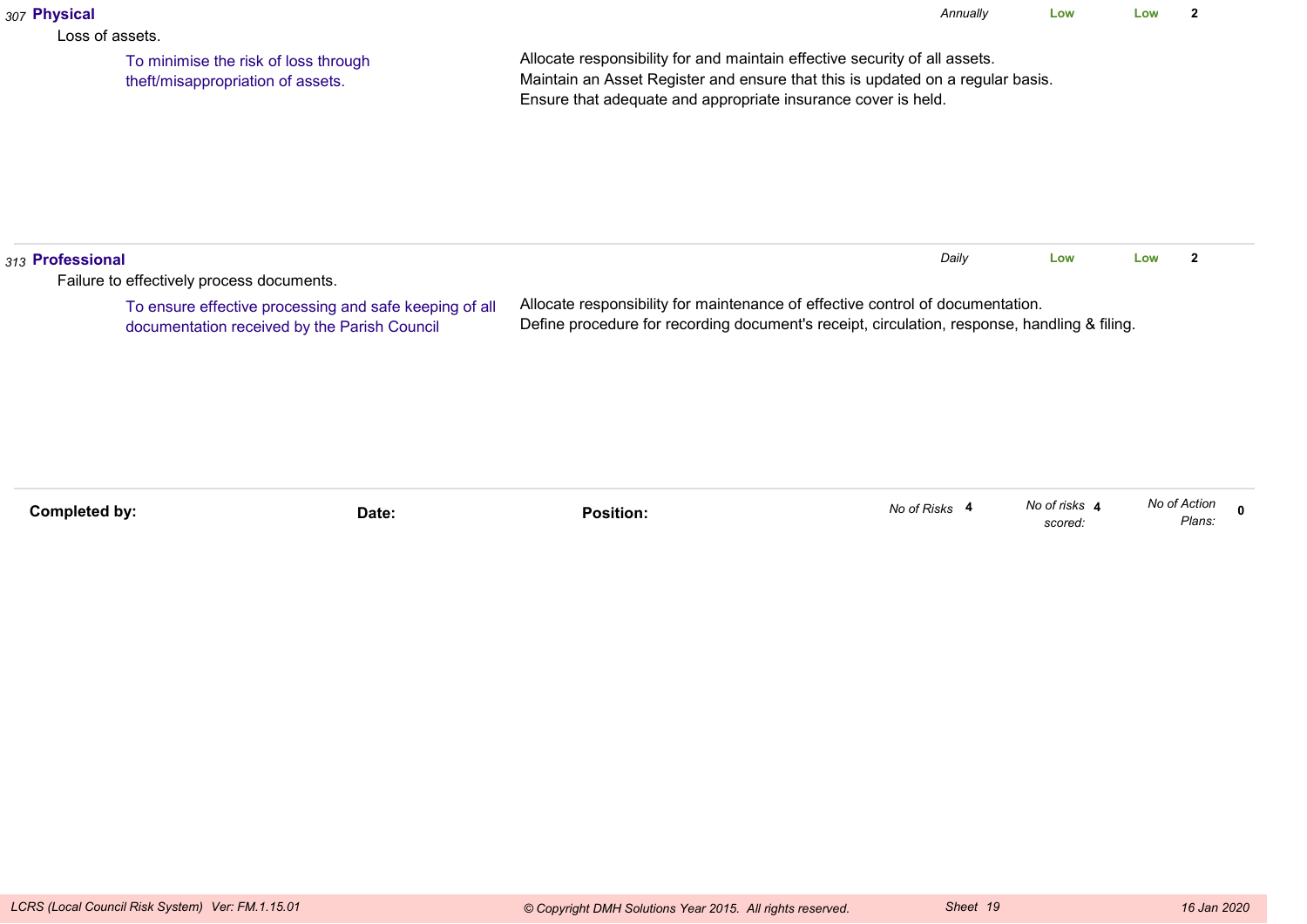**307 Physical** | *Annually* | **Low** | **Low** | **2**

Loss of assets.

To minimise the risk of loss through theft/misappropriation of assets.

Allocate responsibility for and maintain effective security of all assets.
Maintain an Asset Register and ensure that this is updated on a regular basis.
Ensure that adequate and appropriate insurance cover is held.

---

**313 Professional** | *Daily* | **Low** | **Low** | **2**

Failure to effectively process documents.

To ensure effective processing and safe keeping of all documentation received by the Parish Council

Allocate responsibility for maintenance of effective control of documentation.
Define procedure for recording document's receipt, circulation, response, handling & filing.

---

| **Completed by:** | **Date:** | **Position:** | *No of Risks* **4** | *No of risks scored:* **4** | *No of Action Plans:* **0** |
|---|---|---|---|---|---|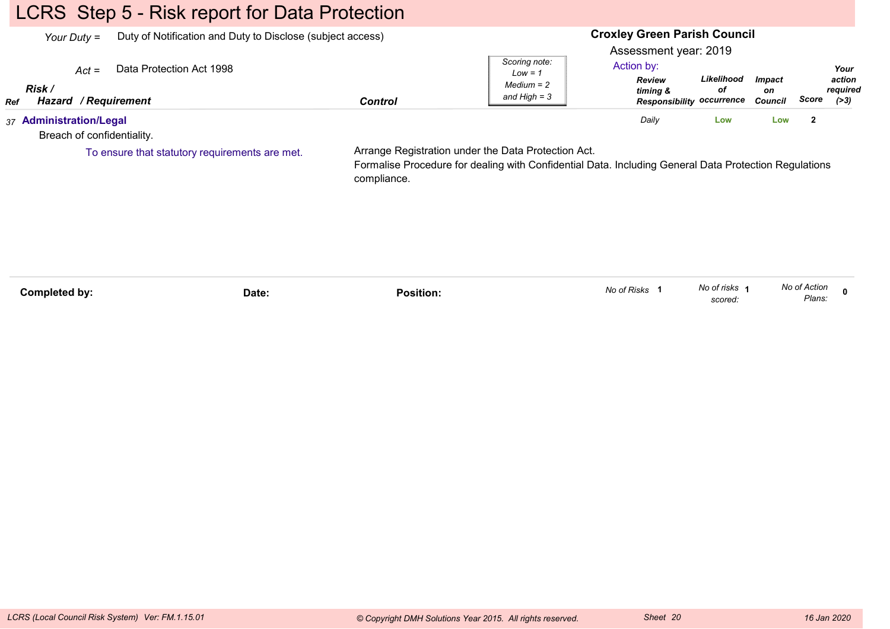# LCRS Step 5 - Risk report for Data Protection

*Your Duty =* Duty of Notification and Duty to Disclose (subject access)

*Act =* Data Protection Act 1998

**Croxley Green Parish Council**

Assessment year: 2019

*Scoring note: Low = 1, Medium = 2 and High = 3*

| Ref | Risk / Hazard / Requirement | Control | Action by: Review timing & Responsibility | Likelihood of occurrence | Impact on Council | Score | Your action required (>3) |
|---|---|---|---|---|---|---|---|
| 37 | **Administration/Legal**<br>Breach of confidentiality.<br>To ensure that statutory requirements are met. | Arrange Registration under the Data Protection Act.<br>Formalise Procedure for dealing with Confidential Data. Including General Data Protection Regulations compliance. | Daily | Low | Low | 2 | |

**Completed by:** **Date:** **Position:**

*No of Risks* 1 *No of risks scored:* 1 *No of Action Plans:* 0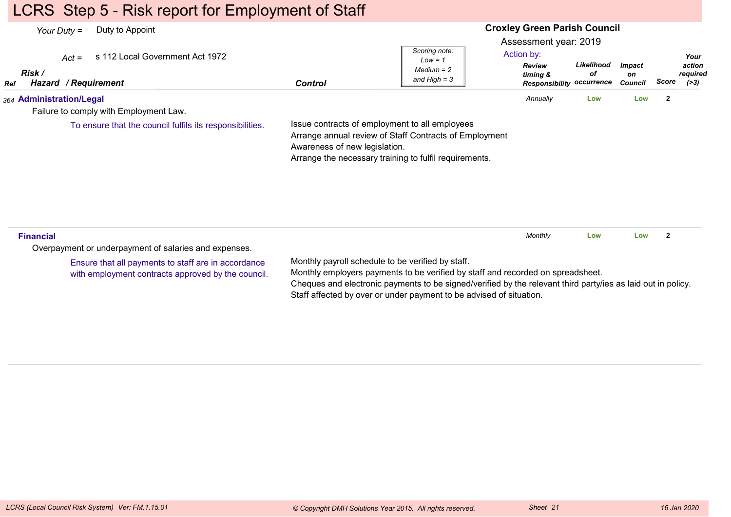# LCRS Step 5 - Risk report for Employment of Staff

*Your Duty* = Duty to Appoint

*Act* = s 112 Local Government Act 1972

**Croxley Green Parish Council**

Assessment year: 2019

*Scoring note: Low = 1, Medium = 2 and High = 3*

| Ref | Risk / Hazard / Requirement | Control | Review timing & Responsibility | Likelihood of occurrence | Impact on Council | Score | Your action required (>3) |
|---|---|---|---|---|---|---|---|
| 364 | **Administration/Legal**<br>Failure to comply with Employment Law.<br>To ensure that the council fulfils its responsibilities. | Issue contracts of employment to all employees<br>Arrange annual review of Staff Contracts of Employment<br>Awareness of new legislation.<br>Arrange the necessary training to fulfil requirements. | *Annually* | Low | Low | 2 | |
| | **Financial**<br>Overpayment or underpayment of salaries and expenses.<br>Ensure that all payments to staff are in accordance with employment contracts approved by the council. | Monthly payroll schedule to be verified by staff.<br>Monthly employers payments to be verified by staff and recorded on spreadsheet.<br>Cheques and electronic payments to be signed/verified by the relevant third party/ies as laid out in policy.<br>Staff affected by over or under payment to be advised of situation. | *Monthly* | Low | Low | 2 | |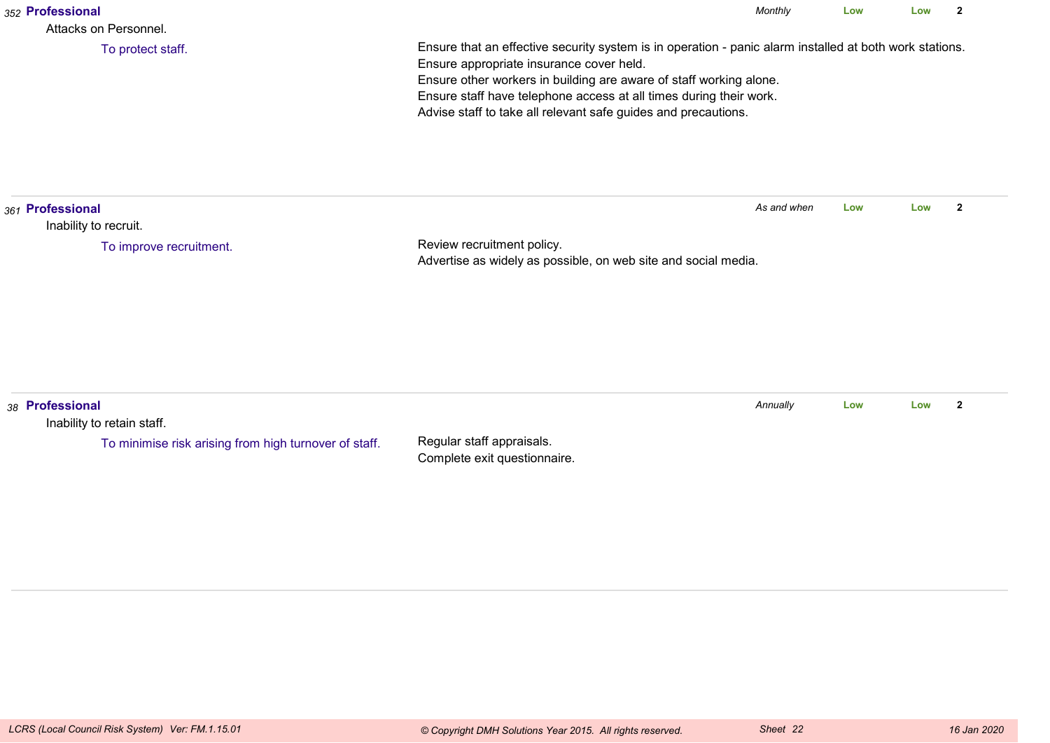*352* **Professional** | *Monthly* | **Low** | **Low** | **2**

Attacks on Personnel.

To protect staff.

Ensure that an effective security system is in operation - panic alarm installed at both work stations.
Ensure appropriate insurance cover held.
Ensure other workers in building are aware of staff working alone.
Ensure staff have telephone access at all times during their work.
Advise staff to take all relevant safe guides and precautions.

---

*361* **Professional** | *As and when* | **Low** | **Low** | **2**

Inability to recruit.

To improve recruitment.

Review recruitment policy.
Advertise as widely as possible, on web site and social media.

---

*38* **Professional** | *Annually* | **Low** | **Low** | **2**

Inability to retain staff.

To minimise risk arising from high turnover of staff.

Regular staff appraisals.
Complete exit questionnaire.

---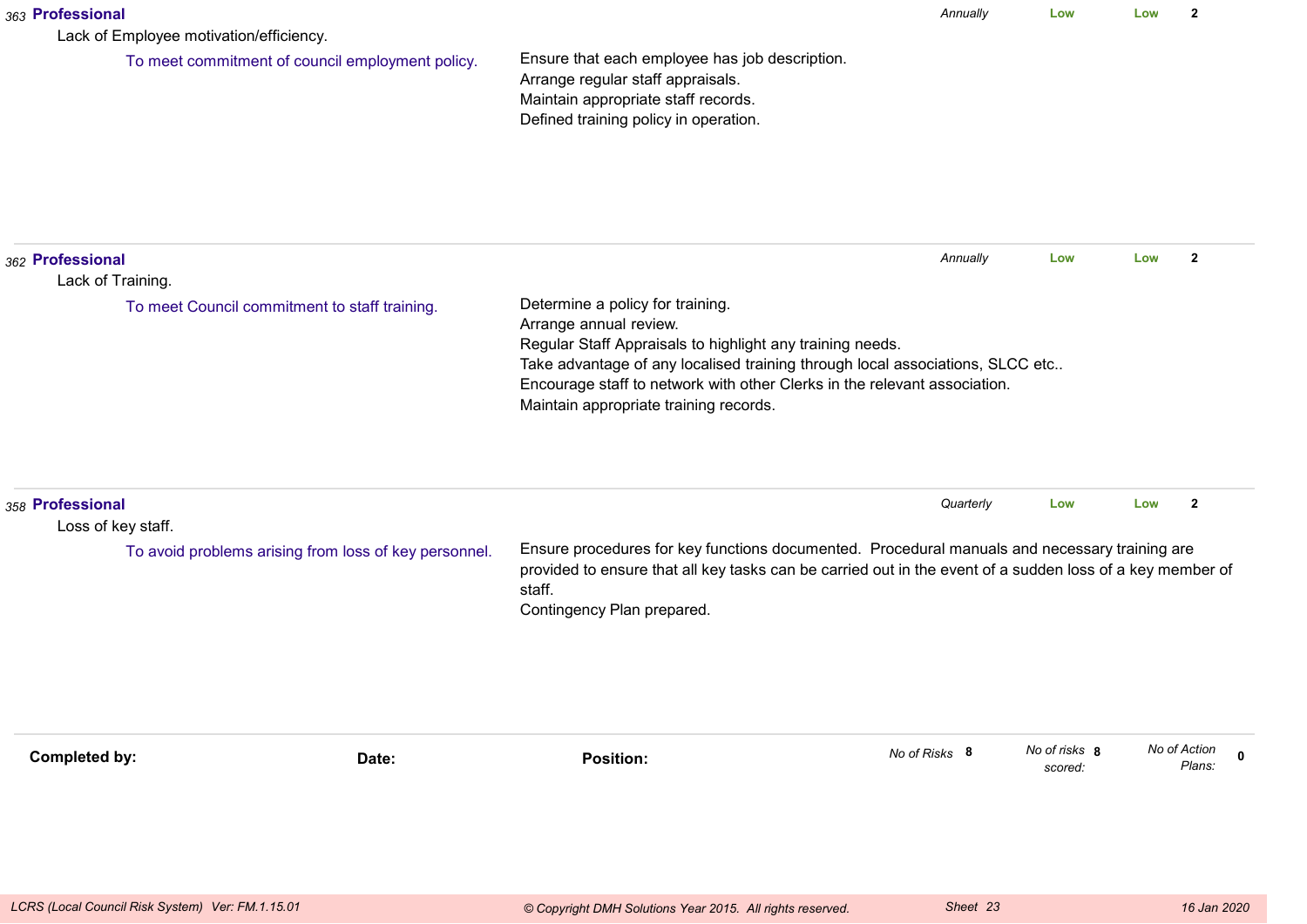*363* **Professional** | *Annually* | **Low** | **Low** | **2**

Lack of Employee motivation/efficiency.

To meet commitment of council employment policy.

Ensure that each employee has job description.
Arrange regular staff appraisals.
Maintain appropriate staff records.
Defined training policy in operation.

---

*362* **Professional** | *Annually* | **Low** | **Low** | **2**

Lack of Training.

To meet Council commitment to staff training.

Determine a policy for training.
Arrange annual review.
Regular Staff Appraisals to highlight any training needs.
Take advantage of any localised training through local associations, SLCC etc..
Encourage staff to network with other Clerks in the relevant association.
Maintain appropriate training records.

---

*358* **Professional** | *Quarterly* | **Low** | **Low** | **2**

Loss of key staff.

To avoid problems arising from loss of key personnel.

Ensure procedures for key functions documented. Procedural manuals and necessary training are provided to ensure that all key tasks can be carried out in the event of a sudden loss of a key member of staff.
Contingency Plan prepared.

---

**Completed by:** | **Date:** | **Position:** | *No of Risks* **8** | *No of risks scored:* **8** | *No of Action Plans:* **0**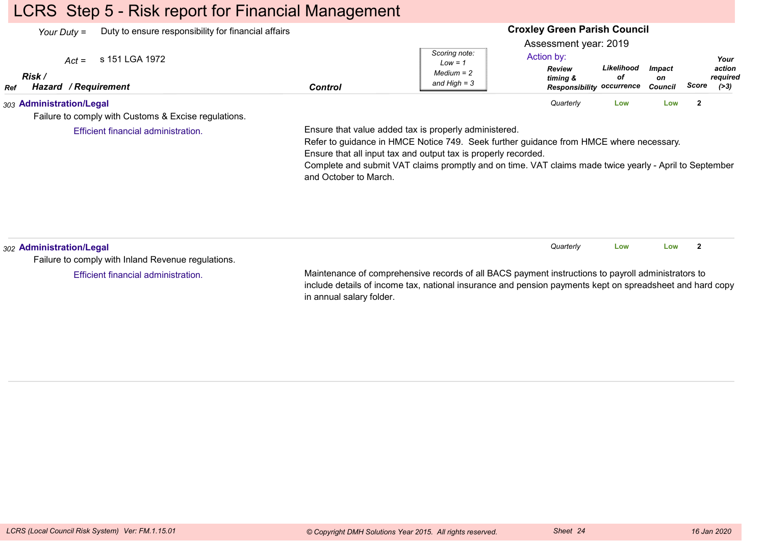# LCRS Step 5 - Risk report for Financial Management

*Your Duty =* Duty to ensure responsibility for financial affairs

*Act =* s 151 LGA 1972

**Croxley Green Parish Council**

Assessment year: 2019

*Scoring note: Low = 1, Medium = 2 and High = 3*

Action by:

| Ref | Risk / Hazard / Requirement | Control | Review timing & Responsibility | Likelihood of occurrence | Impact on Council | Score | Your action required (>3) |
|---|---|---|---|---|---|---|---|
| 303 | **Administration/Legal**<br>Failure to comply with Customs & Excise regulations.<br>Efficient financial administration. | Ensure that value added tax is properly administered.<br>Refer to guidance in HMCE Notice 749. Seek further guidance from HMCE where necessary.<br>Ensure that all input tax and output tax is properly recorded.<br>Complete and submit VAT claims promptly and on time. VAT claims made twice yearly - April to September and October to March. | Quarterly | Low | Low | 2 | |
| 302 | **Administration/Legal**<br>Failure to comply with Inland Revenue regulations.<br>Efficient financial administration. | Maintenance of comprehensive records of all BACS payment instructions to payroll administrators to include details of income tax, national insurance and pension payments kept on spreadsheet and hard copy in annual salary folder. | Quarterly | Low | Low | 2 | |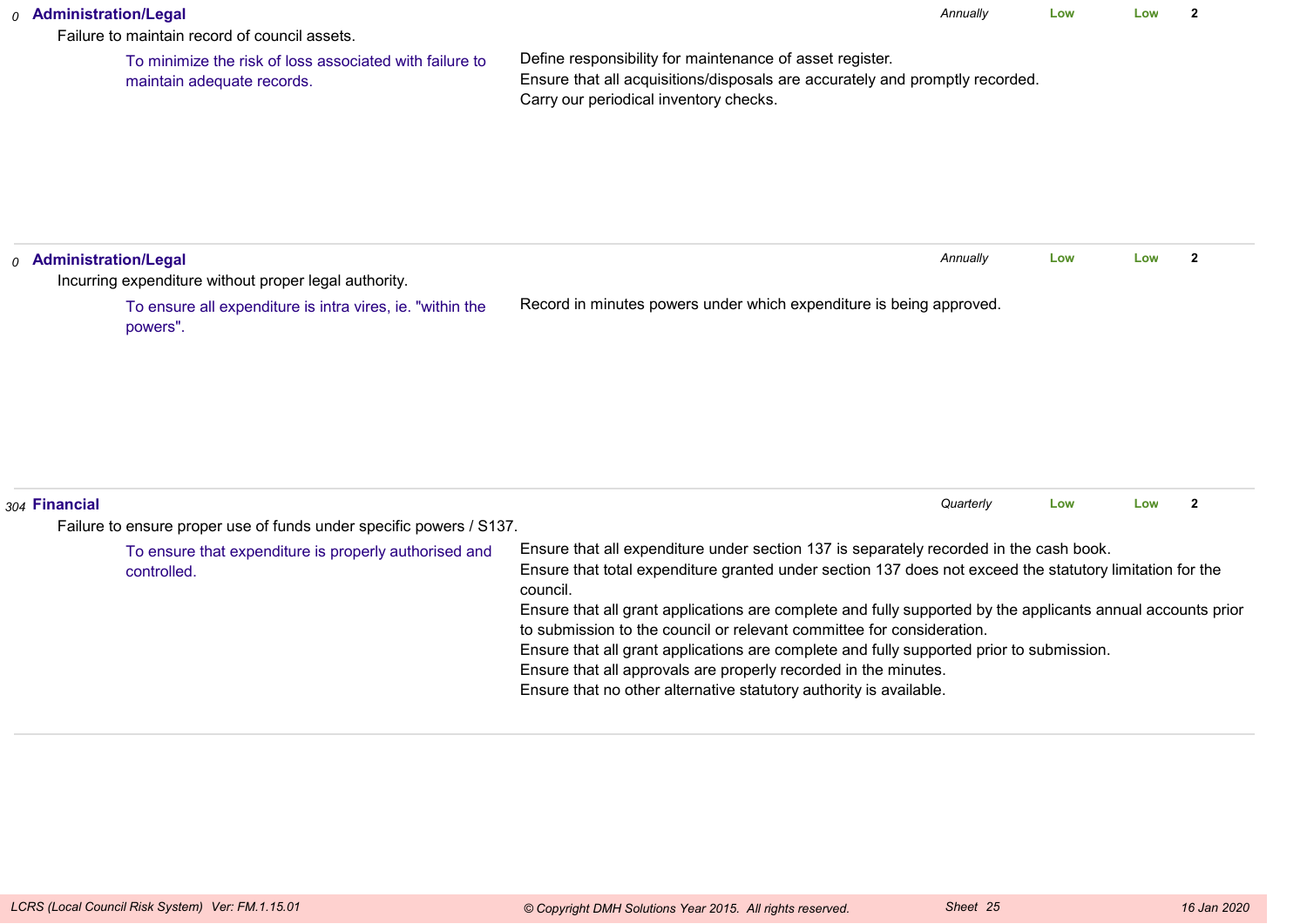*0* **Administration/Legal** *Annually* **Low** **Low** **2**

Failure to maintain record of council assets.

To minimize the risk of loss associated with failure to maintain adequate records.

Define responsibility for maintenance of asset register.
Ensure that all acquisitions/disposals are accurately and promptly recorded.
Carry our periodical inventory checks.

---

*0* **Administration/Legal** *Annually* **Low** **Low** **2**

Incurring expenditure without proper legal authority.

To ensure all expenditure is intra vires, ie. "within the powers".

Record in minutes powers under which expenditure is being approved.

---

*304* **Financial** *Quarterly* **Low** **Low** **2**

Failure to ensure proper use of funds under specific powers / S137.

To ensure that expenditure is properly authorised and controlled.

Ensure that all expenditure under section 137 is separately recorded in the cash book.
Ensure that total expenditure granted under section 137 does not exceed the statutory limitation for the council.
Ensure that all grant applications are complete and fully supported by the applicants annual accounts prior to submission to the council or relevant committee for consideration.
Ensure that all grant applications are complete and fully supported prior to submission.
Ensure that all approvals are properly recorded in the minutes.
Ensure that no other alternative statutory authority is available.

---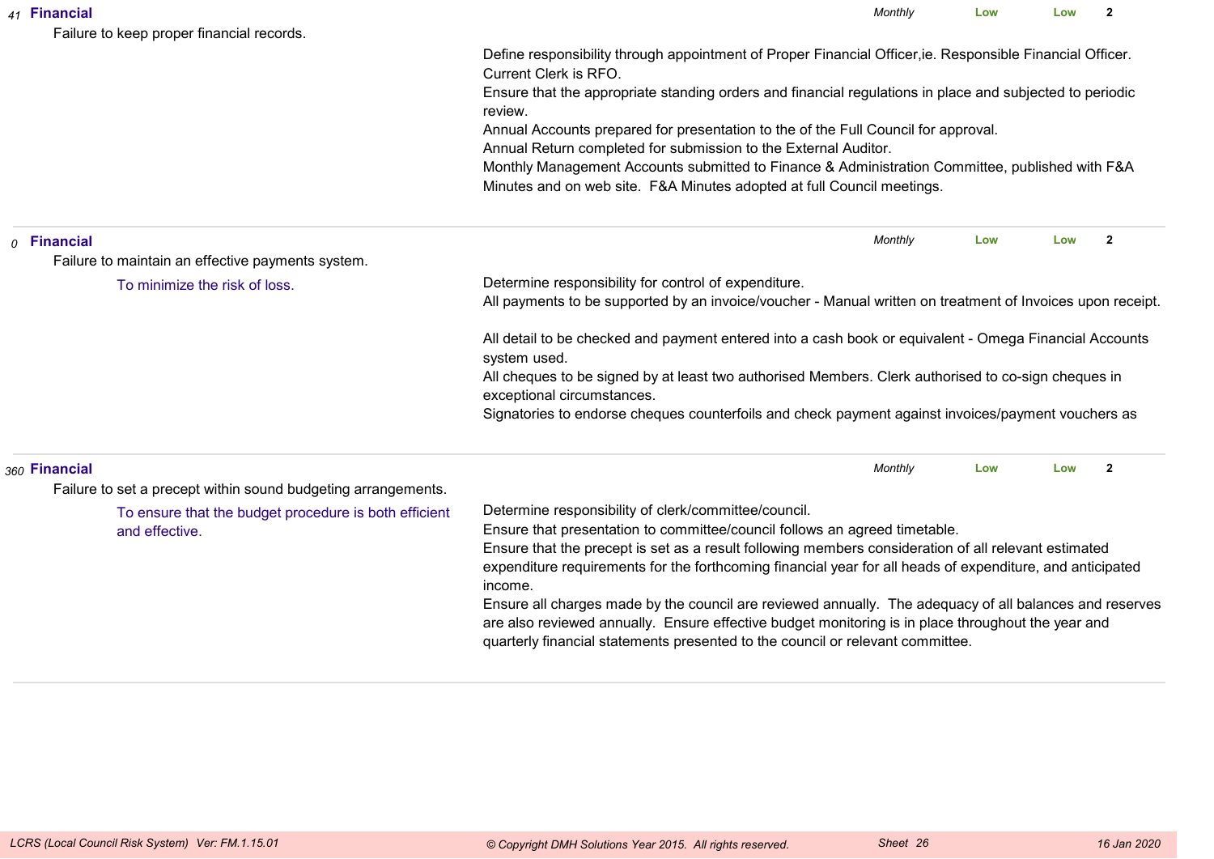*41* **Financial** *Monthly* **Low** **Low** **2**

Failure to keep proper financial records.

Define responsibility through appointment of Proper Financial Officer,ie. Responsible Financial Officer. Current Clerk is RFO.
Ensure that the appropriate standing orders and financial regulations in place and subjected to periodic review.
Annual Accounts prepared for presentation to the of the Full Council for approval.
Annual Return completed for submission to the External Auditor.
Monthly Management Accounts submitted to Finance & Administration Committee, published with F&A Minutes and on web site. F&A Minutes adopted at full Council meetings.

---

*0* **Financial** *Monthly* **Low** **Low** **2**

Failure to maintain an effective payments system.

To minimize the risk of loss.

Determine responsibility for control of expenditure.
All payments to be supported by an invoice/voucher - Manual written on treatment of Invoices upon receipt.

All detail to be checked and payment entered into a cash book or equivalent - Omega Financial Accounts system used.
All cheques to be signed by at least two authorised Members. Clerk authorised to co-sign cheques in exceptional circumstances.
Signatories to endorse cheques counterfoils and check payment against invoices/payment vouchers as

---

*360* **Financial** *Monthly* **Low** **Low** **2**

Failure to set a precept within sound budgeting arrangements.

To ensure that the budget procedure is both efficient and effective.

Determine responsibility of clerk/committee/council.
Ensure that presentation to committee/council follows an agreed timetable.
Ensure that the precept is set as a result following members consideration of all relevant estimated expenditure requirements for the forthcoming financial year for all heads of expenditure, and anticipated income.
Ensure all charges made by the council are reviewed annually. The adequacy of all balances and reserves are also reviewed annually. Ensure effective budget monitoring is in place throughout the year and quarterly financial statements presented to the council or relevant committee.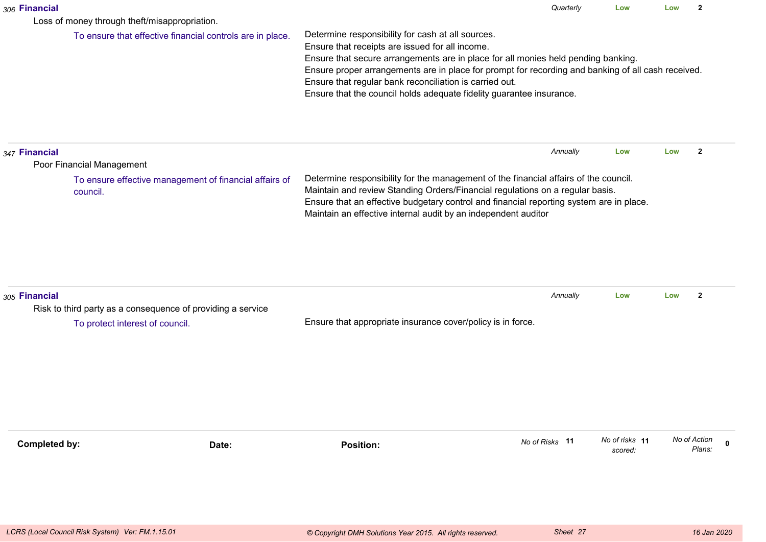**306 Financial** — *Quarterly* — **Low** — **Low** — **2**

Loss of money through theft/misappropriation.

To ensure that effective financial controls are in place.

Determine responsibility for cash at all sources.
Ensure that receipts are issued for all income.
Ensure that secure arrangements are in place for all monies held pending banking.
Ensure proper arrangements are in place for prompt for recording and banking of all cash received.
Ensure that regular bank reconciliation is carried out.
Ensure that the council holds adequate fidelity guarantee insurance.

---

**347 Financial** — *Annually* — **Low** — **Low** — **2**

Poor Financial Management

To ensure effective management of financial affairs of council.

Determine responsibility for the management of the financial affairs of the council.
Maintain and review Standing Orders/Financial regulations on a regular basis.
Ensure that an effective budgetary control and financial reporting system are in place.
Maintain an effective internal audit by an independent auditor

---

**305 Financial** — *Annually* — **Low** — **Low** — **2**

Risk to third party as a consequence of providing a service

To protect interest of council.

Ensure that appropriate insurance cover/policy is in force.

---

**Completed by:** **Date:** **Position:**

*No of Risks* **11** *No of risks scored:* **11** *No of Action Plans:* **0**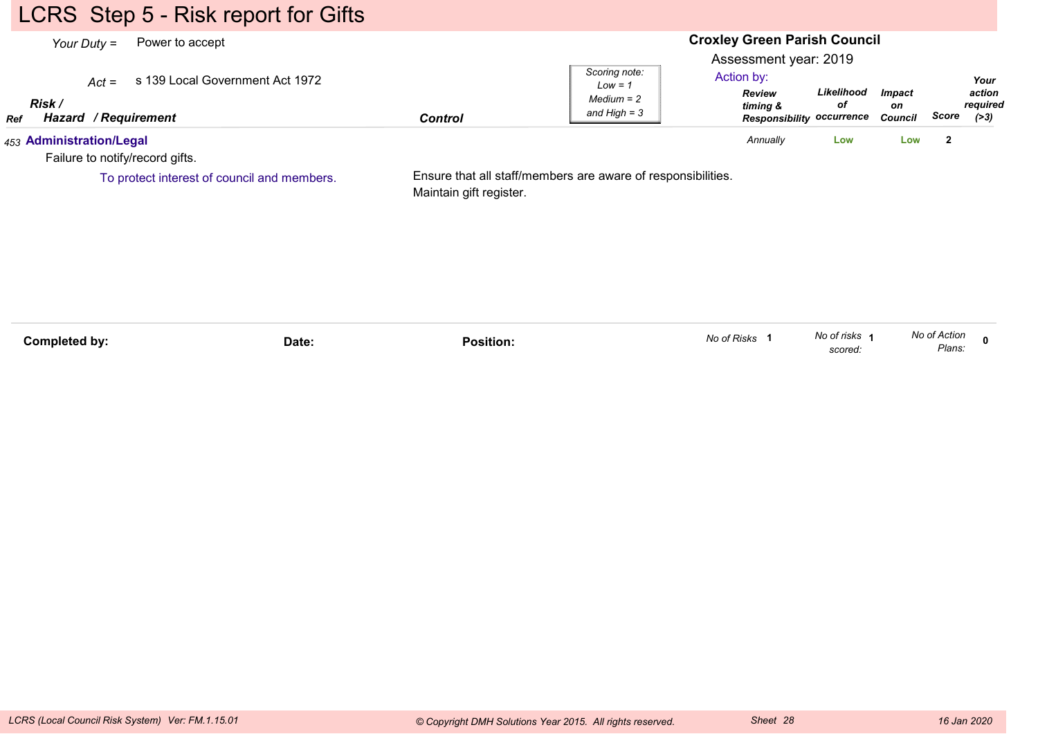# LCRS Step 5 - Risk report for Gifts

*Your Duty* = Power to accept

*Act* = s 139 Local Government Act 1972

**Croxley Green Parish Council**

Assessment year: 2019

*Scoring note: Low = 1, Medium = 2 and High = 3*

| Ref | Risk / Hazard / Requirement | Control | Action by: Review timing & Responsibility | Likelihood of occurrence | Impact on Council | Score | Your action required (>3) |
|---|---|---|---|---|---|---|---|
| 453 | **Administration/Legal**<br>Failure to notify/record gifts.<br>To protect interest of council and members. | Ensure that all staff/members are aware of responsibilities.<br>Maintain gift register. | *Annually* | Low | Low | 2 | |

**Completed by:** **Date:** **Position:**

*No of Risks* 1 *No of risks scored:* 1 *No of Action Plans:* 0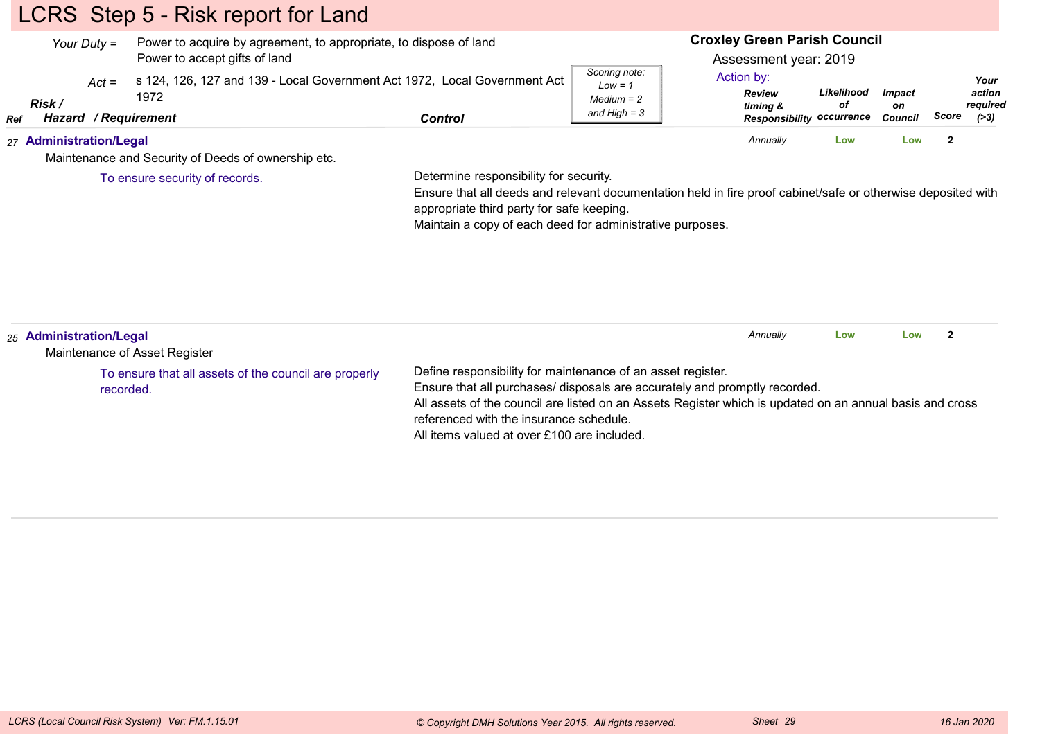# LCRS Step 5 - Risk report for Land

*Your Duty* = Power to acquire by agreement, to appropriate, to dispose of land
Power to accept gifts of land

*Act* = s 124, 126, 127 and 139 - Local Government Act 1972, Local Government Act 1972

**Croxley Green Parish Council**

Assessment year: 2019

*Scoring note: Low = 1, Medium = 2 and High = 3*

Action by:

| Ref | Risk / Hazard / Requirement | Control | Review timing & Responsibility | Likelihood of occurrence | Impact on Council | Score | Your action required (>3) |
|---|---|---|---|---|---|---|---|
| 27 | **Administration/Legal**<br>Maintenance and Security of Deeds of ownership etc.<br>To ensure security of records. | Determine responsibility for security.<br>Ensure that all deeds and relevant documentation held in fire proof cabinet/safe or otherwise deposited with appropriate third party for safe keeping.<br>Maintain a copy of each deed for administrative purposes. | *Annually* | Low | Low | 2 | |
| 25 | **Administration/Legal**<br>Maintenance of Asset Register<br>To ensure that all assets of the council are properly recorded. | Define responsibility for maintenance of an asset register.<br>Ensure that all purchases/ disposals are accurately and promptly recorded.<br>All assets of the council are listed on an Assets Register which is updated on an annual basis and cross referenced with the insurance schedule.<br>All items valued at over £100 are included. | *Annually* | Low | Low | 2 | |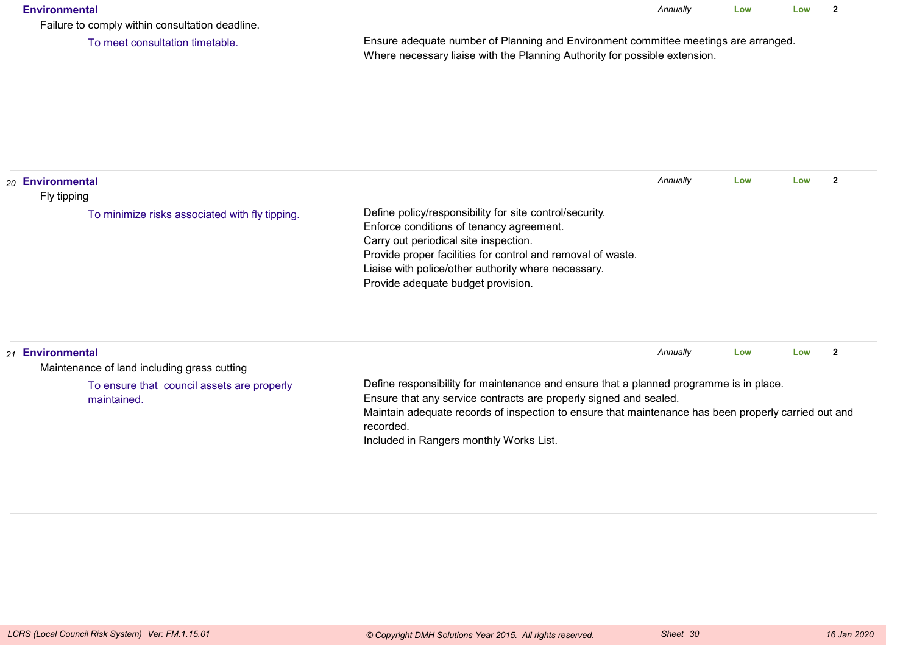| No. | Category / Risk / Objective | Controls | Review | Likelihood | Impact | Score |
|---|---|---|---|---|---|---|
| | **Environmental**<br>Failure to comply within consultation deadline.<br>To meet consultation timetable. | Ensure adequate number of Planning and Environment committee meetings are arranged.<br>Where necessary liaise with the Planning Authority for possible extension. | *Annually* | Low | Low | 2 |
| *20* | **Environmental**<br>Fly tipping<br>To minimize risks associated with fly tipping. | Define policy/responsibility for site control/security.<br>Enforce conditions of tenancy agreement.<br>Carry out periodical site inspection.<br>Provide proper facilities for control and removal of waste.<br>Liaise with police/other authority where necessary.<br>Provide adequate budget provision. | *Annually* | Low | Low | 2 |
| *21* | **Environmental**<br>Maintenance of land including grass cutting<br>To ensure that council assets are properly maintained. | Define responsibility for maintenance and ensure that a planned programme is in place.<br>Ensure that any service contracts are properly signed and sealed.<br>Maintain adequate records of inspection to ensure that maintenance has been properly carried out and recorded.<br>Included in Rangers monthly Works List. | *Annually* | Low | Low | 2 |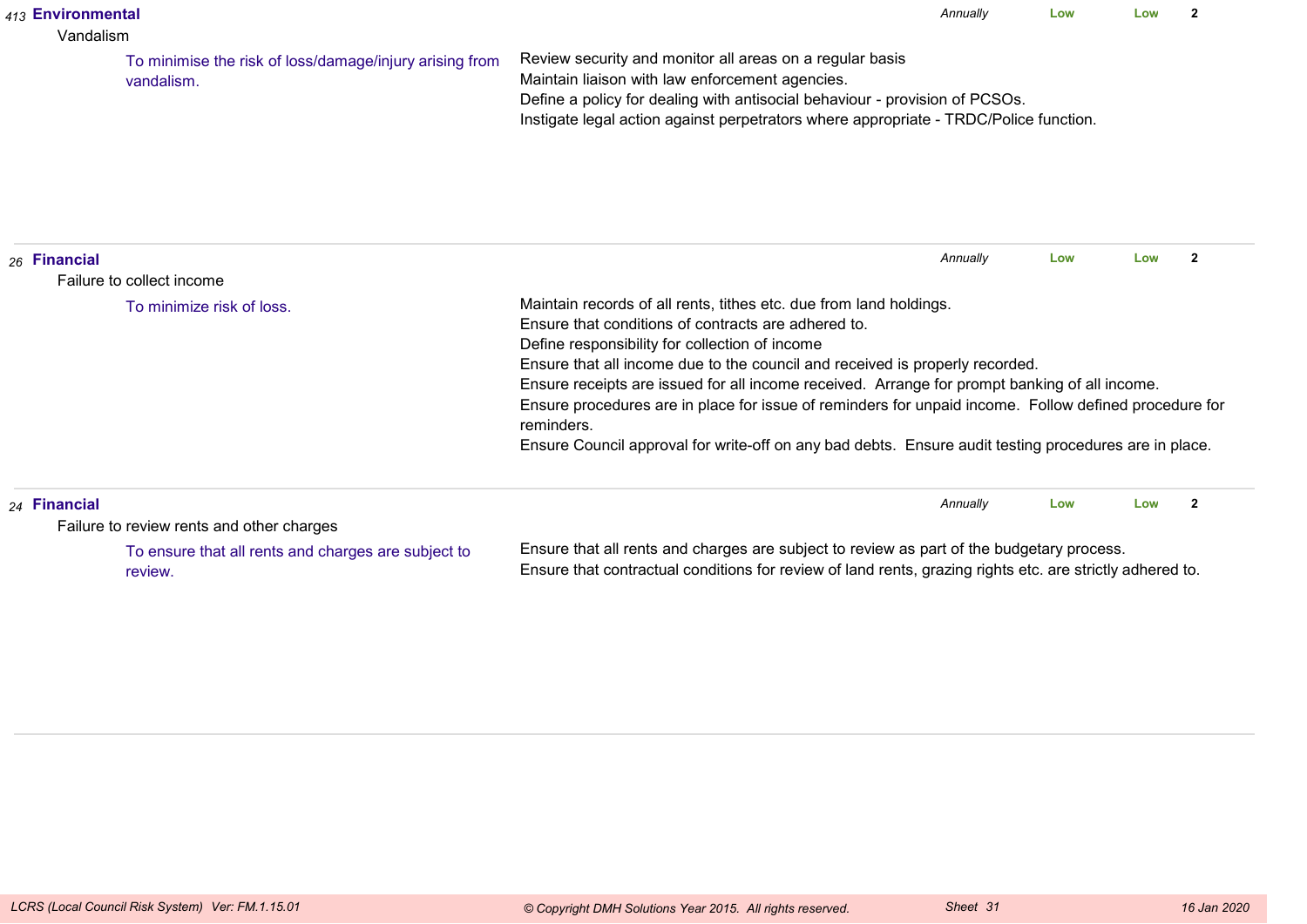*413* **Environmental** *Annually* **Low** **Low** **2**

Vandalism

To minimise the risk of loss/damage/injury arising from vandalism.

Review security and monitor all areas on a regular basis
Maintain liaison with law enforcement agencies.
Define a policy for dealing with antisocial behaviour - provision of PCSOs.
Instigate legal action against perpetrators where appropriate - TRDC/Police function.

---

*26* **Financial** *Annually* **Low** **Low** **2**

Failure to collect income

To minimize risk of loss.

Maintain records of all rents, tithes etc. due from land holdings.
Ensure that conditions of contracts are adhered to.
Define responsibility for collection of income
Ensure that all income due to the council and received is properly recorded.
Ensure receipts are issued for all income received. Arrange for prompt banking of all income.
Ensure procedures are in place for issue of reminders for unpaid income. Follow defined procedure for reminders.
Ensure Council approval for write-off on any bad debts. Ensure audit testing procedures are in place.

---

*24* **Financial** *Annually* **Low** **Low** **2**

Failure to review rents and other charges

To ensure that all rents and charges are subject to review.

Ensure that all rents and charges are subject to review as part of the budgetary process.
Ensure that contractual conditions for review of land rents, grazing rights etc. are strictly adhered to.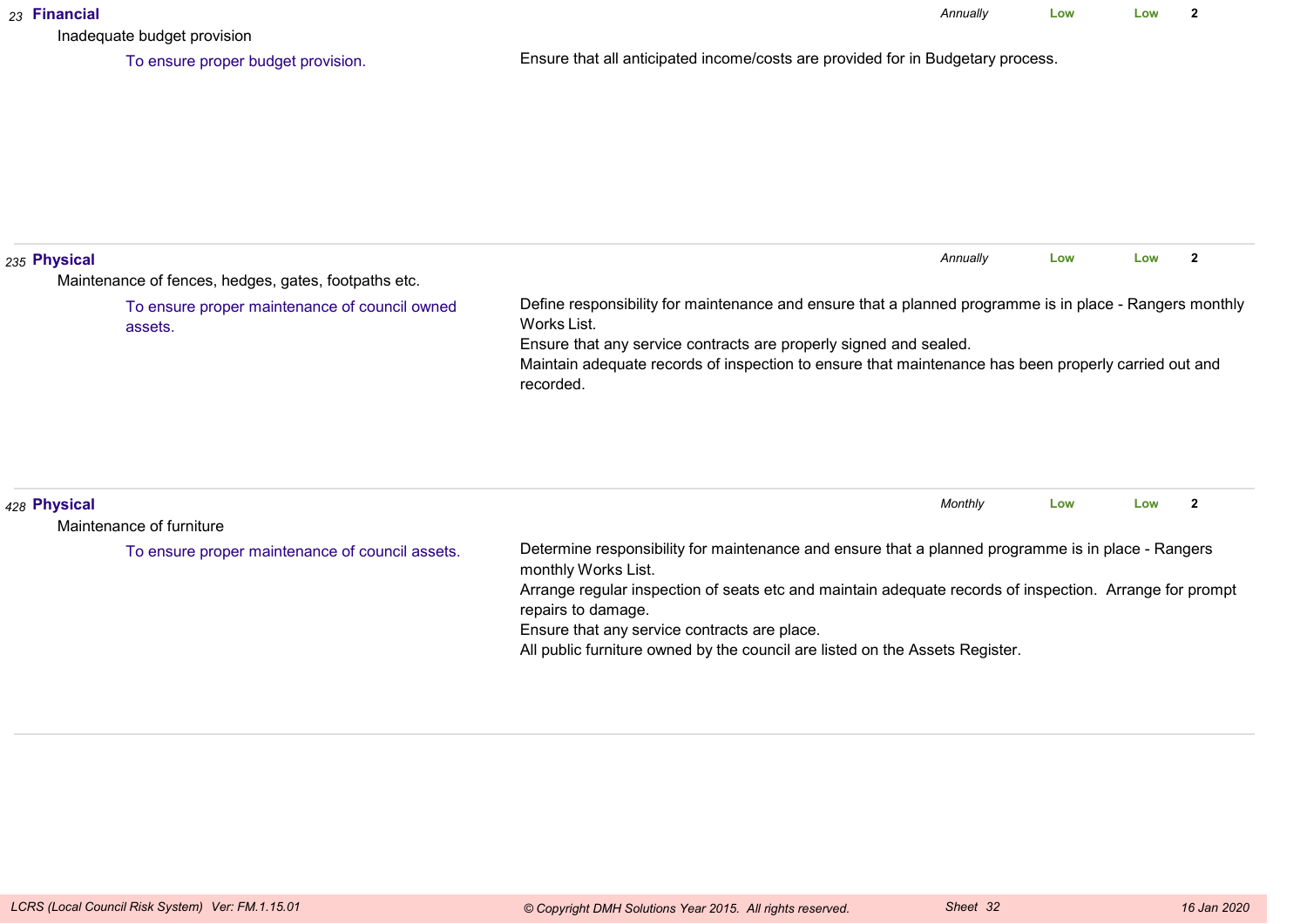*23* **Financial** — *Annually* — **Low** — **Low** — **2**

Inadequate budget provision

To ensure proper budget provision.

Ensure that all anticipated income/costs are provided for in Budgetary process.

---

*235* **Physical** — *Annually* — **Low** — **Low** — **2**

Maintenance of fences, hedges, gates, footpaths etc.

To ensure proper maintenance of council owned assets.

Define responsibility for maintenance and ensure that a planned programme is in place - Rangers monthly Works List.
Ensure that any service contracts are properly signed and sealed.
Maintain adequate records of inspection to ensure that maintenance has been properly carried out and recorded.

---

*428* **Physical** — *Monthly* — **Low** — **Low** — **2**

Maintenance of furniture

To ensure proper maintenance of council assets.

Determine responsibility for maintenance and ensure that a planned programme is in place - Rangers monthly Works List.
Arrange regular inspection of seats etc and maintain adequate records of inspection. Arrange for prompt repairs to damage.
Ensure that any service contracts are place.
All public furniture owned by the council are listed on the Assets Register.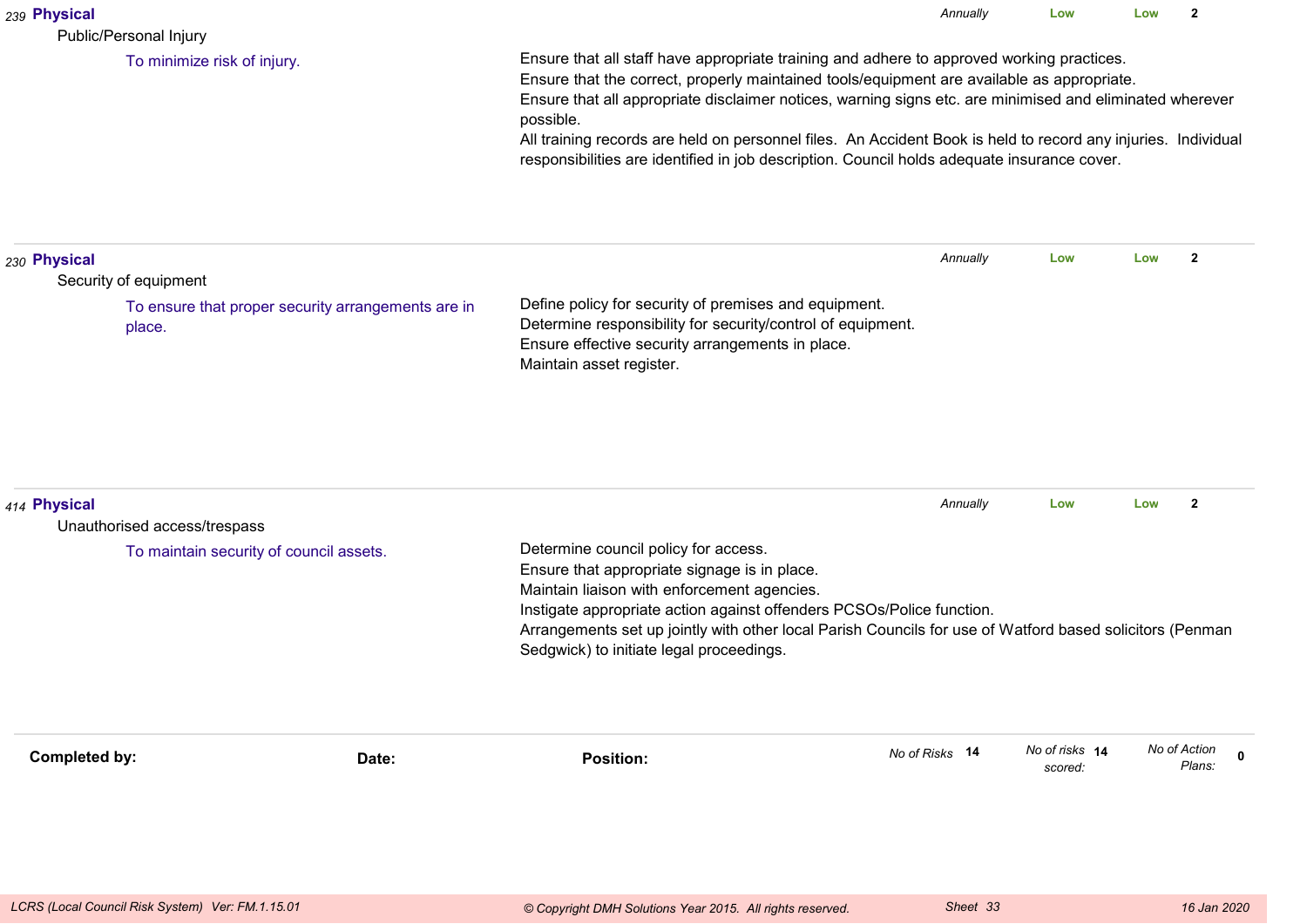*239* **Physical**

Public/Personal Injury

To minimize risk of injury.

Ensure that all staff have appropriate training and adhere to approved working practices.
Ensure that the correct, properly maintained tools/equipment are available as appropriate.
Ensure that all appropriate disclaimer notices, warning signs etc. are minimised and eliminated wherever possible.
All training records are held on personnel files. An Accident Book is held to record any injuries. Individual responsibilities are identified in job description. Council holds adequate insurance cover.

*Annually* | **Low** | **Low** | **2**

---

*230* **Physical**

Security of equipment

To ensure that proper security arrangements are in place.

Define policy for security of premises and equipment.
Determine responsibility for security/control of equipment.
Ensure effective security arrangements in place.
Maintain asset register.

*Annually* | **Low** | **Low** | **2**

---

*414* **Physical**

Unauthorised access/trespass

To maintain security of council assets.

Determine council policy for access.
Ensure that appropriate signage is in place.
Maintain liaison with enforcement agencies.
Instigate appropriate action against offenders PCSOs/Police function.
Arrangements set up jointly with other local Parish Councils for use of Watford based solicitors (Penman Sedgwick) to initiate legal proceedings.

*Annually* | **Low** | **Low** | **2**

---

**Completed by:** **Date:** **Position:**

*No of Risks* **14** *No of risks scored:* **14** *No of Action Plans:* **0**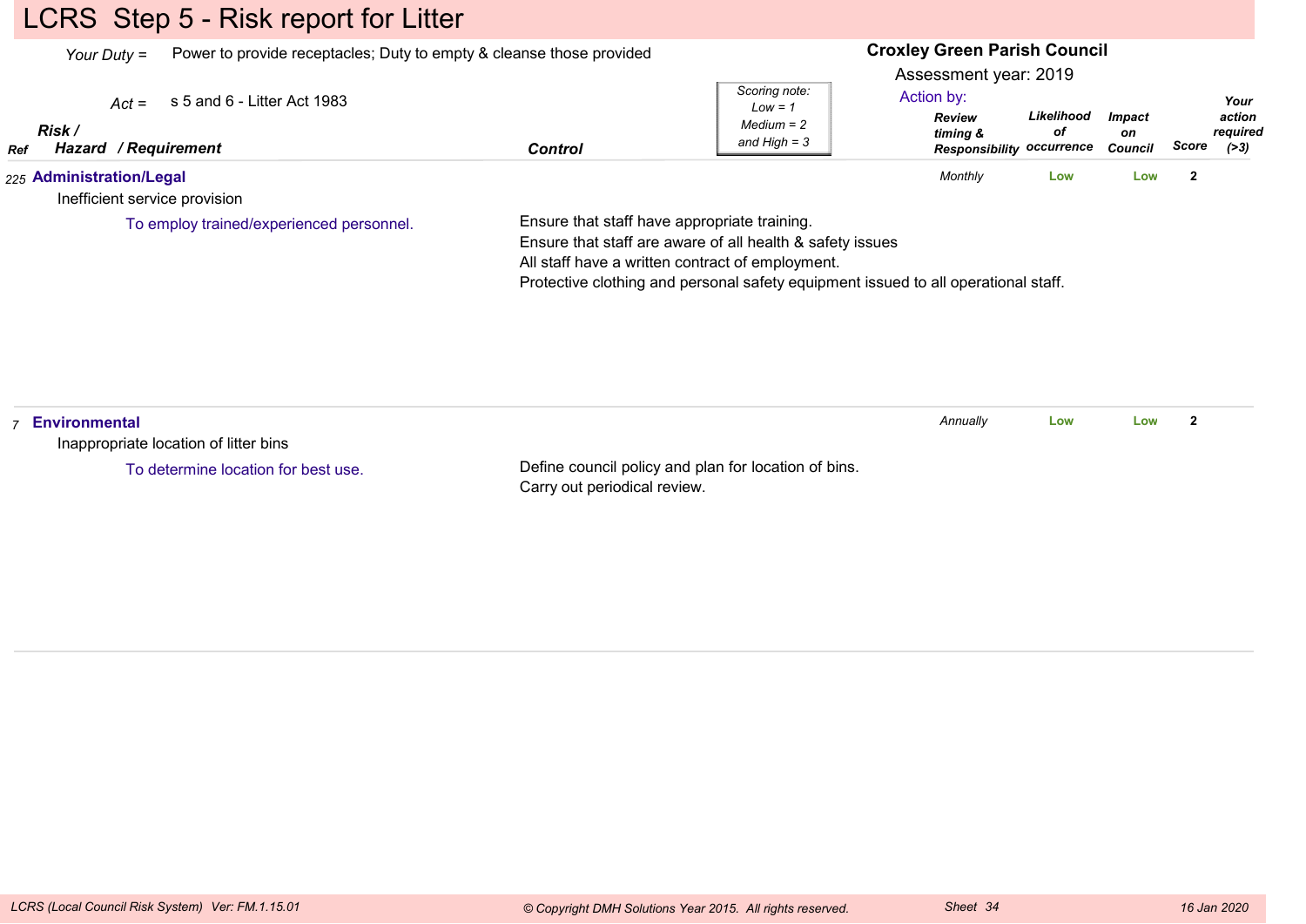# LCRS Step 5 - Risk report for Litter

*Your Duty =* Power to provide receptacles; Duty to empty & cleanse those provided

*Act =* s 5 and 6 - Litter Act 1983

**Croxley Green Parish Council**

Assessment year: 2019

*Scoring note: Low = 1, Medium = 2 and High = 3*

| Ref | Risk / Hazard / Requirement | Control | Action by: Review timing & Responsibility | Likelihood of occurrence | Impact on Council | Score | Your action required (>3) |
|---|---|---|---|---|---|---|---|
| 225 | **Administration/Legal**<br>Inefficient service provision<br>To employ trained/experienced personnel. | Ensure that staff have appropriate training.<br>Ensure that staff are aware of all health & safety issues<br>All staff have a written contract of employment.<br>Protective clothing and personal safety equipment issued to all operational staff. | *Monthly* | Low | Low | 2 | |
| 7 | **Environmental**<br>Inappropriate location of litter bins<br>To determine location for best use. | Define council policy and plan for location of bins.<br>Carry out periodical review. | *Annually* | Low | Low | 2 | |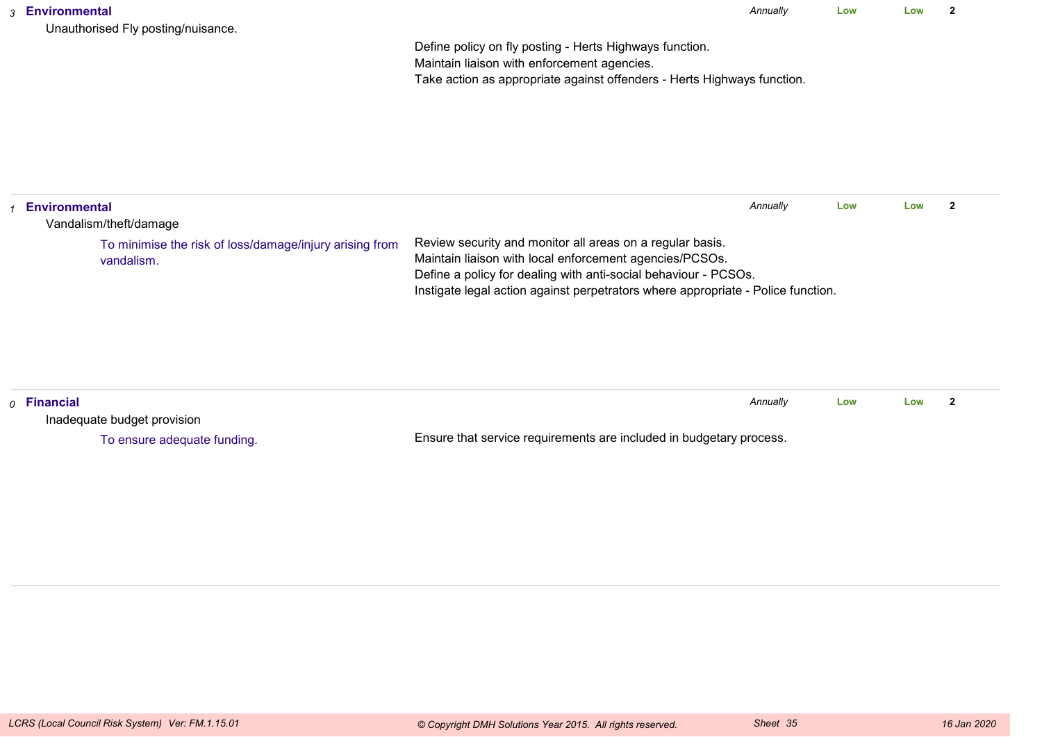| | Risk | Objective | Controls | Review | Likelihood | Impact | Score |
|---|---|---|---|---|---|---|---|
| *3* | **Environmental**<br>Unauthorised Fly posting/nuisance. | | Define policy on fly posting - Herts Highways function.<br>Maintain liaison with enforcement agencies.<br>Take action as appropriate against offenders - Herts Highways function. | *Annually* | Low | Low | **2** |
| *1* | **Environmental**<br>Vandalism/theft/damage | To minimise the risk of loss/damage/injury arising from vandalism. | Review security and monitor all areas on a regular basis.<br>Maintain liaison with local enforcement agencies/PCSOs.<br>Define a policy for dealing with anti-social behaviour - PCSOs.<br>Instigate legal action against perpetrators where appropriate - Police function. | *Annually* | Low | Low | **2** |
| *0* | **Financial**<br>Inadequate budget provision | To ensure adequate funding. | Ensure that service requirements are included in budgetary process. | *Annually* | Low | Low | **2** |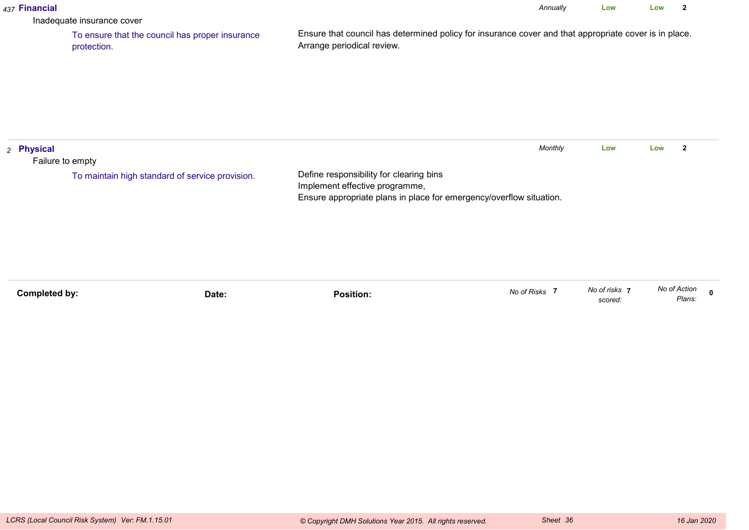*437* **Financial** — *Annually* — **Low** — **Low** — **2**

Inadequate insurance cover

To ensure that the council has proper insurance protection.

Ensure that council has determined policy for insurance cover and that appropriate cover is in place.
Arrange periodical review.

---

*2* **Physical** — *Monthly* — **Low** — **Low** — **2**

Failure to empty

To maintain high standard of service provision.

Define responsibility for clearing bins
Implement effective programme,
Ensure appropriate plans in place for emergency/overflow situation.

---

**Completed by:** **Date:** **Position:**

*No of Risks* **7** *No of risks scored:* **7** *No of Action Plans:* **0**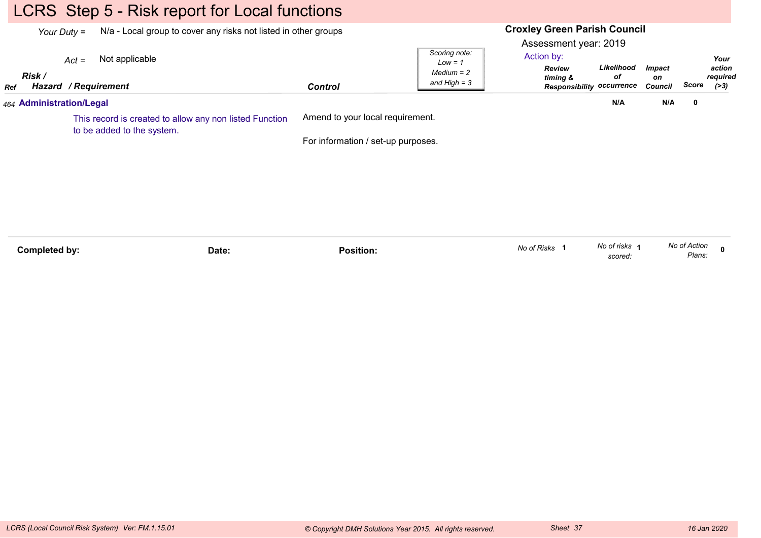# LCRS Step 5 - Risk report for Local functions

*Your Duty* = N/a - Local group to cover any risks not listed in other groups

*Act* = Not applicable

**Croxley Green Parish Council**

Assessment year: 2019

Action by:

*Scoring note: Low = 1, Medium = 2 and High = 3*

| Ref | Risk / Hazard / Requirement | Control | Review timing & Responsibility | Likelihood of occurrence | Impact on Council | Score | Your action required (>3) |
|---|---|---|---|---|---|---|---|
| 464 | **Administration/Legal** | | | N/A | N/A | 0 | |
| | This record is created to allow any non listed Function to be added to the system. | Amend to your local requirement.<br><br>For information / set-up purposes. | | | | | |

**Completed by:** **Date:** **Position:**

*No of Risks* 1 *No of risks scored:* 1 *No of Action Plans:* 0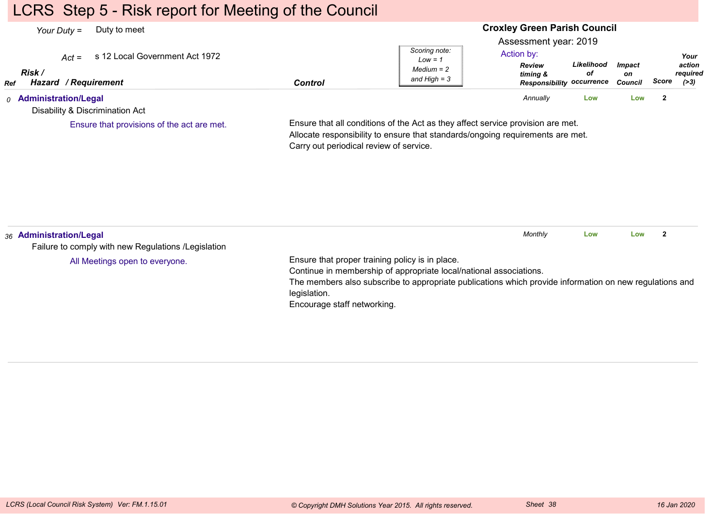# LCRS Step 5 - Risk report for Meeting of the Council

*Your Duty* = Duty to meet

*Act* = s 12 Local Government Act 1972

**Croxley Green Parish Council**

Assessment year: 2019

*Scoring note: Low = 1, Medium = 2 and High = 3*

| Ref | Risk / Hazard / Requirement | Control | Review timing & Responsibility | Likelihood of occurrence | Impact on Council | Score | Your action required (>3) |
|---|---|---|---|---|---|---|---|
| 0 | **Administration/Legal**<br>Disability & Discrimination Act<br>Ensure that provisions of the act are met. | Ensure that all conditions of the Act as they affect service provision are met.<br>Allocate responsibility to ensure that standards/ongoing requirements are met.<br>Carry out periodical review of service. | *Annually* | Low | Low | 2 | |
| 36 | **Administration/Legal**<br>Failure to comply with new Regulations /Legislation<br>All Meetings open to everyone. | Ensure that proper training policy is in place.<br>Continue in membership of appropriate local/national associations.<br>The members also subscribe to appropriate publications which provide information on new regulations and legislation.<br>Encourage staff networking. | *Monthly* | Low | Low | 2 | |

*LCRS (Local Council Risk System) Ver: FM.1.15.01* — *© Copyright DMH Solutions Year 2015. All rights reserved.* — *Sheet 38* — *16 Jan 2020*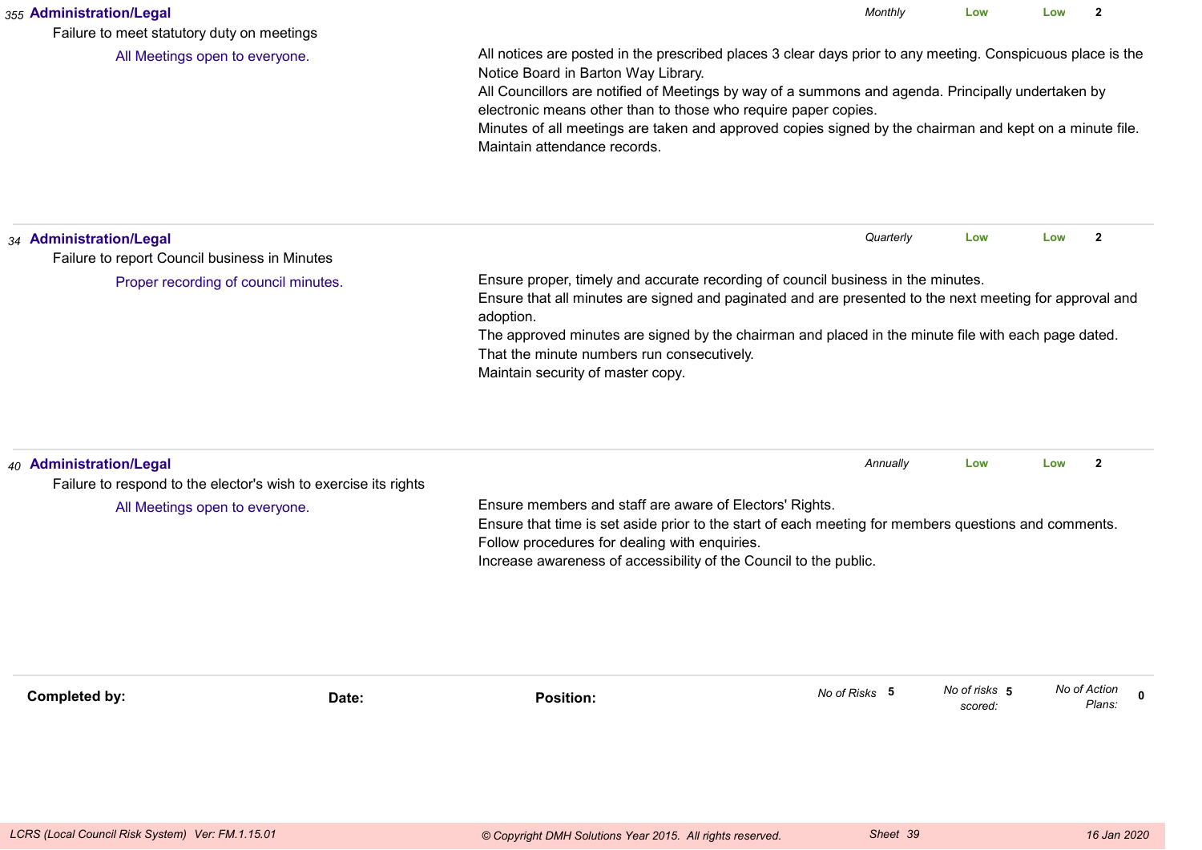**355 Administration/Legal** — *Monthly* — **Low** — **Low** — **2**

Failure to meet statutory duty on meetings

All Meetings open to everyone.

All notices are posted in the prescribed places 3 clear days prior to any meeting. Conspicuous place is the Notice Board in Barton Way Library.
All Councillors are notified of Meetings by way of a summons and agenda. Principally undertaken by electronic means other than to those who require paper copies.
Minutes of all meetings are taken and approved copies signed by the chairman and kept on a minute file.
Maintain attendance records.

---

**34 Administration/Legal** — *Quarterly* — **Low** — **Low** — **2**

Failure to report Council business in Minutes

Proper recording of council minutes.

Ensure proper, timely and accurate recording of council business in the minutes.
Ensure that all minutes are signed and paginated and are presented to the next meeting for approval and adoption.
The approved minutes are signed by the chairman and placed in the minute file with each page dated.
That the minute numbers run consecutively.
Maintain security of master copy.

---

**40 Administration/Legal** — *Annually* — **Low** — **Low** — **2**

Failure to respond to the elector's wish to exercise its rights

All Meetings open to everyone.

Ensure members and staff are aware of Electors' Rights.
Ensure that time is set aside prior to the start of each meeting for members questions and comments.
Follow procedures for dealing with enquiries.
Increase awareness of accessibility of the Council to the public.

---

| **Completed by:** | **Date:** | **Position:** | *No of Risks* **5** | *No of risks scored:* **5** | *No of Action Plans:* **0** |
|---|---|---|---|---|---|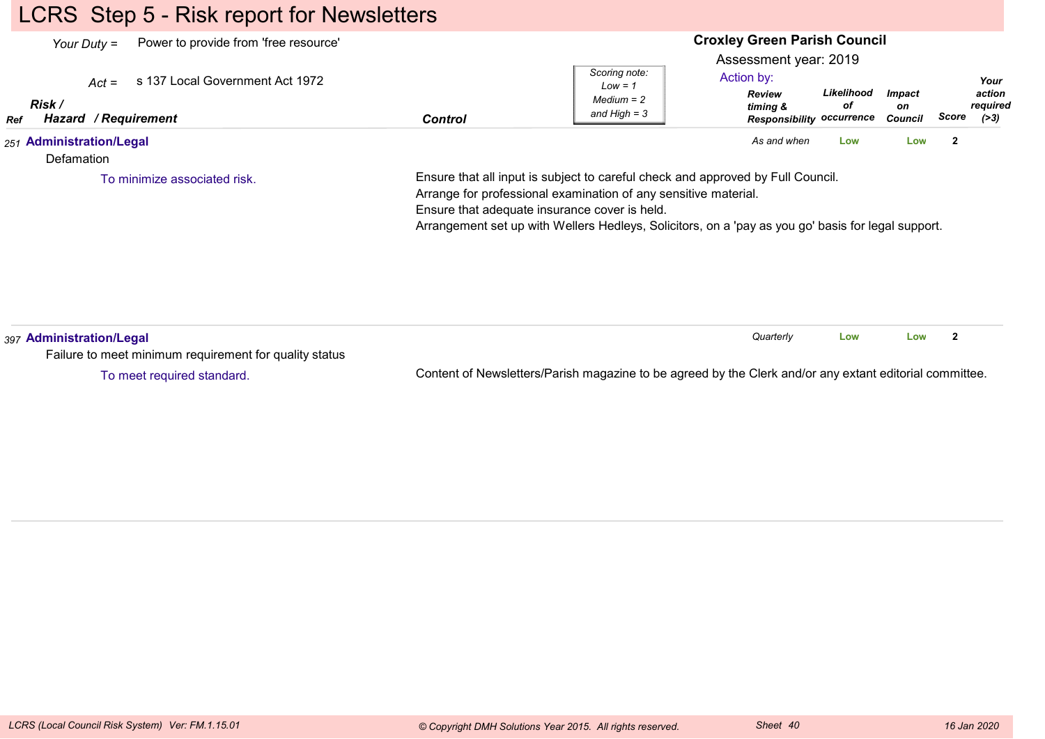# LCRS Step 5 - Risk report for Newsletters

*Your Duty =* Power to provide from 'free resource'

*Act =* s 137 Local Government Act 1972

**Croxley Green Parish Council**

Assessment year: 2019

Action by:

*Scoring note: Low = 1, Medium = 2 and High = 3*

| Ref | Risk / Hazard / Requirement | Control | Review timing & Responsibility | Likelihood of occurrence | Impact on Council | Score | Your action required (>3) |
|---|---|---|---|---|---|---|---|
| 251 | **Administration/Legal**<br>Defamation<br>To minimize associated risk. | Ensure that all input is subject to careful check and approved by Full Council.<br>Arrange for professional examination of any sensitive material.<br>Ensure that adequate insurance cover is held.<br>Arrangement set up with Wellers Hedleys, Solicitors, on a 'pay as you go' basis for legal support. | *As and when* | Low | Low | 2 | |
| 397 | **Administration/Legal**<br>Failure to meet minimum requirement for quality status<br>To meet required standard. | Content of Newsletters/Parish magazine to be agreed by the Clerk and/or any extant editorial committee. | *Quarterly* | Low | Low | 2 | |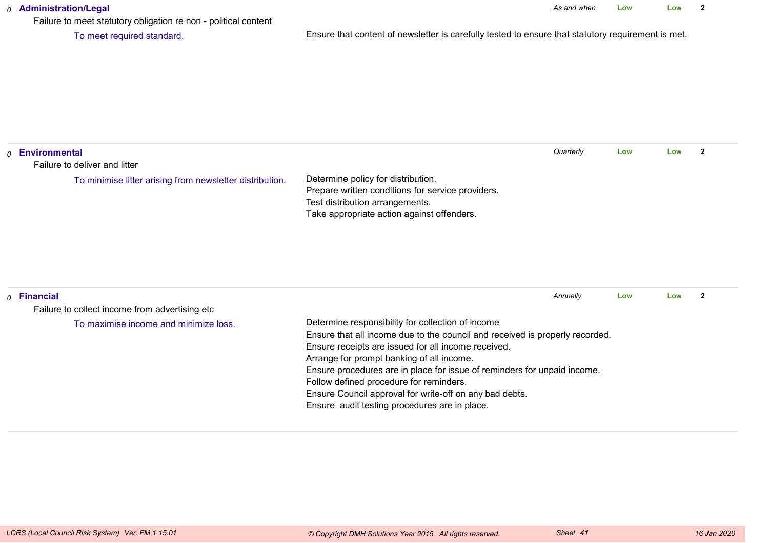*0* **Administration/Legal** — *As and when* — **Low** — **Low** — **2**

Failure to meet statutory obligation re non - political content

To meet required standard.

Ensure that content of newsletter is carefully tested to ensure that statutory requirement is met.

---

*0* **Environmental** — *Quarterly* — **Low** — **Low** — **2**

Failure to deliver and litter

To minimise litter arising from newsletter distribution.

Determine policy for distribution.
Prepare written conditions for service providers.
Test distribution arrangements.
Take appropriate action against offenders.

---

*0* **Financial** — *Annually* — **Low** — **Low** — **2**

Failure to collect income from advertising etc

To maximise income and minimize loss.

Determine responsibility for collection of income
Ensure that all income due to the council and received is properly recorded.
Ensure receipts are issued for all income received.
Arrange for prompt banking of all income.
Ensure procedures are in place for issue of reminders for unpaid income.
Follow defined procedure for reminders.
Ensure Council approval for write-off on any bad debts.
Ensure audit testing procedures are in place.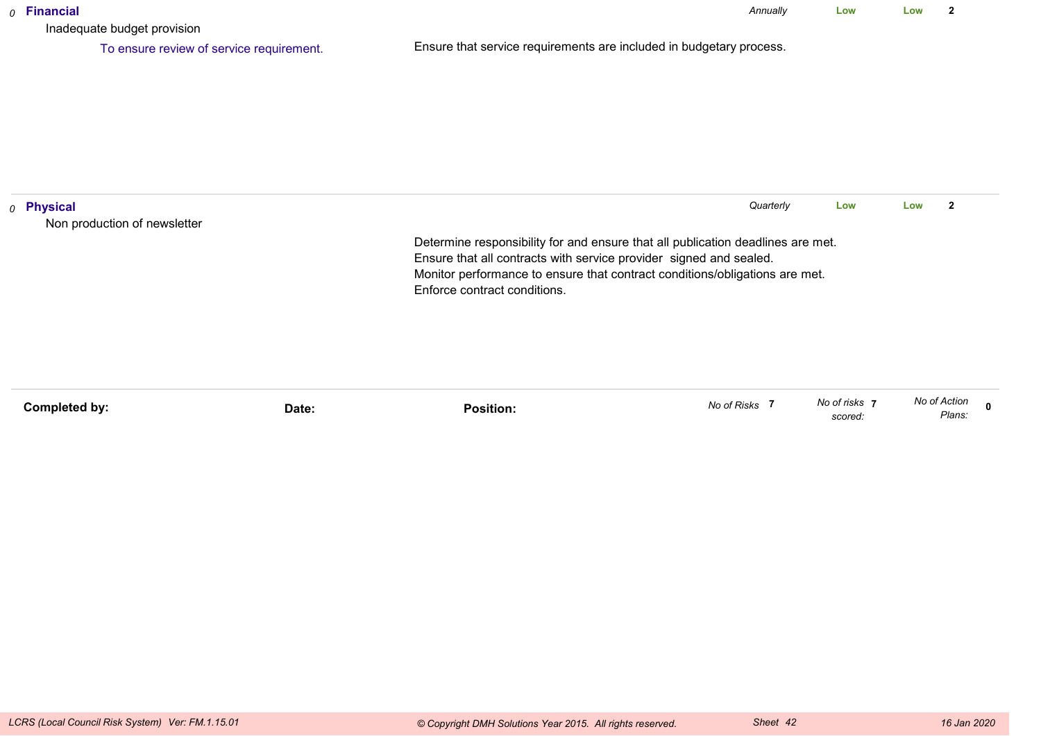*0* **Financial** — *Annually* — **Low** — **Low** — **2**

Inadequate budget provision

To ensure review of service requirement.

Ensure that service requirements are included in budgetary process.

---

*0* **Physical** — *Quarterly* — **Low** — **Low** — **2**

Non production of newsletter

Determine responsibility for and ensure that all publication deadlines are met.
Ensure that all contracts with service provider signed and sealed.
Monitor performance to ensure that contract conditions/obligations are met.
Enforce contract conditions.

---

**Completed by:** **Date:** **Position:**

*No of Risks* **7** *No of risks scored:* **7** *No of Action Plans:* **0**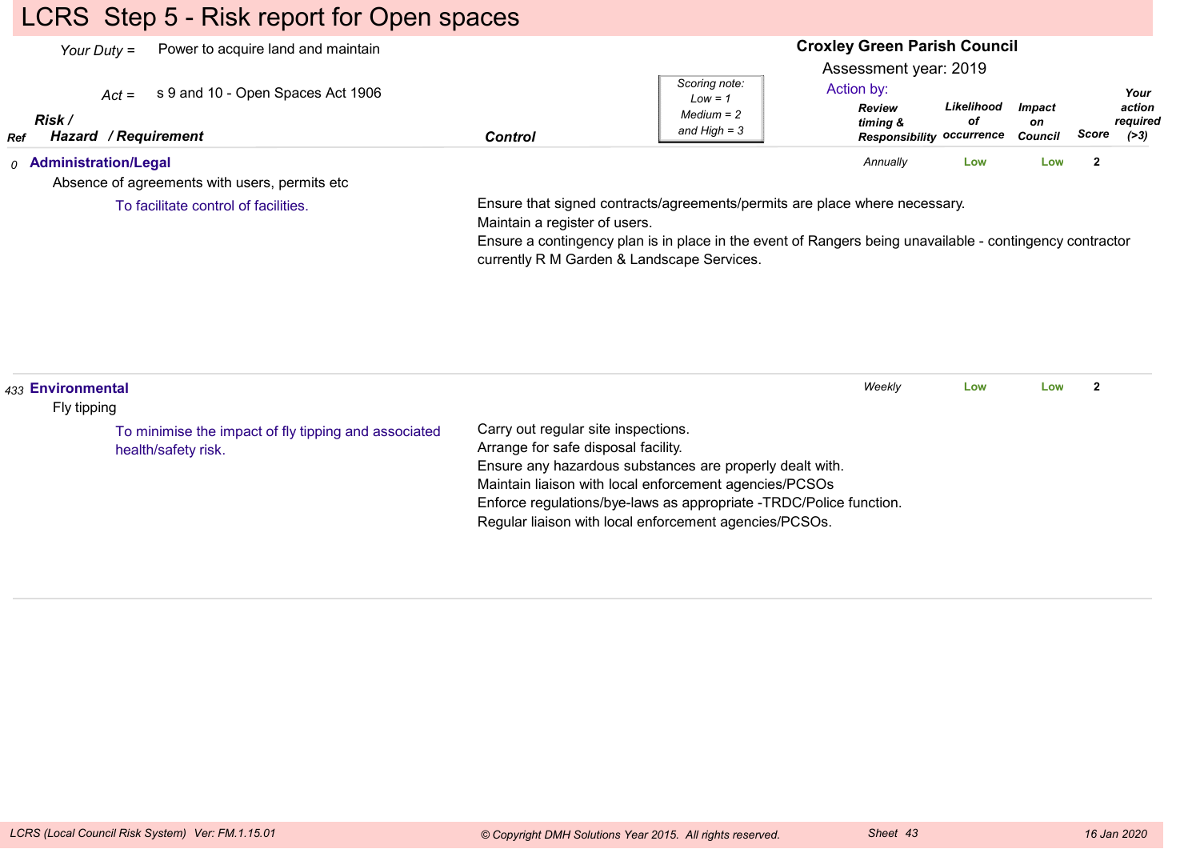# LCRS Step 5 - Risk report for Open spaces

*Your Duty* = Power to acquire land and maintain

*Act* = s 9 and 10 - Open Spaces Act 1906

**Croxley Green Parish Council**

Assessment year: 2019

*Scoring note: Low = 1, Medium = 2 and High = 3*

| Ref | Risk / Hazard / Requirement | Control | Review timing & Responsibility | Likelihood of occurrence | Impact on Council | Score | Your action required (>3) |
|---|---|---|---|---|---|---|---|
| 0 | **Administration/Legal**<br>Absence of agreements with users, permits etc<br>To facilitate control of facilities. | Ensure that signed contracts/agreements/permits are place where necessary.<br>Maintain a register of users.<br>Ensure a contingency plan is in place in the event of Rangers being unavailable - contingency contractor currently R M Garden & Landscape Services. | *Annually* | Low | Low | 2 | |
| 433 | **Environmental**<br>Fly tipping<br>To minimise the impact of fly tipping and associated health/safety risk. | Carry out regular site inspections.<br>Arrange for safe disposal facility.<br>Ensure any hazardous substances are properly dealt with.<br>Maintain liaison with local enforcement agencies/PCSOs<br>Enforce regulations/bye-laws as appropriate -TRDC/Police function.<br>Regular liaison with local enforcement agencies/PCSOs. | *Weekly* | Low | Low | 2 | |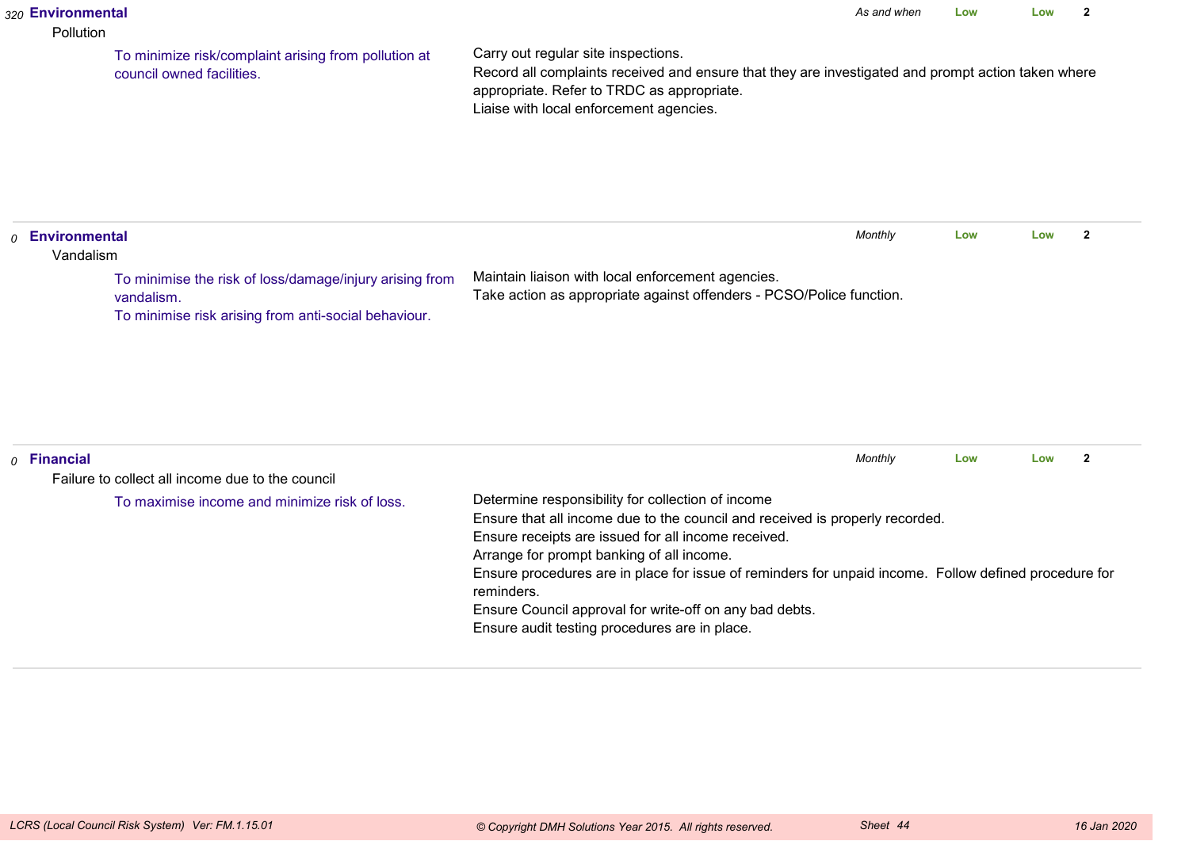*320* **Environmental** | *As and when* | **Low** | **Low** | **2**

Pollution

To minimize risk/complaint arising from pollution at council owned facilities.

Carry out regular site inspections.
Record all complaints received and ensure that they are investigated and prompt action taken where appropriate. Refer to TRDC as appropriate.
Liaise with local enforcement agencies.

---

*0* **Environmental** | *Monthly* | **Low** | **Low** | **2**

Vandalism

To minimise the risk of loss/damage/injury arising from vandalism.
To minimise risk arising from anti-social behaviour.

Maintain liaison with local enforcement agencies.
Take action as appropriate against offenders - PCSO/Police function.

---

*0* **Financial** | *Monthly* | **Low** | **Low** | **2**

Failure to collect all income due to the council

To maximise income and minimize risk of loss.

Determine responsibility for collection of income
Ensure that all income due to the council and received is properly recorded.
Ensure receipts are issued for all income received.
Arrange for prompt banking of all income.
Ensure procedures are in place for issue of reminders for unpaid income. Follow defined procedure for reminders.
Ensure Council approval for write-off on any bad debts.
Ensure audit testing procedures are in place.

---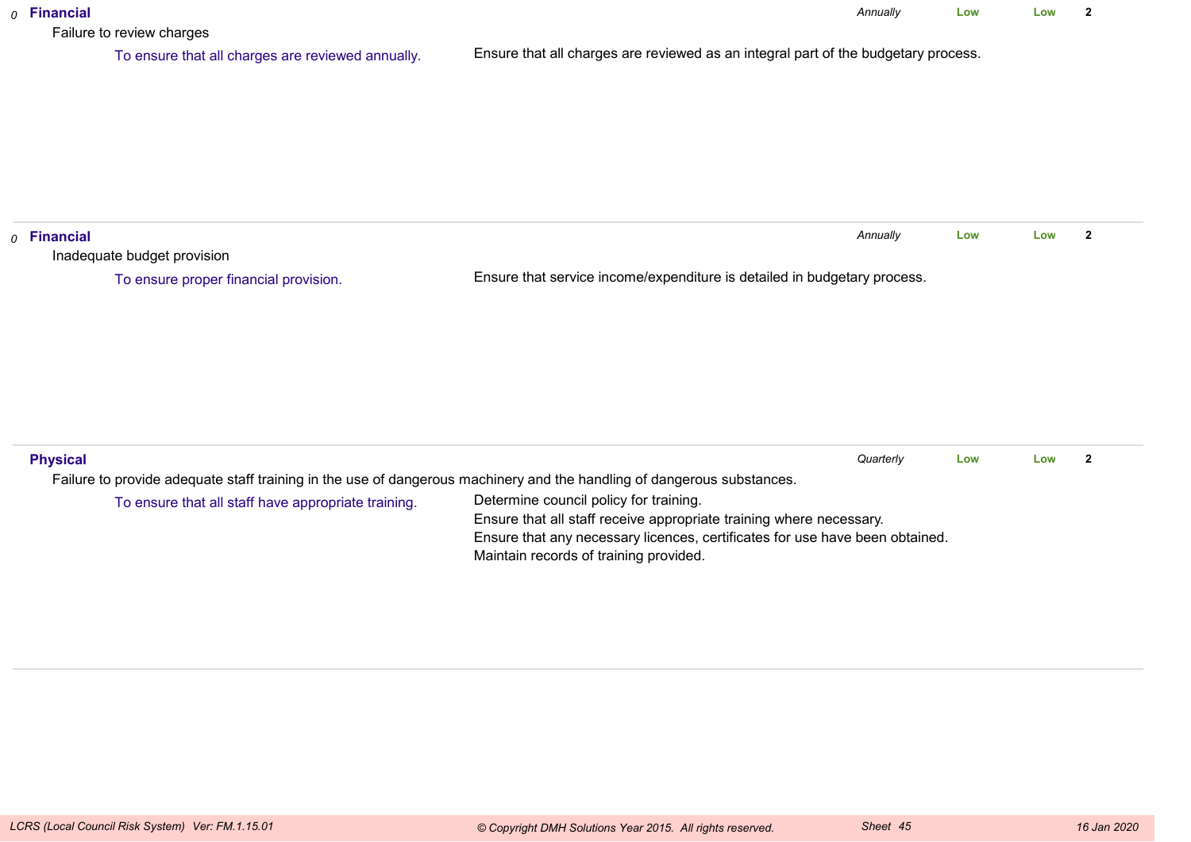*0* **Financial** *Annually* **Low** **Low** **2**

Failure to review charges

To ensure that all charges are reviewed annually.

Ensure that all charges are reviewed as an integral part of the budgetary process.

---

*0* **Financial** *Annually* **Low** **Low** **2**

Inadequate budget provision

To ensure proper financial provision.

Ensure that service income/expenditure is detailed in budgetary process.

---

**Physical** *Quarterly* **Low** **Low** **2**

Failure to provide adequate staff training in the use of dangerous machinery and the handling of dangerous substances.

To ensure that all staff have appropriate training.

Determine council policy for training.
Ensure that all staff receive appropriate training where necessary.
Ensure that any necessary licences, certificates for use have been obtained.
Maintain records of training provided.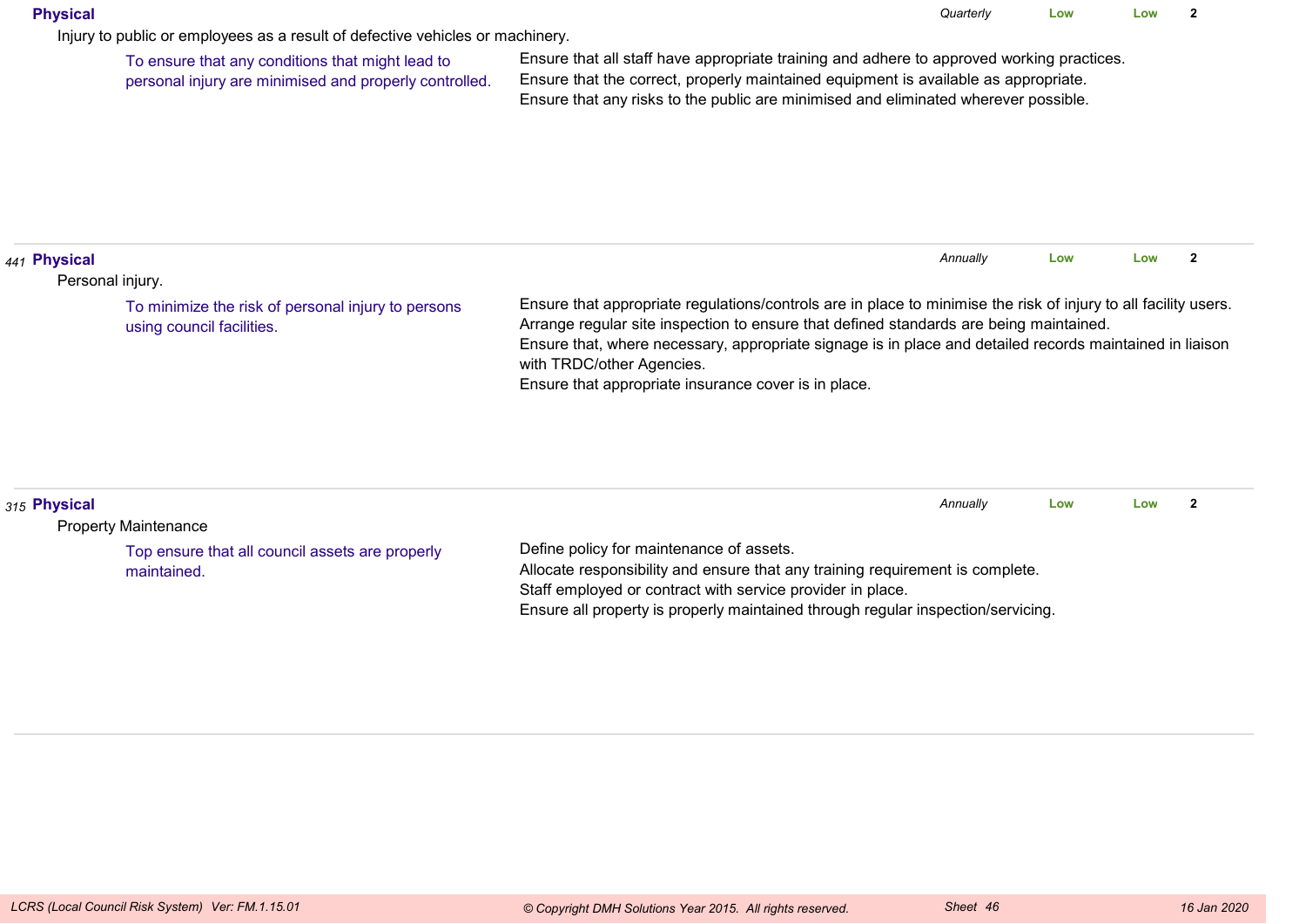**Physical** — *Quarterly* — Low — Low — 2

Injury to public or employees as a result of defective vehicles or machinery.

To ensure that any conditions that might lead to personal injury are minimised and properly controlled.

Ensure that all staff have appropriate training and adhere to approved working practices.
Ensure that the correct, properly maintained equipment is available as appropriate.
Ensure that any risks to the public are minimised and eliminated wherever possible.

---

*441* **Physical** — *Annually* — Low — Low — 2

Personal injury.

To minimize the risk of personal injury to persons using council facilities.

Ensure that appropriate regulations/controls are in place to minimise the risk of injury to all facility users.
Arrange regular site inspection to ensure that defined standards are being maintained.
Ensure that, where necessary, appropriate signage is in place and detailed records maintained in liaison with TRDC/other Agencies.
Ensure that appropriate insurance cover is in place.

---

*315* **Physical** — *Annually* — Low — Low — 2

Property Maintenance

Top ensure that all council assets are properly maintained.

Define policy for maintenance of assets.
Allocate responsibility and ensure that any training requirement is complete.
Staff employed or contract with service provider in place.
Ensure all property is properly maintained through regular inspection/servicing.

---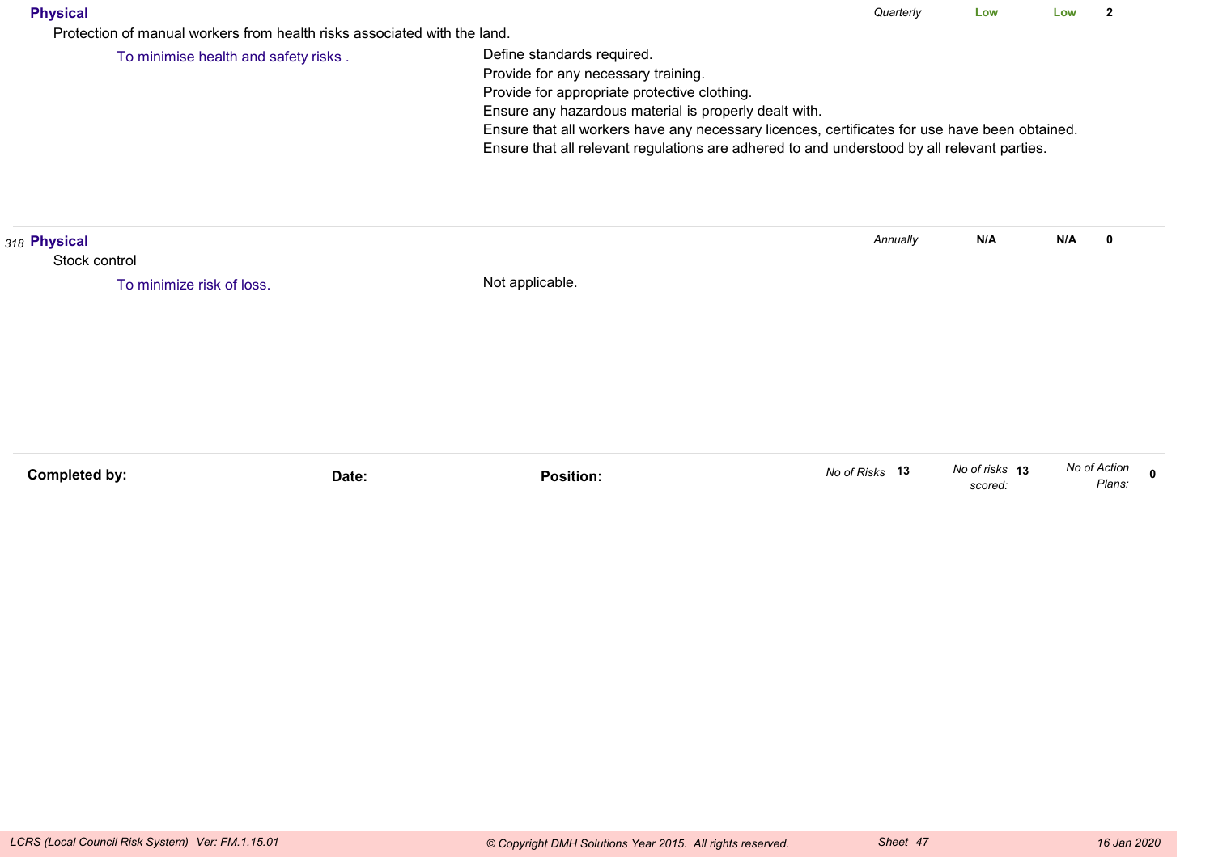**Physical** — *Quarterly* | **Low** | **Low** | **2**

Protection of manual workers from health risks associated with the land.

To minimise health and safety risks .

Define standards required.
Provide for any necessary training.
Provide for appropriate protective clothing.
Ensure any hazardous material is properly dealt with.
Ensure that all workers have any necessary licences, certificates for use have been obtained.
Ensure that all relevant regulations are adhered to and understood by all relevant parties.

---

*318* **Physical** — *Annually* | **N/A** | **N/A** | **0**

Stock control

To minimize risk of loss.

Not applicable.

---

| **Completed by:** | **Date:** | **Position:** | *No of Risks* **13** | *No of risks scored:* **13** | *No of Action Plans:* **0** |
|---|---|---|---|---|---|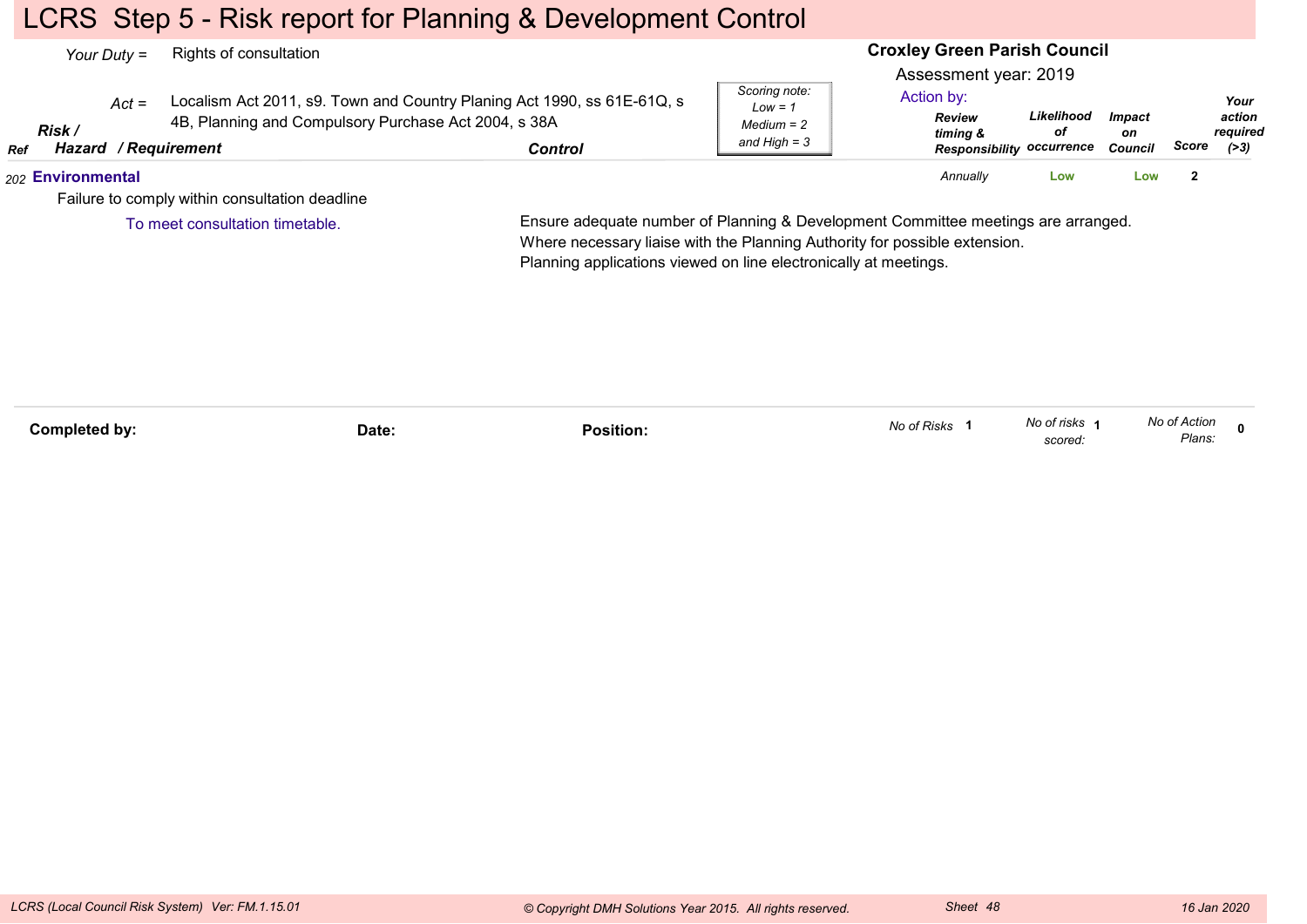# LCRS Step 5 - Risk report for Planning & Development Control

*Your Duty* = Rights of consultation

*Act* = Localism Act 2011, s9. Town and Country Planing Act 1990, ss 61E-61Q, s 4B, Planning and Compulsory Purchase Act 2004, s 38A

**Croxley Green Parish Council**

Assessment year: 2019

*Scoring note: Low = 1, Medium = 2 and High = 3*

| Ref | Risk / Hazard / Requirement | Control | Action by: Review timing & Responsibility | Likelihood of occurrence | Impact on Council | Score | Your action required (>3) |
|---|---|---|---|---|---|---|---|
| 202 | **Environmental**<br>Failure to comply within consultation deadline<br>To meet consultation timetable. | Ensure adequate number of Planning & Development Committee meetings are arranged.<br>Where necessary liaise with the Planning Authority for possible extension.<br>Planning applications viewed on line electronically at meetings. | *Annually* | Low | Low | 2 | |

**Completed by:** **Date:** **Position:**

*No of Risks* 1 *No of risks scored:* 1 *No of Action Plans:* 0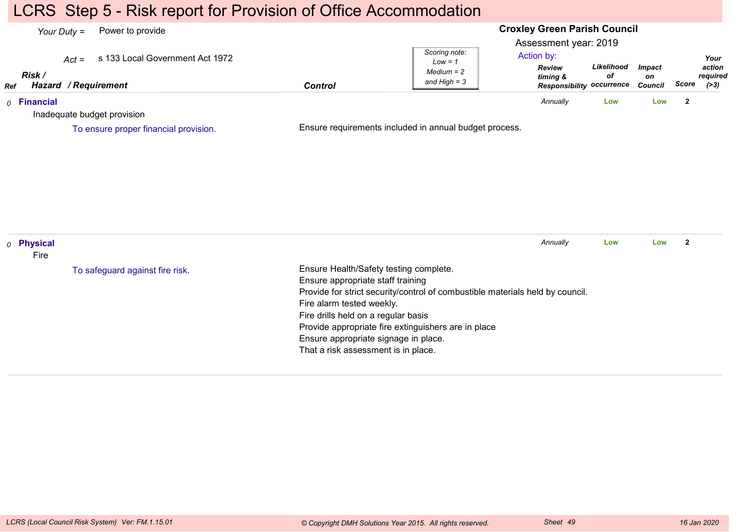# LCRS Step 5 - Risk report for Provision of Office Accommodation

*Your Duty* = Power to provide

*Act* = s 133 Local Government Act 1972

**Croxley Green Parish Council**

Assessment year: 2019

*Scoring note: Low = 1, Medium = 2 and High = 3*

| Ref | Risk / Hazard / Requirement | Control | Action by: Review timing & Responsibility | Likelihood of occurrence | Impact on Council | Score | Your action required (>3) |
|---|---|---|---|---|---|---|---|
| 0 | **Financial**<br>Inadequate budget provision<br>To ensure proper financial provision. | Ensure requirements included in annual budget process. | Annually | Low | Low | 2 | |
| 0 | **Physical**<br>Fire<br>To safeguard against fire risk. | Ensure Health/Safety testing complete.<br>Ensure appropriate staff training<br>Provide for strict security/control of combustible materials held by council.<br>Fire alarm tested weekly.<br>Fire drills held on a regular basis<br>Provide appropriate fire extinguishers are in place<br>Ensure appropriate signage in place.<br>That a risk assessment is in place. | Annually | Low | Low | 2 | |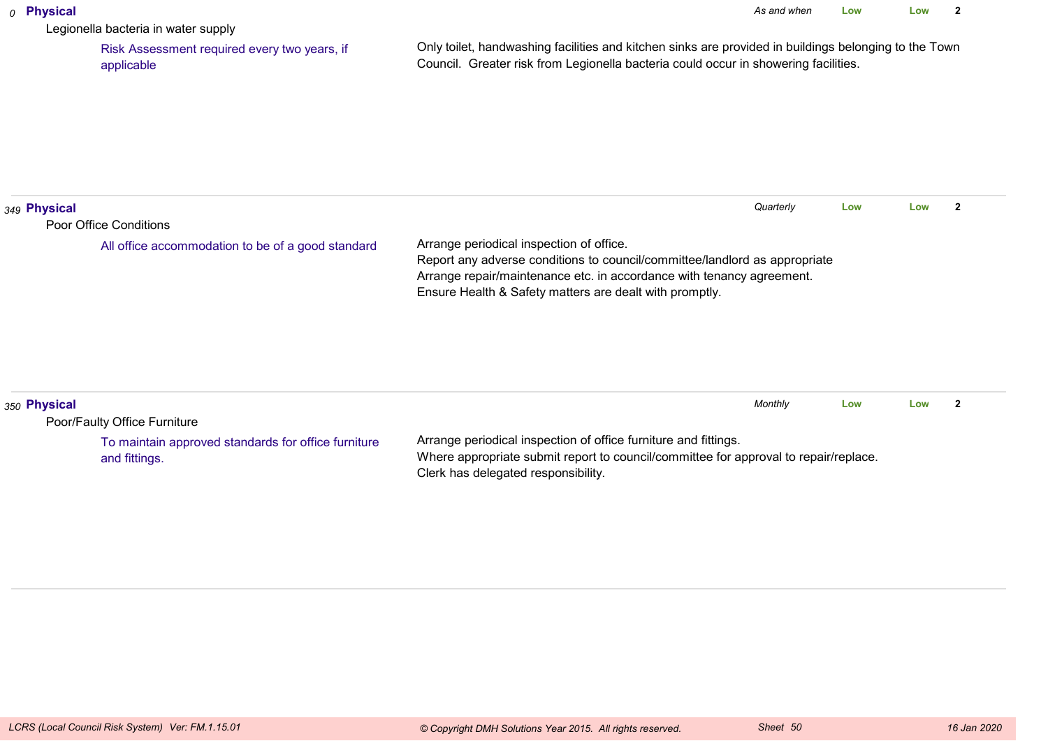| No. | Category / Risk / Objective | Action | Frequency | Risk | Risk | Score |
|---|---|---|---|---|---|---|
| 0 | **Physical**<br>Legionella bacteria in water supply<br>Risk Assessment required every two years, if applicable | Only toilet, handwashing facilities and kitchen sinks are provided in buildings belonging to the Town Council. Greater risk from Legionella bacteria could occur in showering facilities. | *As and when* | Low | Low | 2 |
| 349 | **Physical**<br>Poor Office Conditions<br>All office accommodation to be of a good standard | Arrange periodical inspection of office.<br>Report any adverse conditions to council/committee/landlord as appropriate<br>Arrange repair/maintenance etc. in accordance with tenancy agreement.<br>Ensure Health & Safety matters are dealt with promptly. | *Quarterly* | Low | Low | 2 |
| 350 | **Physical**<br>Poor/Faulty Office Furniture<br>To maintain approved standards for office furniture and fittings. | Arrange periodical inspection of office furniture and fittings.<br>Where appropriate submit report to council/committee for approval to repair/replace.<br>Clerk has delegated responsibility. | *Monthly* | Low | Low | 2 |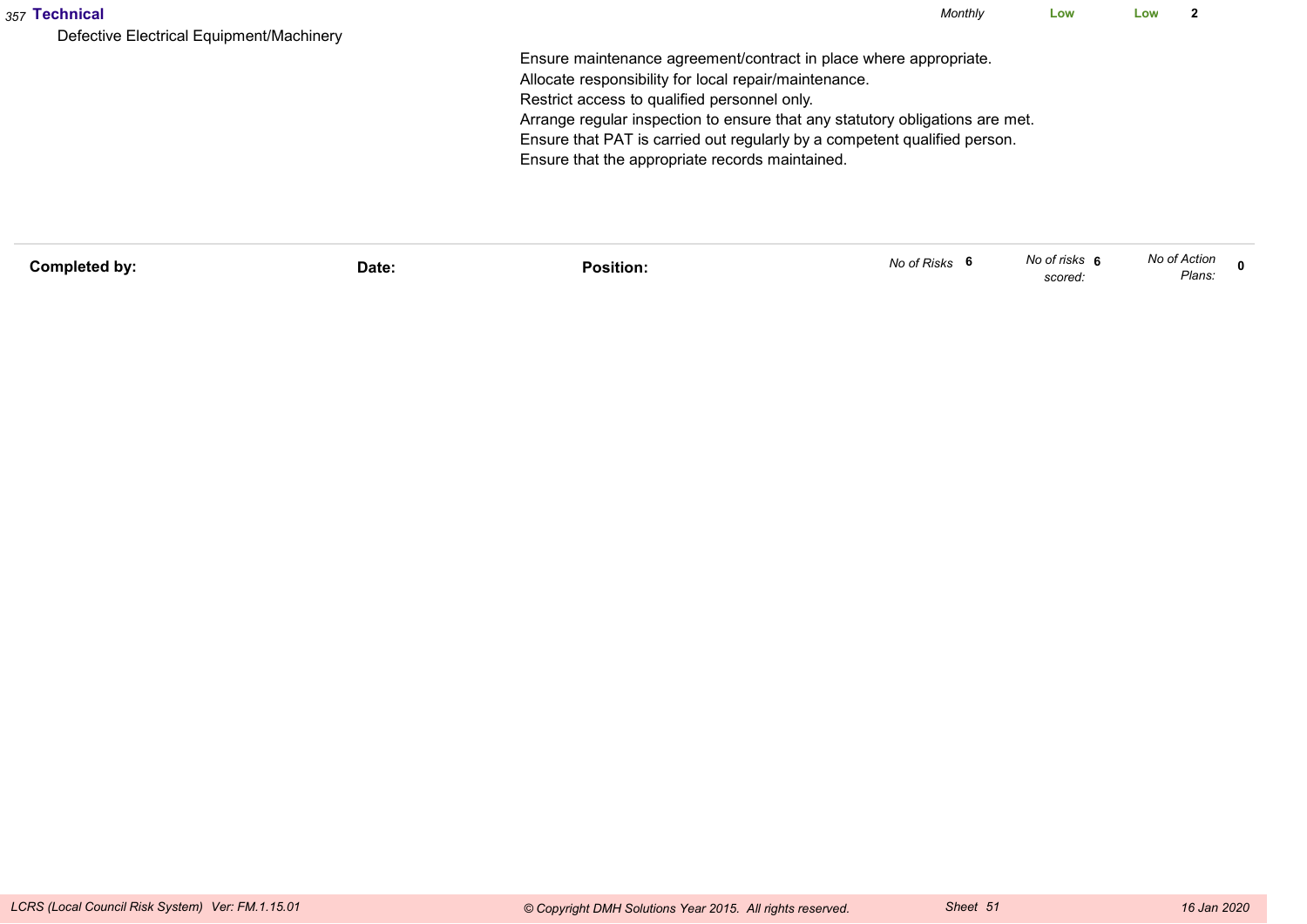| | | | | | |
|---|---|---|---|---|---|
| *357* **Technical** | | *Monthly* | **Low** | **Low** | **2** |
| Defective Electrical Equipment/Machinery | Ensure maintenance agreement/contract in place where appropriate.<br>Allocate responsibility for local repair/maintenance.<br>Restrict access to qualified personnel only.<br>Arrange regular inspection to ensure that any statutory obligations are met.<br>Ensure that PAT is carried out regularly by a competent qualified person.<br>Ensure that the appropriate records maintained. | | | | |

**Completed by:** **Date:** **Position:** *No of Risks* **6** *No of risks scored:* **6** *No of Action Plans:* **0**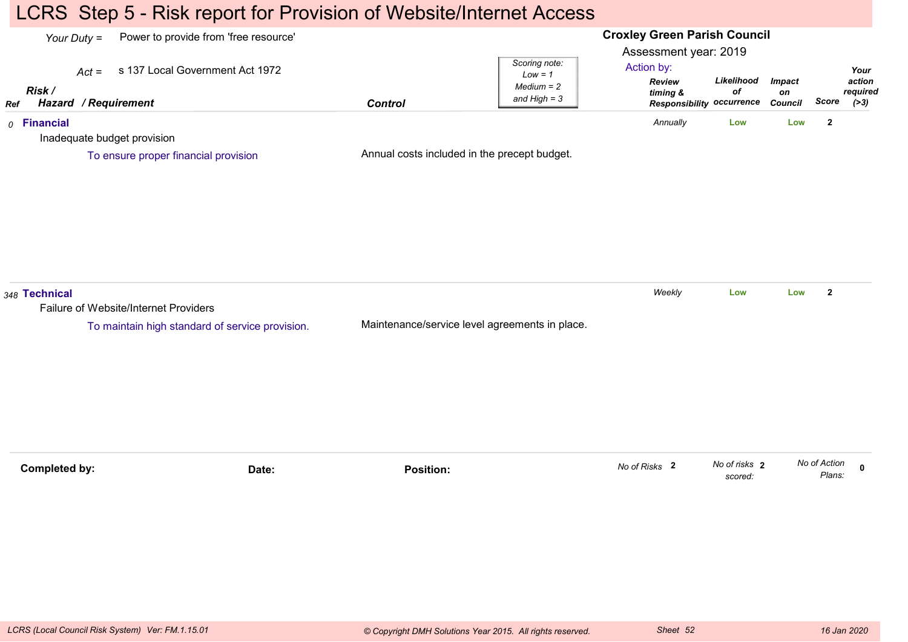# LCRS Step 5 - Risk report for Provision of Website/Internet Access

*Your Duty* = Power to provide from 'free resource'

*Act* = s 137 Local Government Act 1972

**Croxley Green Parish Council**

Assessment year: 2019

*Scoring note: Low = 1, Medium = 2 and High = 3*

Action by:

| Ref | Risk / Hazard / Requirement | Control | Review timing & Responsibility | Likelihood of occurrence | Impact on Council | Score | Your action required (>3) |
|---|---|---|---|---|---|---|---|
| 0 | **Financial**<br>Inadequate budget provision<br>To ensure proper financial provision | Annual costs included in the precept budget. | Annually | Low | Low | 2 | |
| 348 | **Technical**<br>Failure of Website/Internet Providers<br>To maintain high standard of service provision. | Maintenance/service level agreements in place. | Weekly | Low | Low | 2 | |

**Completed by:** **Date:** **Position:**

*No of Risks* 2 *No of risks scored:* 2 *No of Action Plans:* 0

*LCRS (Local Council Risk System) Ver: FM.1.15.01* *© Copyright DMH Solutions Year 2015. All rights reserved.* *Sheet 52* *16 Jan 2020*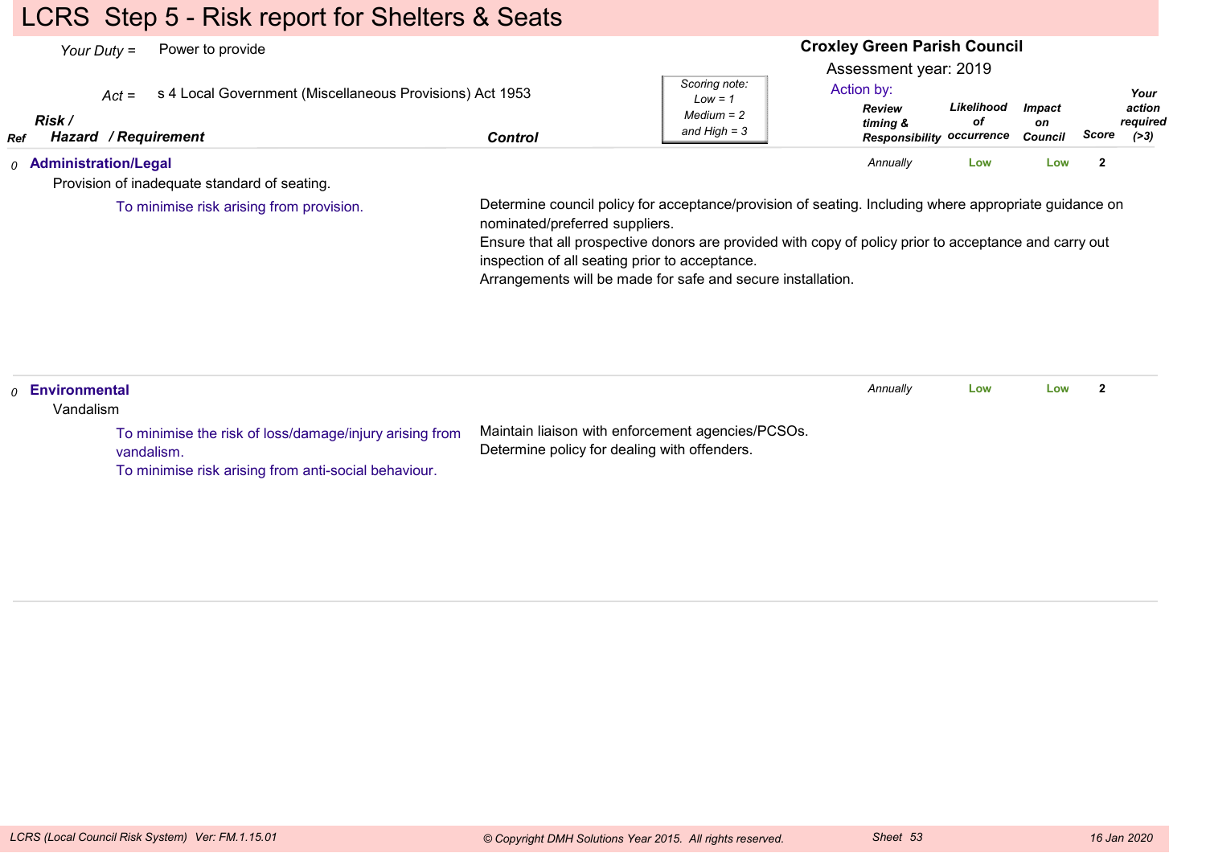# LCRS Step 5 - Risk report for Shelters & Seats

*Your Duty* = Power to provide

*Act* = s 4 Local Government (Miscellaneous Provisions) Act 1953

**Croxley Green Parish Council**

Assessment year: 2019

*Scoring note: Low = 1, Medium = 2 and High = 3*

| Ref | Risk / Hazard / Requirement | Control | Review timing & Responsibility | Likelihood of occurrence | Impact on Council | Score | Your action required (>3) |
|---|---|---|---|---|---|---|---|
| 0 | **Administration/Legal**<br>Provision of inadequate standard of seating.<br>To minimise risk arising from provision. | Determine council policy for acceptance/provision of seating. Including where appropriate guidance on nominated/preferred suppliers.<br>Ensure that all prospective donors are provided with copy of policy prior to acceptance and carry out inspection of all seating prior to acceptance.<br>Arrangements will be made for safe and secure installation. | Annually | Low | Low | 2 | |
| 0 | **Environmental**<br>Vandalism<br>To minimise the risk of loss/damage/injury arising from vandalism.<br>To minimise risk arising from anti-social behaviour. | Maintain liaison with enforcement agencies/PCSOs.<br>Determine policy for dealing with offenders. | Annually | Low | Low | 2 | |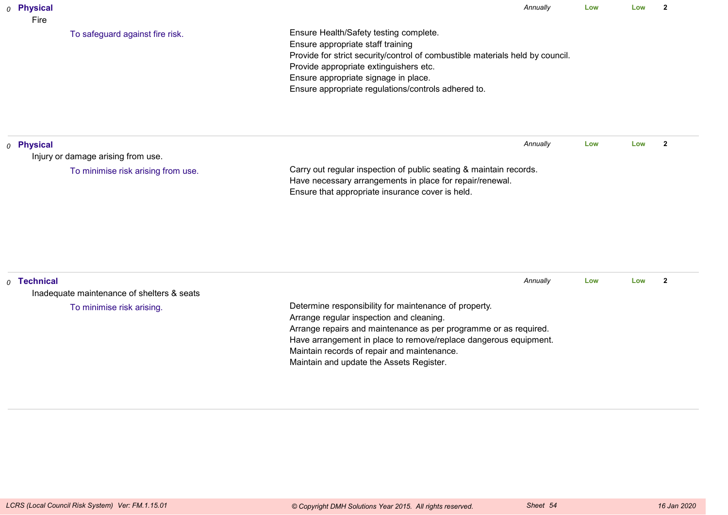*0* **Physical**

Fire

To safeguard against fire risk.

Ensure Health/Safety testing complete.
Ensure appropriate staff training
Provide for strict security/control of combustible materials held by council.
Provide appropriate extinguishers etc.
Ensure appropriate signage in place.
Ensure appropriate regulations/controls adhered to.

*Annually* | **Low** | **Low** | **2**

---

*0* **Physical**

Injury or damage arising from use.

To minimise risk arising from use.

Carry out regular inspection of public seating & maintain records.
Have necessary arrangements in place for repair/renewal.
Ensure that appropriate insurance cover is held.

*Annually* | **Low** | **Low** | **2**

---

*0* **Technical**

Inadequate maintenance of shelters & seats

To minimise risk arising.

Determine responsibility for maintenance of property.
Arrange regular inspection and cleaning.
Arrange repairs and maintenance as per programme or as required.
Have arrangement in place to remove/replace dangerous equipment.
Maintain records of repair and maintenance.
Maintain and update the Assets Register.

*Annually* | **Low** | **Low** | **2**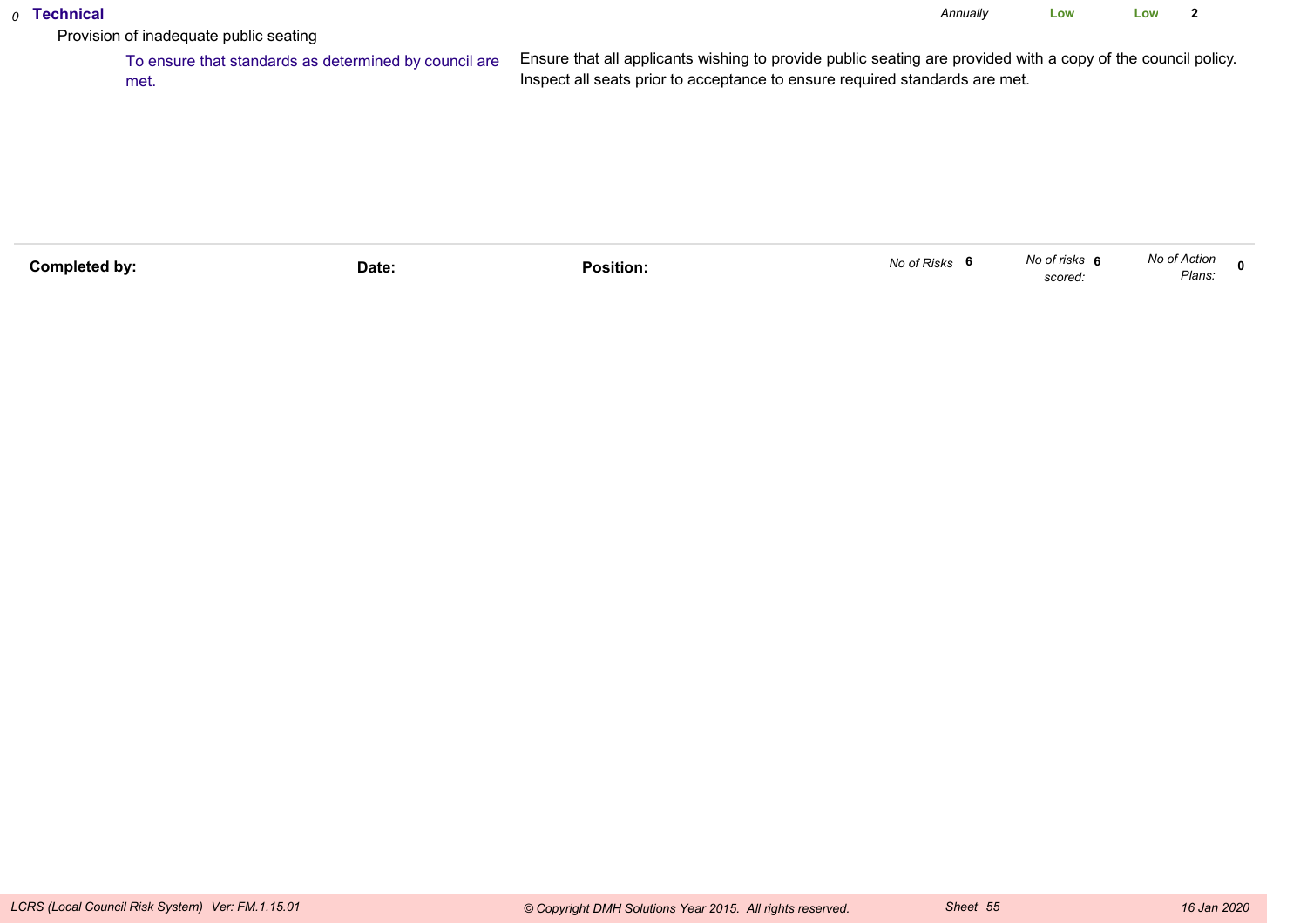*0* **Technical** *Annually* **Low** **Low** **2**

Provision of inadequate public seating

To ensure that standards as determined by council are met.

Ensure that all applicants wishing to provide public seating are provided with a copy of the council policy. Inspect all seats prior to acceptance to ensure required standards are met.

| **Completed by:** | **Date:** | **Position:** | *No of Risks* **6** | *No of risks scored:* **6** | *No of Action Plans:* **0** |
|---|---|---|---|---|---|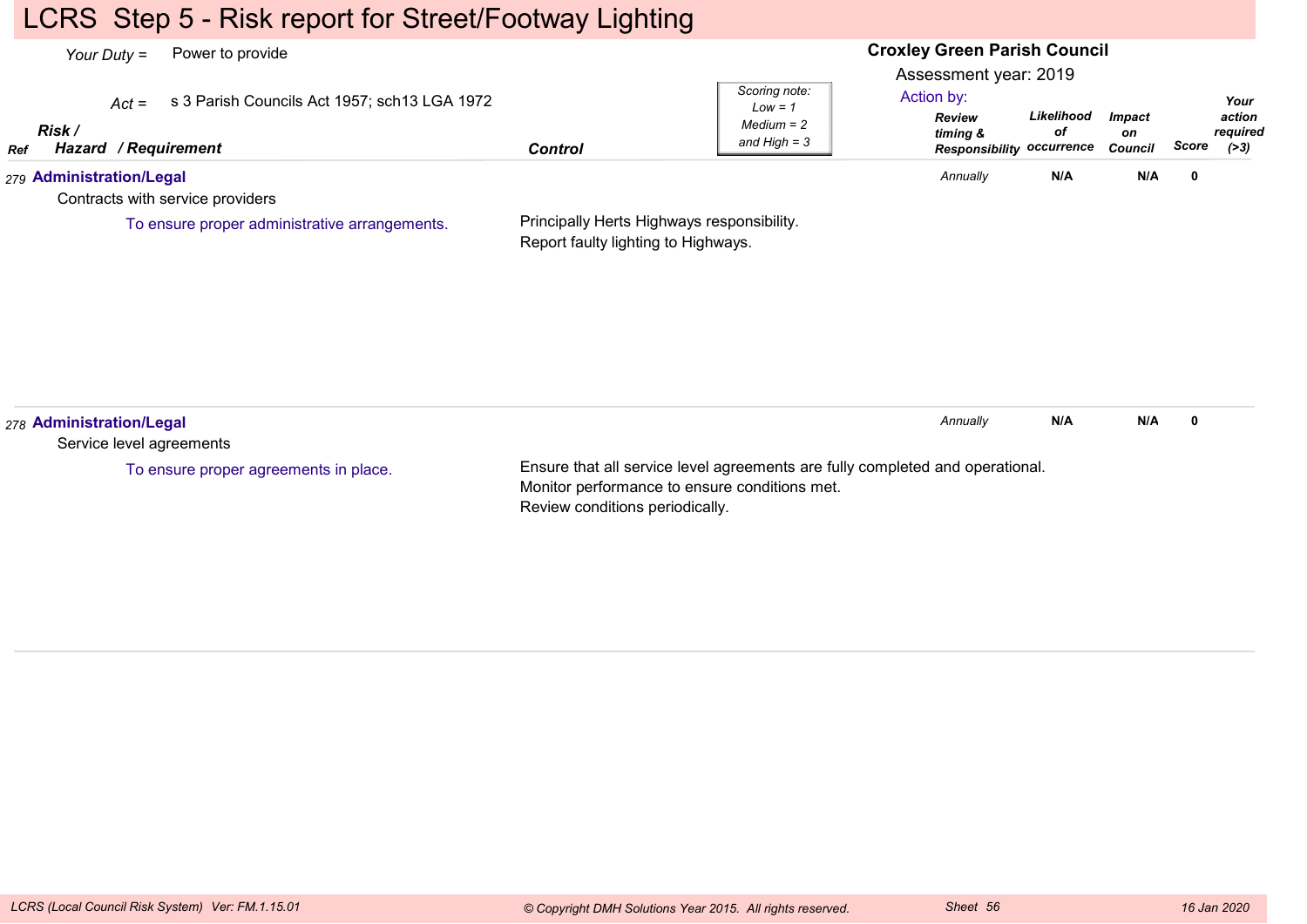# LCRS Step 5 - Risk report for Street/Footway Lighting

*Your Duty* = Power to provide

*Act* = s 3 Parish Councils Act 1957; sch13 LGA 1972

**Croxley Green Parish Council**

Assessment year: 2019

*Scoring note: Low = 1, Medium = 2 and High = 3*

| Ref | Risk / Hazard / Requirement | Control | Action by: Review timing & Responsibility | Likelihood of occurrence | Impact on Council | Score | Your action required (>3) |
|---|---|---|---|---|---|---|---|
| 279 | **Administration/Legal**<br>Contracts with service providers<br>To ensure proper administrative arrangements. | Principally Herts Highways responsibility.<br>Report faulty lighting to Highways. | *Annually* | **N/A** | **N/A** | **0** | |
| 278 | **Administration/Legal**<br>Service level agreements<br>To ensure proper agreements in place. | Ensure that all service level agreements are fully completed and operational.<br>Monitor performance to ensure conditions met.<br>Review conditions periodically. | *Annually* | **N/A** | **N/A** | **0** | |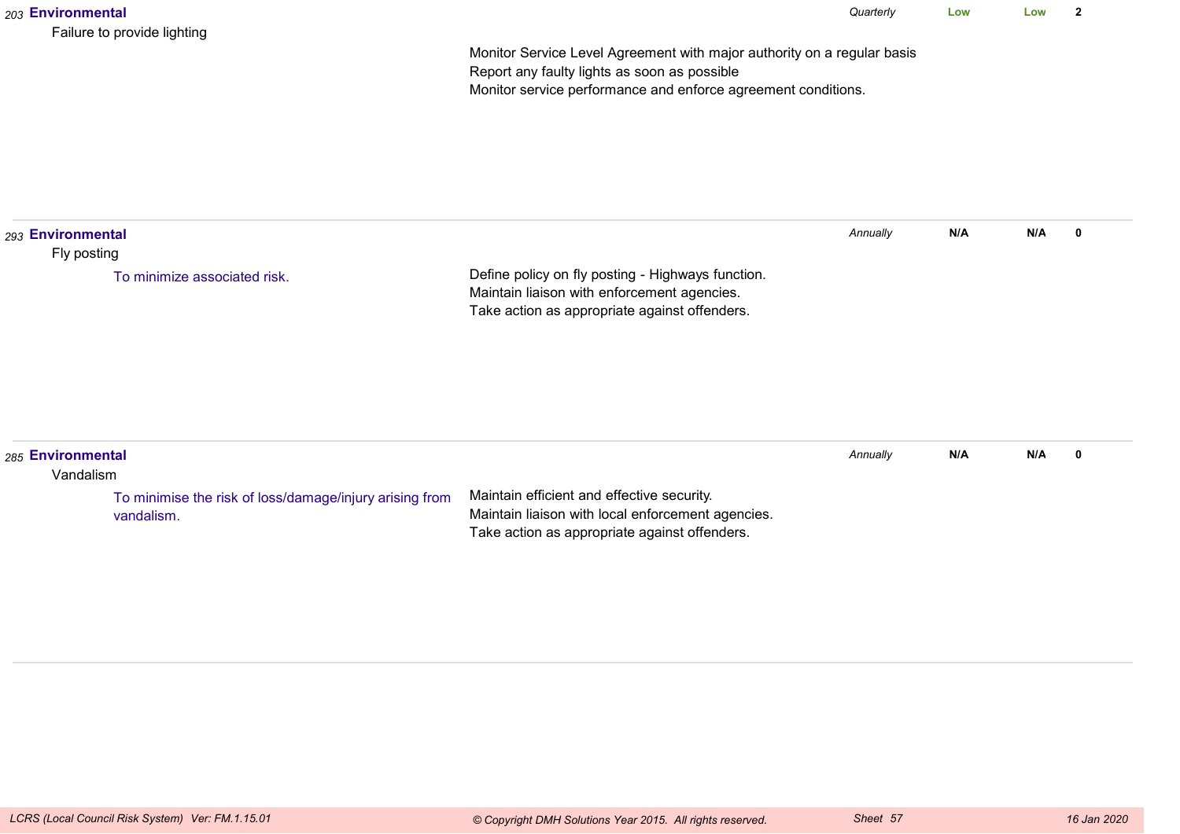| Ref | Category / Risk | Objective | Controls | Review | Likelihood | Impact | Score |
|---|---|---|---|---|---|---|---|
| 203 | **Environmental** Failure to provide lighting | | Monitor Service Level Agreement with major authority on a regular basis<br>Report any faulty lights as soon as possible<br>Monitor service performance and enforce agreement conditions. | *Quarterly* | **Low** | **Low** | **2** |
| 293 | **Environmental** Fly posting | To minimize associated risk. | Define policy on fly posting - Highways function.<br>Maintain liaison with enforcement agencies.<br>Take action as appropriate against offenders. | *Annually* | **N/A** | **N/A** | **0** |
| 285 | **Environmental** Vandalism | To minimise the risk of loss/damage/injury arising from vandalism. | Maintain efficient and effective security.<br>Maintain liaison with local enforcement agencies.<br>Take action as appropriate against offenders. | *Annually* | **N/A** | **N/A** | **0** |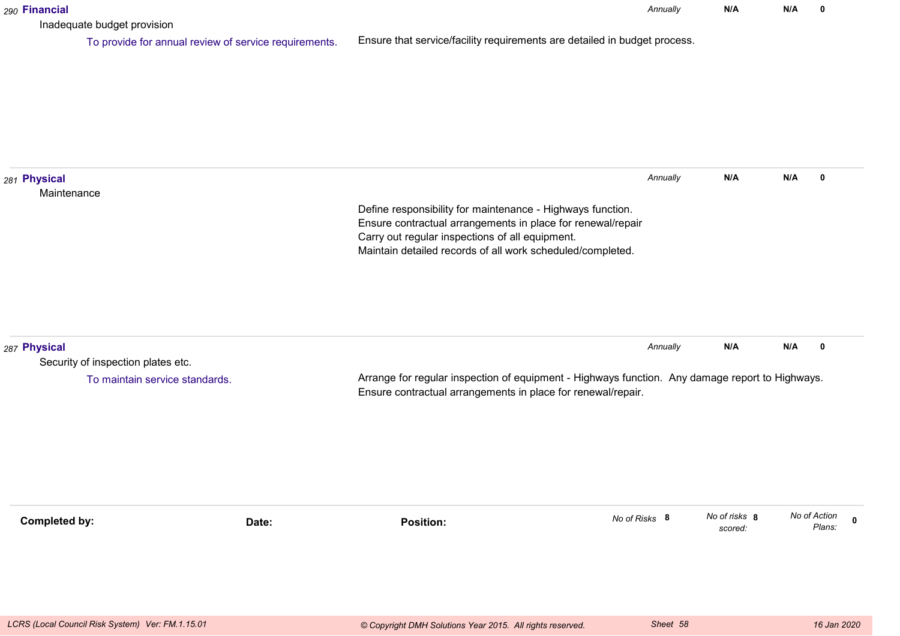*290* **Financial**

Inadequate budget provision

To provide for annual review of service requirements.

Ensure that service/facility requirements are detailed in budget process.

*Annually* **N/A** **N/A** **0**

---

*281* **Physical**

Maintenance

Define responsibility for maintenance - Highways function.
Ensure contractual arrangements in place for renewal/repair
Carry out regular inspections of all equipment.
Maintain detailed records of all work scheduled/completed.

*Annually* **N/A** **N/A** **0**

---

*287* **Physical**

Security of inspection plates etc.

To maintain service standards.

Arrange for regular inspection of equipment - Highways function. Any damage report to Highways.
Ensure contractual arrangements in place for renewal/repair.

*Annually* **N/A** **N/A** **0**

---

**Completed by:** **Date:** **Position:**

*No of Risks* **8** *No of risks scored:* **8** *No of Action Plans:* **0**

*LCRS (Local Council Risk System) Ver: FM.1.15.01* *© Copyright DMH Solutions Year 2015. All rights reserved.* *Sheet 58* *16 Jan 2020*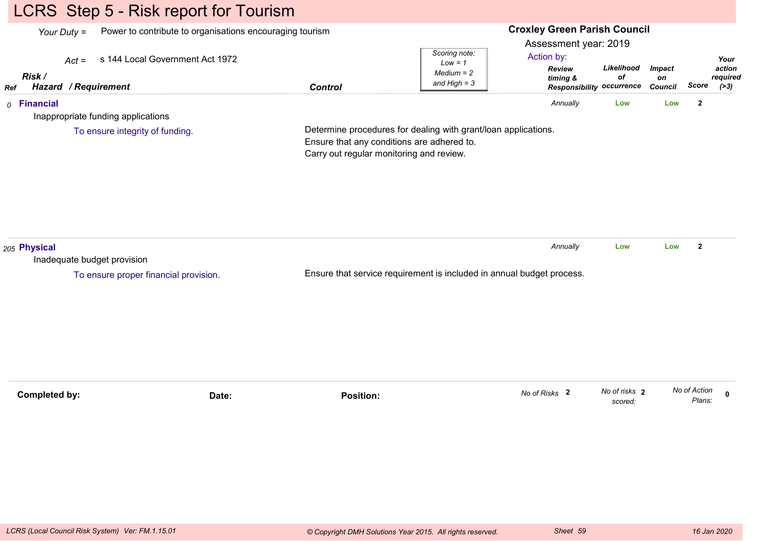# LCRS Step 5 - Risk report for Tourism

*Your Duty =* Power to contribute to organisations encouraging tourism

*Act =* s 144 Local Government Act 1972

**Croxley Green Parish Council**

Assessment year: 2019

*Scoring note: Low = 1, Medium = 2 and High = 3*

| Ref | Risk / Hazard / Requirement | Control | Action by: Review timing & Responsibility | Likelihood of occurrence | Impact on Council | Score | Your action required (>3) |
|---|---|---|---|---|---|---|---|
| 0 | **Financial**<br>Inappropriate funding applications<br>To ensure integrity of funding. | Determine procedures for dealing with grant/loan applications.<br>Ensure that any conditions are adhered to.<br>Carry out regular monitoring and review. | Annually | Low | Low | 2 | |
| 205 | **Physical**<br>Inadequate budget provision<br>To ensure proper financial provision. | Ensure that service requirement is included in annual budget process. | Annually | Low | Low | 2 | |

**Completed by:** &nbsp;&nbsp;&nbsp; **Date:** &nbsp;&nbsp;&nbsp; **Position:**

*No of Risks* 2 &nbsp;&nbsp;&nbsp; *No of risks scored:* 2 &nbsp;&nbsp;&nbsp; *No of Action Plans:* 0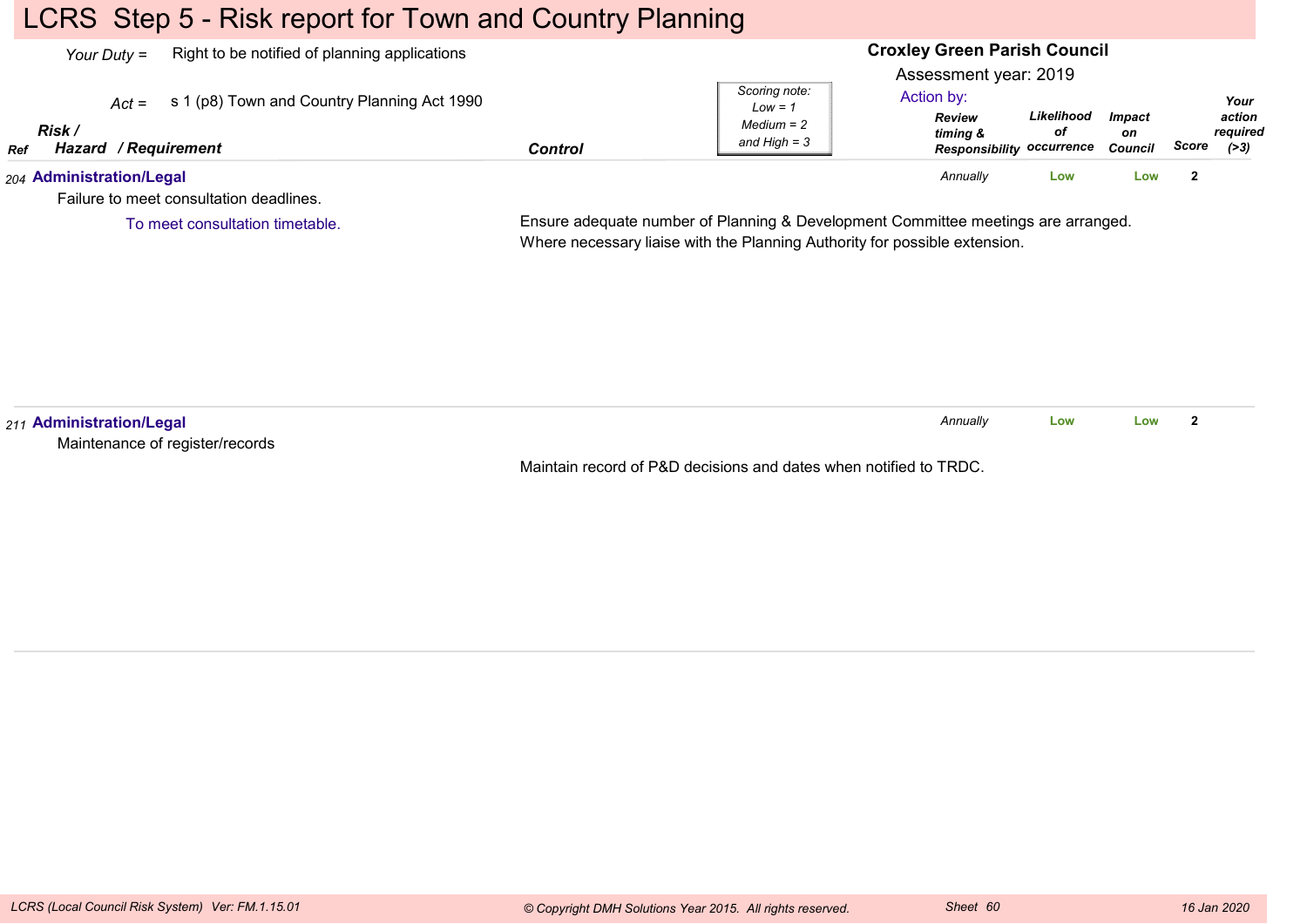# LCRS Step 5 - Risk report for Town and Country Planning

*Your Duty* = Right to be notified of planning applications

*Act* = s 1 (p8) Town and Country Planning Act 1990

**Croxley Green Parish Council**

Assessment year: 2019

Action by:

*Scoring note: Low = 1 Medium = 2 and High = 3*

| Ref | Risk / Hazard / Requirement | Control | Review timing & Responsibility | Likelihood of occurrence | Impact on Council | Score | Your action required (>3) |
|---|---|---|---|---|---|---|---|
| 204 | **Administration/Legal**<br>Failure to meet consultation deadlines.<br>To meet consultation timetable. | Ensure adequate number of Planning & Development Committee meetings are arranged. Where necessary liaise with the Planning Authority for possible extension. | Annually | Low | Low | 2 | |
| 211 | **Administration/Legal**<br>Maintenance of register/records | Maintain record of P&D decisions and dates when notified to TRDC. | Annually | Low | Low | 2 | |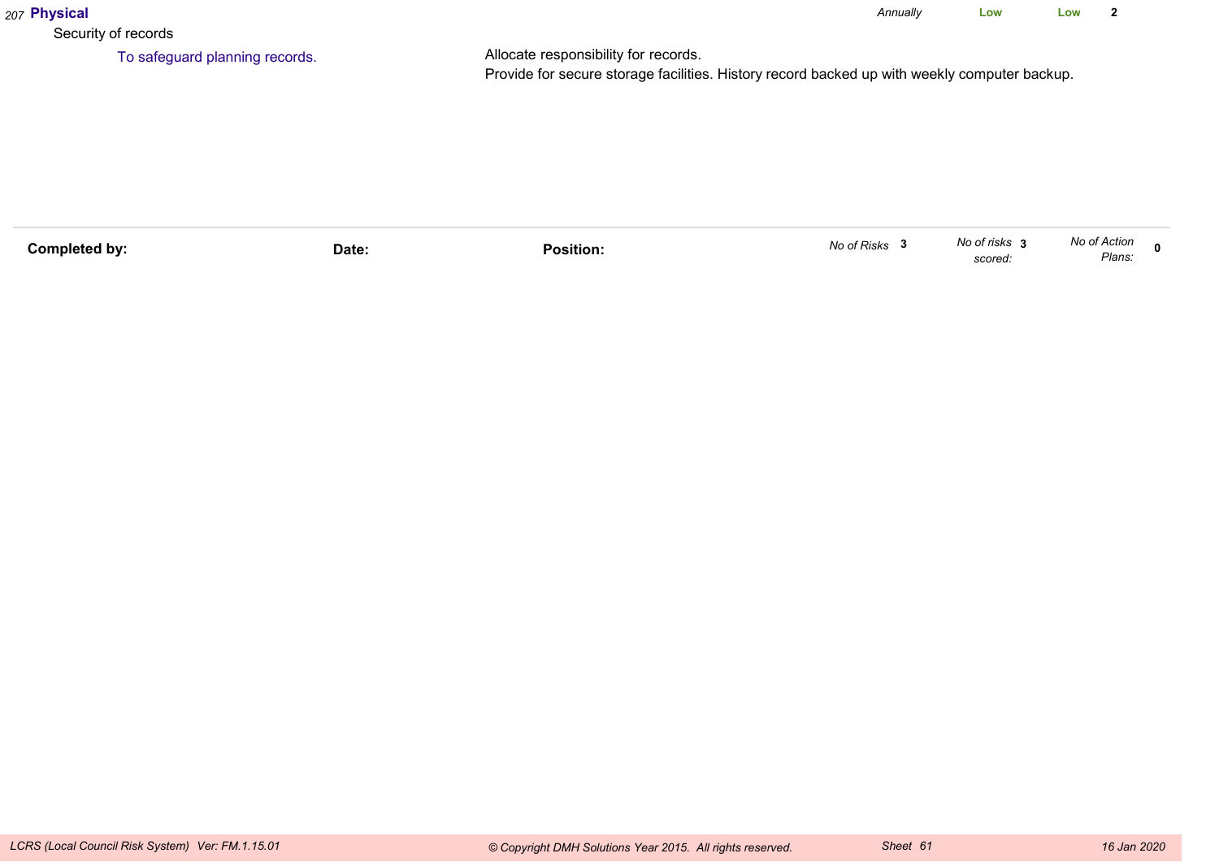207 **Physical** *Annually* **Low** **Low** **2**

Security of records

To safeguard planning records.

Allocate responsibility for records.
Provide for secure storage facilities. History record backed up with weekly computer backup.

| **Completed by:** | **Date:** | **Position:** | *No of Risks* **3** | *No of risks scored:* **3** | *No of Action Plans:* **0** |
|---|---|---|---|---|---|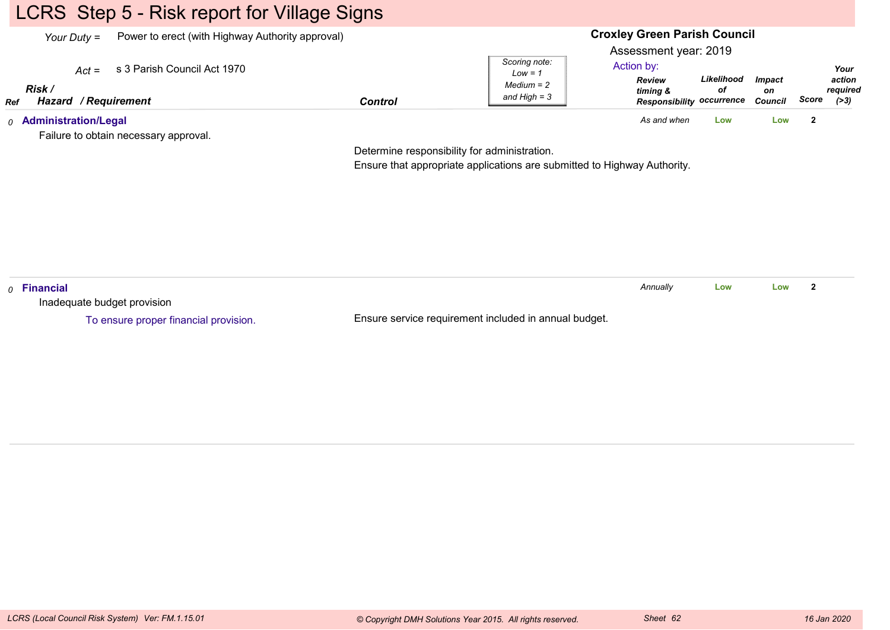# LCRS Step 5 - Risk report for Village Signs

*Your Duty* = Power to erect (with Highway Authority approval)

*Act* = s 3 Parish Council Act 1970

**Croxley Green Parish Council**

Assessment year: 2019

Action by:

*Scoring note: Low = 1, Medium = 2 and High = 3*

| *Ref* | ***Risk / Hazard / Requirement*** | **Control** | *Review timing & Responsibility* | *Likelihood of occurrence* | *Impact on Council* | *Score* | *Your action required (>3)* |
|---|---|---|---|---|---|---|---|
| *0* | **Administration/Legal**<br>Failure to obtain necessary approval. | Determine responsibility for administration.<br>Ensure that appropriate applications are submitted to Highway Authority. | *As and when* | Low | Low | 2 | |
| *0* | **Financial**<br>Inadequate budget provision<br>To ensure proper financial provision. | Ensure service requirement included in annual budget. | *Annually* | Low | Low | 2 | |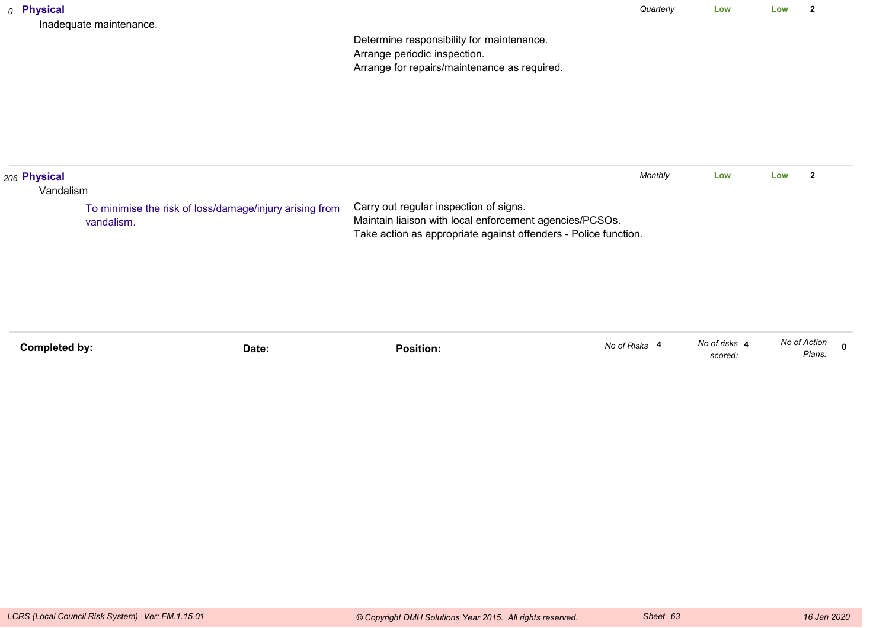| | | | | | | |
|---|---|---|---|---|---|---|
| 0 **Physical** Inadequate maintenance. | | Determine responsibility for maintenance. Arrange periodic inspection. Arrange for repairs/maintenance as required. | *Quarterly* | **Low** | **Low** | **2** |
| 206 **Physical** Vandalism | To minimise the risk of loss/damage/injury arising from vandalism. | Carry out regular inspection of signs. Maintain liaison with local enforcement agencies/PCSOs. Take action as appropriate against offenders - Police function. | *Monthly* | **Low** | **Low** | **2** |

**Completed by:** **Date:** **Position:** *No of Risks* **4** *No of risks scored:* **4** *No of Action Plans:* **0**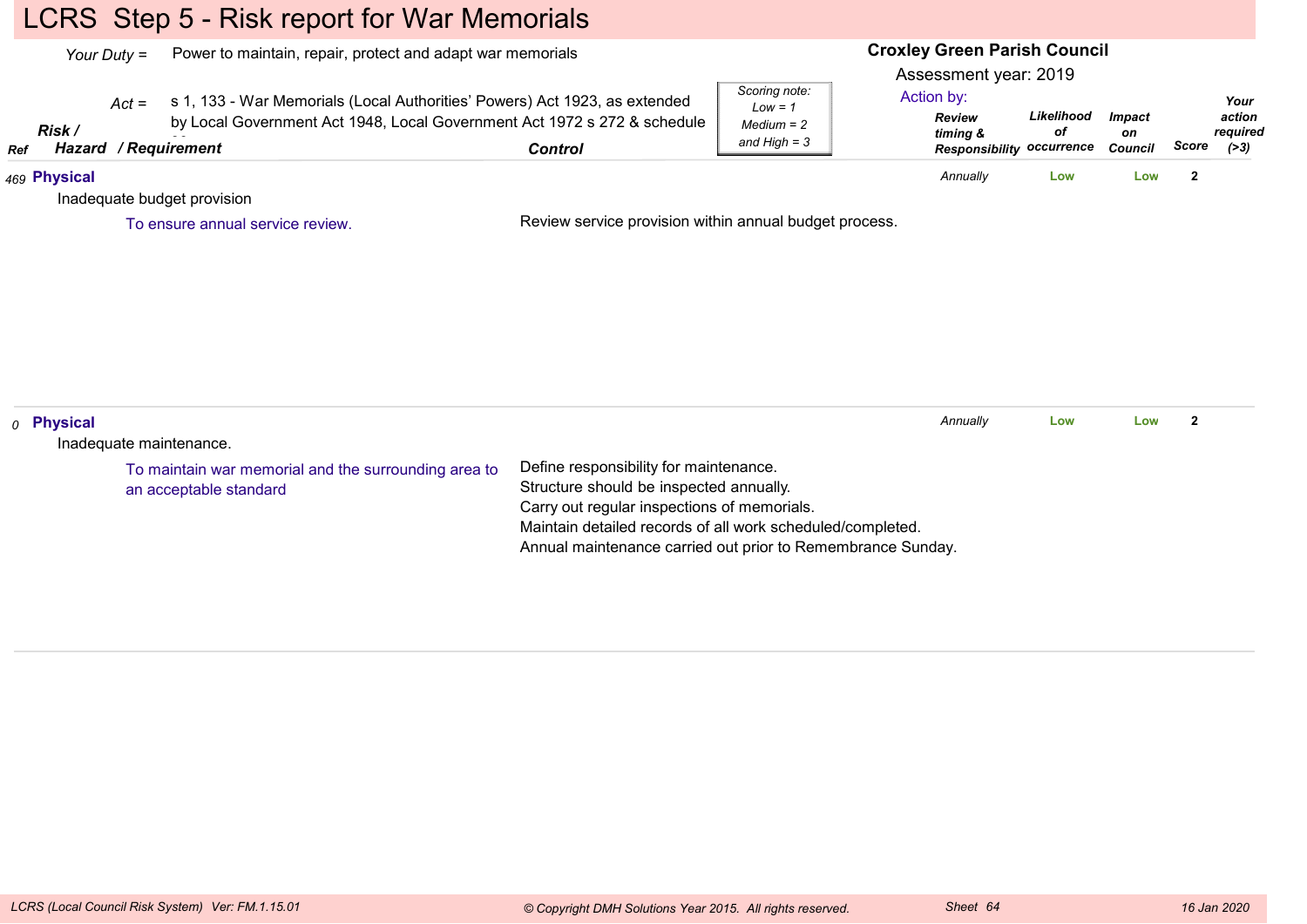# LCRS Step 5 - Risk report for War Memorials

*Your Duty =* Power to maintain, repair, protect and adapt war memorials

*Act =* s 1, 133 - War Memorials (Local Authorities' Powers) Act 1923, as extended by Local Government Act 1948, Local Government Act 1972 s 272 & schedule

**Croxley Green Parish Council**

Assessment year: 2019

Action by:

*Scoring note: Low = 1 Medium = 2 and High = 3*

| Ref | Risk / Hazard / Requirement | Control | Review timing & Responsibility | Likelihood of occurrence | Impact on Council | Score | Your action required (>3) |
|---|---|---|---|---|---|---|---|
| 469 | **Physical**<br>Inadequate budget provision<br>To ensure annual service review. | Review service provision within annual budget process. | Annually | Low | Low | 2 | |
| 0 | **Physical**<br>Inadequate maintenance.<br>To maintain war memorial and the surrounding area to an acceptable standard | Define responsibility for maintenance.<br>Structure should be inspected annually.<br>Carry out regular inspections of memorials.<br>Maintain detailed records of all work scheduled/completed.<br>Annual maintenance carried out prior to Remembrance Sunday. | Annually | Low | Low | 2 | |

*LCRS (Local Council Risk System) Ver: FM.1.15.01* &nbsp;&nbsp; *© Copyright DMH Solutions Year 2015. All rights reserved.* &nbsp;&nbsp; *Sheet 64* &nbsp;&nbsp; *16 Jan 2020*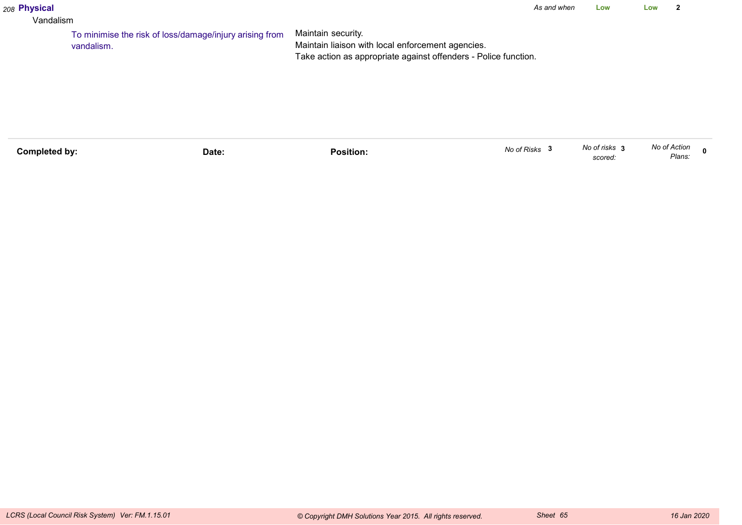*208* **Physical** *As and when* **Low** **Low** **2**

Vandalism

To minimise the risk of loss/damage/injury arising from vandalism.

Maintain security.
Maintain liaison with local enforcement agencies.
Take action as appropriate against offenders - Police function.

| **Completed by:** | **Date:** | **Position:** | *No of Risks* **3** | *No of risks scored:* **3** | *No of Action Plans:* **0** |
|---|---|---|---|---|---|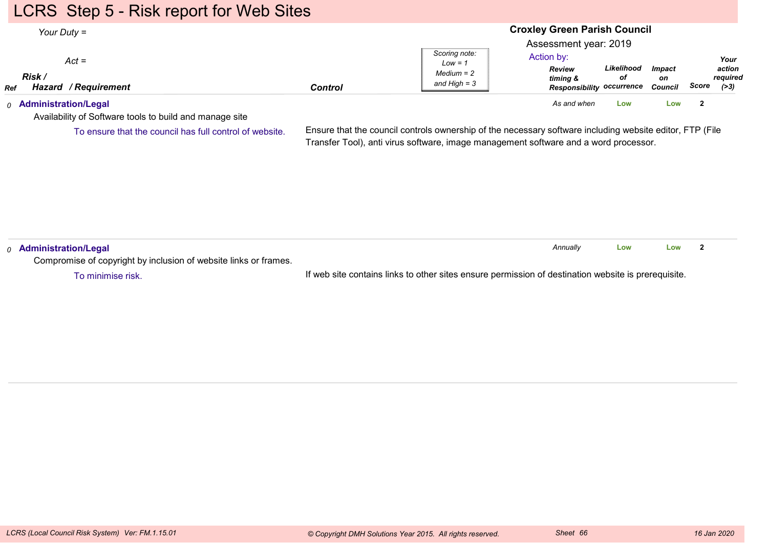# LCRS Step 5 - Risk report for Web Sites

*Your Duty =*

*Act =*

**Croxley Green Parish Council**

Assessment year: 2019

Action by:

*Scoring note: Low = 1 Medium = 2 and High = 3*

| Ref | Risk / Hazard / Requirement | Control | Review timing & Responsibility | Likelihood of occurrence | Impact on Council | Score | Your action required (>3) |
|---|---|---|---|---|---|---|---|
| 0 | **Administration/Legal**<br>Availability of Software tools to build and manage site<br>To ensure that the council has full control of website. | Ensure that the council controls ownership of the necessary software including website editor, FTP (File Transfer Tool), anti virus software, image management software and a word processor. | As and when | Low | Low | 2 | |
| 0 | **Administration/Legal**<br>Compromise of copyright by inclusion of website links or frames.<br>To minimise risk. | If web site contains links to other sites ensure permission of destination website is prerequisite. | Annually | Low | Low | 2 | |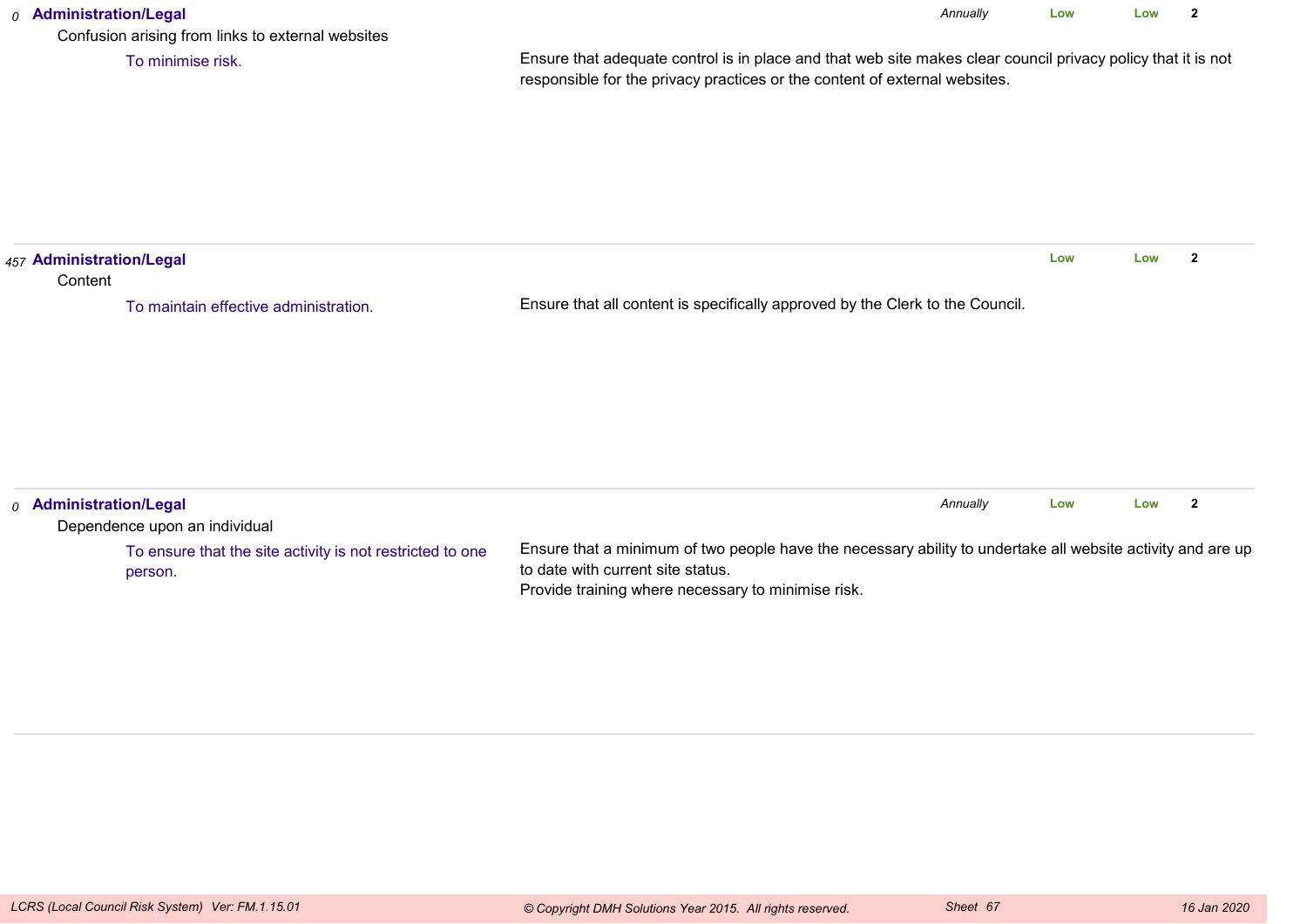*0* **Administration/Legal** *Annually* **Low** **Low** **2**

Confusion arising from links to external websites

To minimise risk.

Ensure that adequate control is in place and that web site makes clear council privacy policy that it is not responsible for the privacy practices or the content of external websites.

---

*457* **Administration/Legal** **Low** **Low** **2**

Content

To maintain effective administration.

Ensure that all content is specifically approved by the Clerk to the Council.

---

*0* **Administration/Legal** *Annually* **Low** **Low** **2**

Dependence upon an individual

To ensure that the site activity is not restricted to one person.

Ensure that a minimum of two people have the necessary ability to undertake all website activity and are up to date with current site status.
Provide training where necessary to minimise risk.

---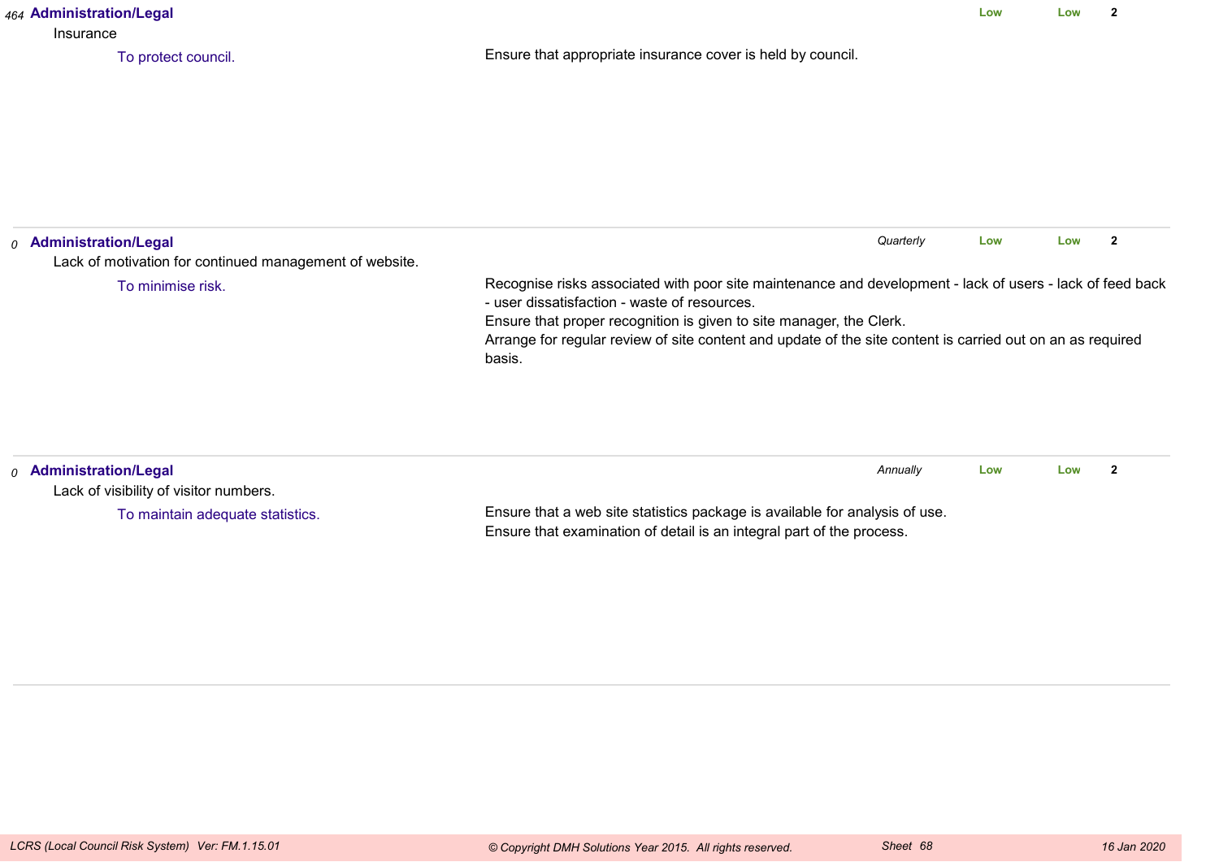*464* **Administration/Legal** | | **Low** | **Low** | **2**

Insurance

To protect council. — Ensure that appropriate insurance cover is held by council.

---

*0* **Administration/Legal** | *Quarterly* | **Low** | **Low** | **2**

Lack of motivation for continued management of website.

To minimise risk. — Recognise risks associated with poor site maintenance and development - lack of users - lack of feed back - user dissatisfaction - waste of resources.
Ensure that proper recognition is given to site manager, the Clerk.
Arrange for regular review of site content and update of the site content is carried out on an as required basis.

---

*0* **Administration/Legal** | *Annually* | **Low** | **Low** | **2**

Lack of visibility of visitor numbers.

To maintain adequate statistics. — Ensure that a web site statistics package is available for analysis of use.
Ensure that examination of detail is an integral part of the process.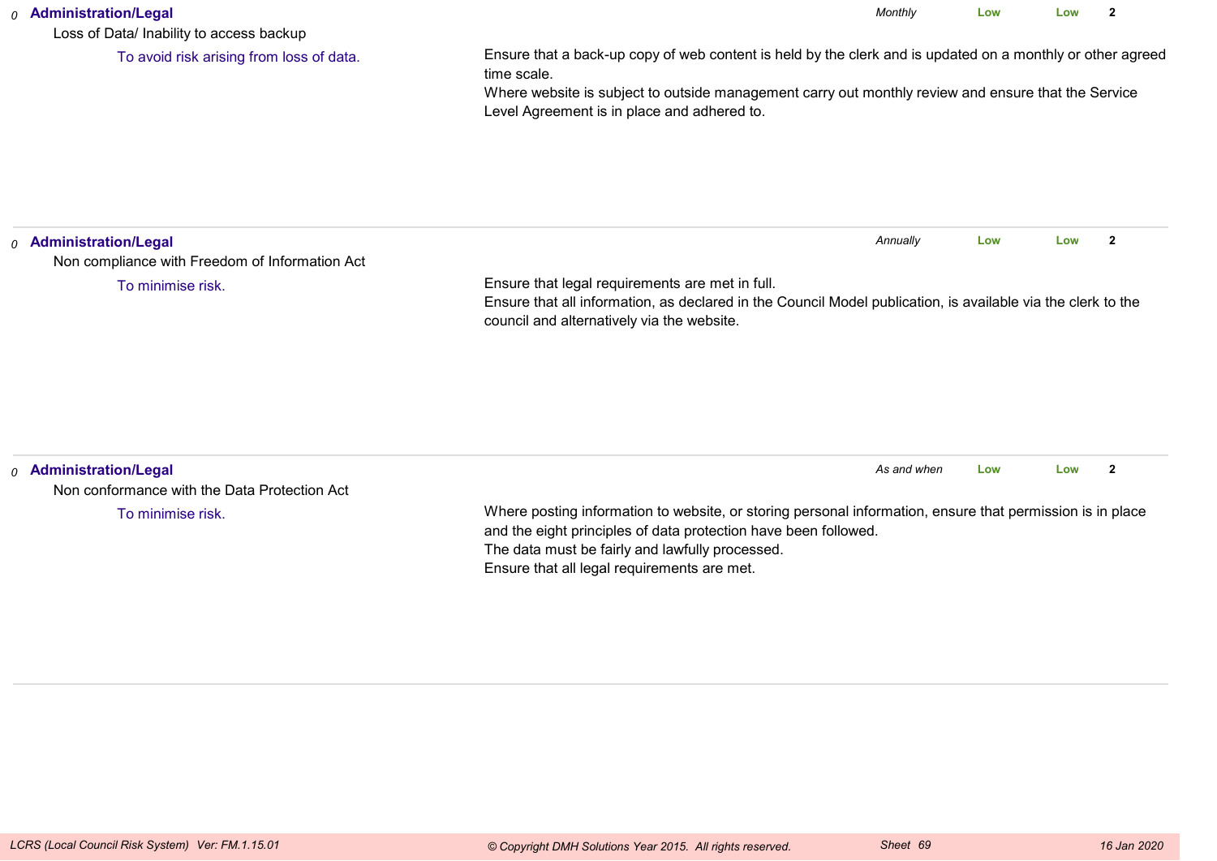*0* **Administration/Legal**

Loss of Data/ Inability to access backup

To avoid risk arising from loss of data.

*Monthly* **Low** **Low** **2**

Ensure that a back-up copy of web content is held by the clerk and is updated on a monthly or other agreed time scale.
Where website is subject to outside management carry out monthly review and ensure that the Service Level Agreement is in place and adhered to.

---

*0* **Administration/Legal**

Non compliance with Freedom of Information Act

To minimise risk.

*Annually* **Low** **Low** **2**

Ensure that legal requirements are met in full.
Ensure that all information, as declared in the Council Model publication, is available via the clerk to the council and alternatively via the website.

---

*0* **Administration/Legal**

Non conformance with the Data Protection Act

To minimise risk.

*As and when* **Low** **Low** **2**

Where posting information to website, or storing personal information, ensure that permission is in place and the eight principles of data protection have been followed.
The data must be fairly and lawfully processed.
Ensure that all legal requirements are met.

---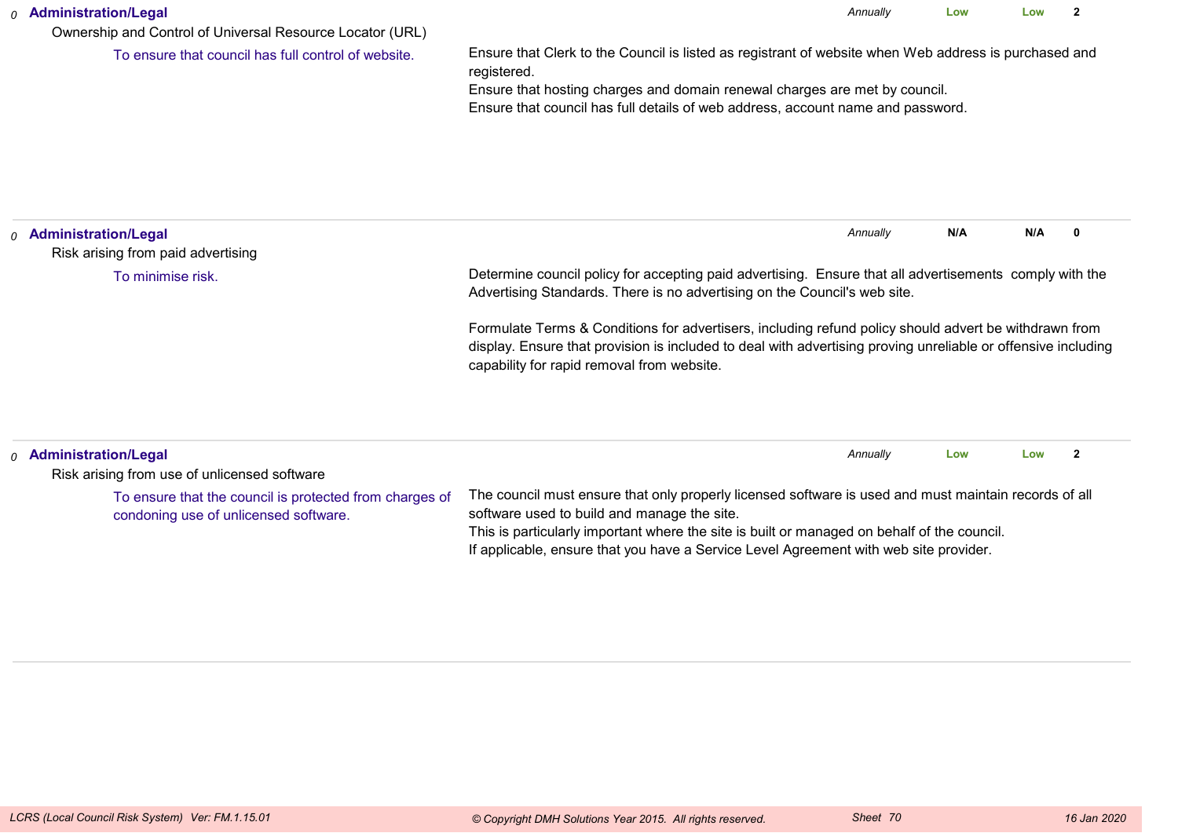0 **Administration/Legal** *Annually* **Low** **Low** **2**

Ownership and Control of Universal Resource Locator (URL)

To ensure that council has full control of website.

Ensure that Clerk to the Council is listed as registrant of website when Web address is purchased and registered.
Ensure that hosting charges and domain renewal charges are met by council.
Ensure that council has full details of web address, account name and password.

---

0 **Administration/Legal** *Annually* **N/A** **N/A** **0**

Risk arising from paid advertising

To minimise risk.

Determine council policy for accepting paid advertising. Ensure that all advertisements comply with the Advertising Standards. There is no advertising on the Council's web site.

Formulate Terms & Conditions for advertisers, including refund policy should advert be withdrawn from display. Ensure that provision is included to deal with advertising proving unreliable or offensive including capability for rapid removal from website.

---

0 **Administration/Legal** *Annually* **Low** **Low** **2**

Risk arising from use of unlicensed software

To ensure that the council is protected from charges of condoning use of unlicensed software.

The council must ensure that only properly licensed software is used and must maintain records of all software used to build and manage the site.
This is particularly important where the site is built or managed on behalf of the council.
If applicable, ensure that you have a Service Level Agreement with web site provider.

---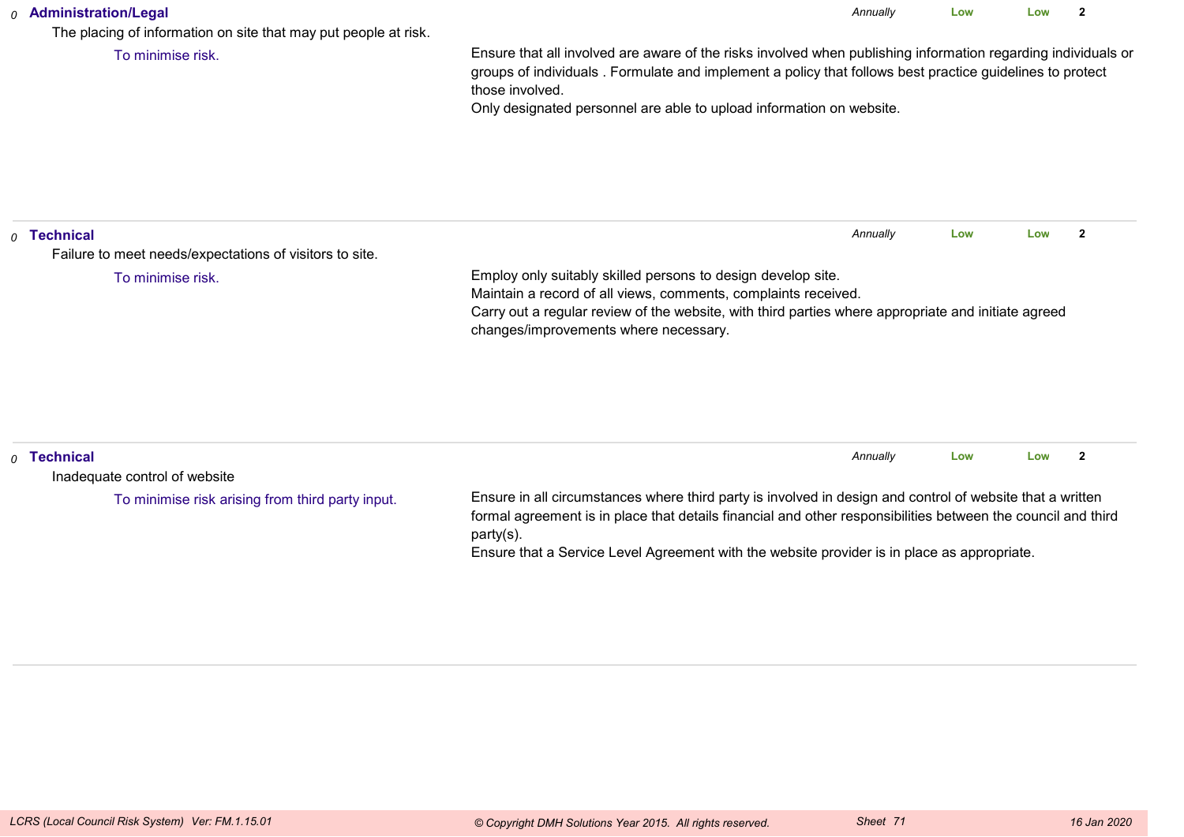0 **Administration/Legal** *Annually* **Low** **Low** **2**

The placing of information on site that may put people at risk.

To minimise risk.

Ensure that all involved are aware of the risks involved when publishing information regarding individuals or groups of individuals . Formulate and implement a policy that follows best practice guidelines to protect those involved.
Only designated personnel are able to upload information on website.

---

0 **Technical** *Annually* **Low** **Low** **2**

Failure to meet needs/expectations of visitors to site.

To minimise risk.

Employ only suitably skilled persons to design develop site.
Maintain a record of all views, comments, complaints received.
Carry out a regular review of the website, with third parties where appropriate and initiate agreed changes/improvements where necessary.

---

0 **Technical** *Annually* **Low** **Low** **2**

Inadequate control of website

To minimise risk arising from third party input.

Ensure in all circumstances where third party is involved in design and control of website that a written formal agreement is in place that details financial and other responsibilities between the council and third party(s).
Ensure that a Service Level Agreement with the website provider is in place as appropriate.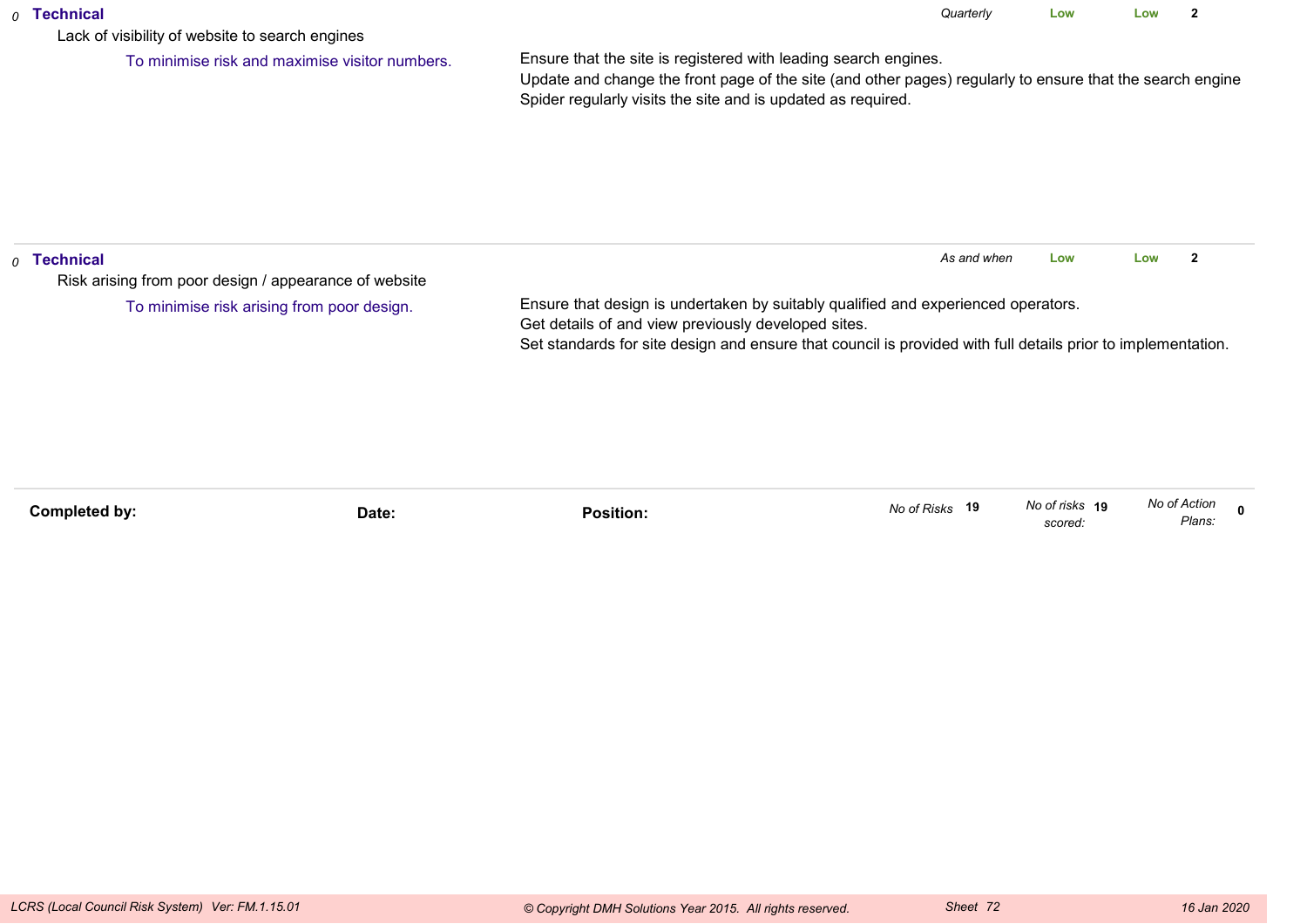*0* **Technical**

Lack of visibility of website to search engines

To minimise risk and maximise visitor numbers.

Ensure that the site is registered with leading search engines.
Update and change the front page of the site (and other pages) regularly to ensure that the search engine Spider regularly visits the site and is updated as required.

*Quarterly* **Low** **Low** **2**

---

*0* **Technical**

Risk arising from poor design / appearance of website

To minimise risk arising from poor design.

Ensure that design is undertaken by suitably qualified and experienced operators.
Get details of and view previously developed sites.
Set standards for site design and ensure that council is provided with full details prior to implementation.

*As and when* **Low** **Low** **2**

---

**Completed by:** **Date:** **Position:**

*No of Risks* **19** *No of risks scored:* **19** *No of Action Plans:* **0**